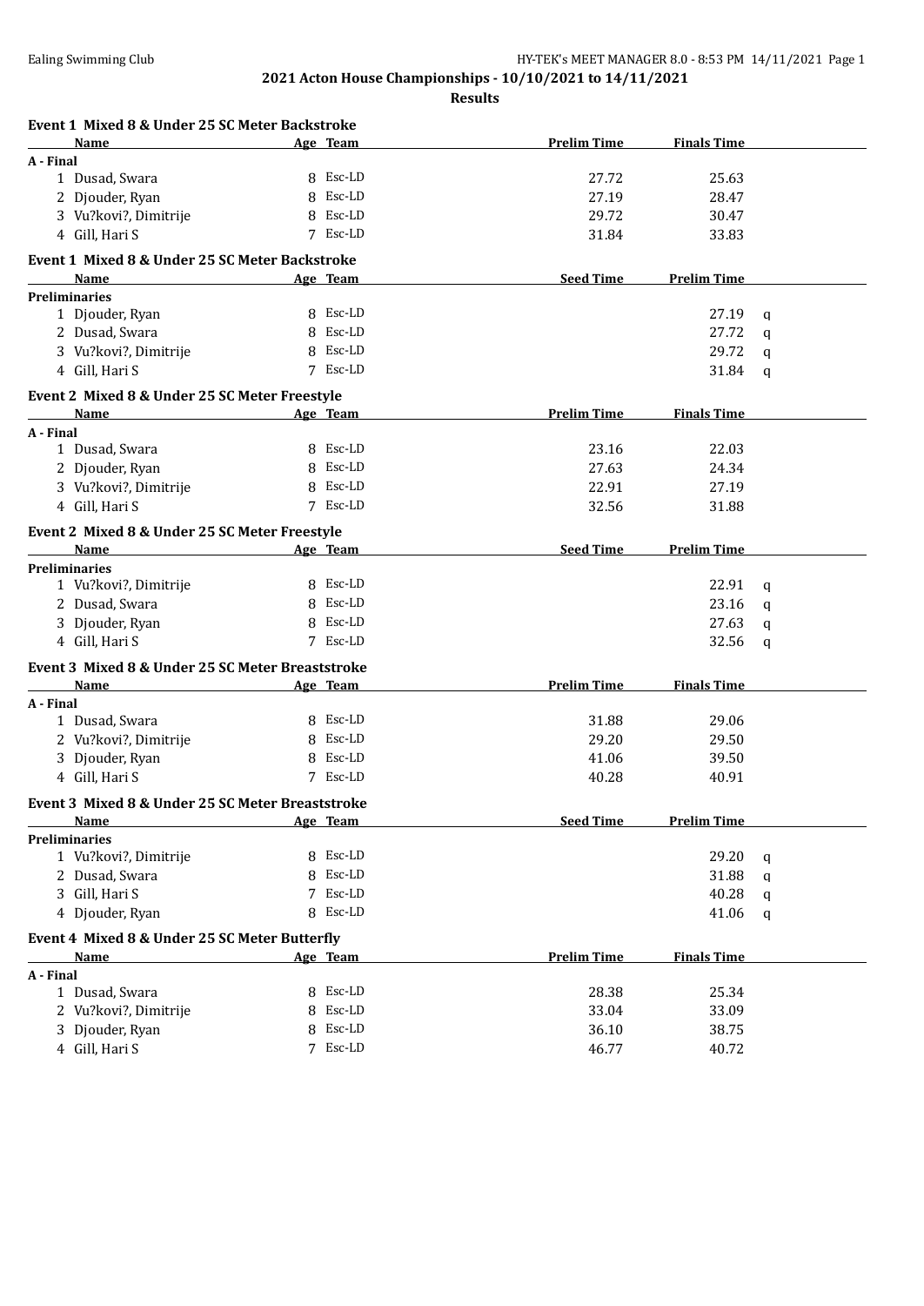## 2021 Acton House Championships - 10/10/2021 to 14/11/2021

**Results**

### Event 1 Mixed 8 & Under 25 SC Meter Backstroke

| Name | Age | Team | Prelim Time | Finals Time |
|---|---|---|---|---|
| **A - Final** | | | | |
| 1 Dusad, Swara | 8 | Esc-LD | 27.72 | 25.63 |
| 2 Djouder, Ryan | 8 | Esc-LD | 27.19 | 28.47 |
| 3 Vu?kovi?, Dimitrije | 8 | Esc-LD | 29.72 | 30.47 |
| 4 Gill, Hari S | 7 | Esc-LD | 31.84 | 33.83 |

### Event 1 Mixed 8 & Under 25 SC Meter Backstroke

| Name | Age | Team | Seed Time | Prelim Time | |
|---|---|---|---|---|---|
| **Preliminaries** | | | | | |
| 1 Djouder, Ryan | 8 | Esc-LD | | 27.19 | q |
| 2 Dusad, Swara | 8 | Esc-LD | | 27.72 | q |
| 3 Vu?kovi?, Dimitrije | 8 | Esc-LD | | 29.72 | q |
| 4 Gill, Hari S | 7 | Esc-LD | | 31.84 | q |

### Event 2 Mixed 8 & Under 25 SC Meter Freestyle

| Name | Age | Team | Prelim Time | Finals Time |
|---|---|---|---|---|
| **A - Final** | | | | |
| 1 Dusad, Swara | 8 | Esc-LD | 23.16 | 22.03 |
| 2 Djouder, Ryan | 8 | Esc-LD | 27.63 | 24.34 |
| 3 Vu?kovi?, Dimitrije | 8 | Esc-LD | 22.91 | 27.19 |
| 4 Gill, Hari S | 7 | Esc-LD | 32.56 | 31.88 |

### Event 2 Mixed 8 & Under 25 SC Meter Freestyle

| Name | Age | Team | Seed Time | Prelim Time | |
|---|---|---|---|---|---|
| **Preliminaries** | | | | | |
| 1 Vu?kovi?, Dimitrije | 8 | Esc-LD | | 22.91 | q |
| 2 Dusad, Swara | 8 | Esc-LD | | 23.16 | q |
| 3 Djouder, Ryan | 8 | Esc-LD | | 27.63 | q |
| 4 Gill, Hari S | 7 | Esc-LD | | 32.56 | q |

### Event 3 Mixed 8 & Under 25 SC Meter Breaststroke

| Name | Age | Team | Prelim Time | Finals Time |
|---|---|---|---|---|
| **A - Final** | | | | |
| 1 Dusad, Swara | 8 | Esc-LD | 31.88 | 29.06 |
| 2 Vu?kovi?, Dimitrije | 8 | Esc-LD | 29.20 | 29.50 |
| 3 Djouder, Ryan | 8 | Esc-LD | 41.06 | 39.50 |
| 4 Gill, Hari S | 7 | Esc-LD | 40.28 | 40.91 |

### Event 3 Mixed 8 & Under 25 SC Meter Breaststroke

| Name | Age | Team | Seed Time | Prelim Time | |
|---|---|---|---|---|---|
| **Preliminaries** | | | | | |
| 1 Vu?kovi?, Dimitrije | 8 | Esc-LD | | 29.20 | q |
| 2 Dusad, Swara | 8 | Esc-LD | | 31.88 | q |
| 3 Gill, Hari S | 7 | Esc-LD | | 40.28 | q |
| 4 Djouder, Ryan | 8 | Esc-LD | | 41.06 | q |

### Event 4 Mixed 8 & Under 25 SC Meter Butterfly

| Name | Age | Team | Prelim Time | Finals Time |
|---|---|---|---|---|
| **A - Final** | | | | |
| 1 Dusad, Swara | 8 | Esc-LD | 28.38 | 25.34 |
| 2 Vu?kovi?, Dimitrije | 8 | Esc-LD | 33.04 | 33.09 |
| 3 Djouder, Ryan | 8 | Esc-LD | 36.10 | 38.75 |
| 4 Gill, Hari S | 7 | Esc-LD | 46.77 | 40.72 |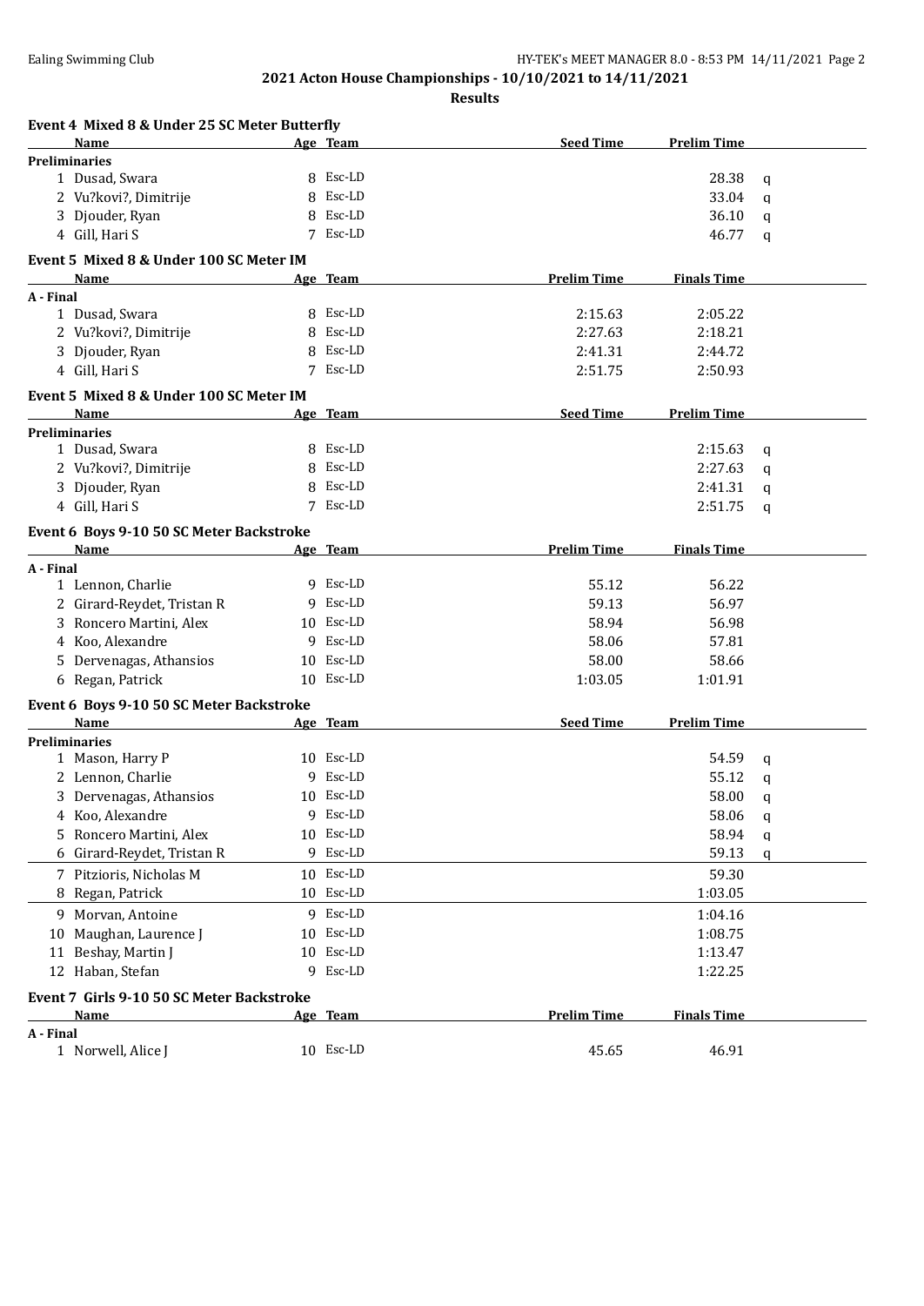**2021 Acton House Championships - 10/10/2021 to 14/11/2021**

**Results**

### Event 4 Mixed 8 & Under 25 SC Meter Butterfly

| Name | Age | Team | Seed Time | Prelim Time | |
|---|---|---|---|---|---|
| **Preliminaries** | | | | | |
| 1 Dusad, Swara | 8 | Esc-LD | | 28.38 | q |
| 2 Vu?kovi?, Dimitrije | 8 | Esc-LD | | 33.04 | q |
| 3 Djouder, Ryan | 8 | Esc-LD | | 36.10 | q |
| 4 Gill, Hari S | 7 | Esc-LD | | 46.77 | q |

### Event 5 Mixed 8 & Under 100 SC Meter IM

| Name | Age | Team | Prelim Time | Finals Time |
|---|---|---|---|---|
| **A - Final** | | | | |
| 1 Dusad, Swara | 8 | Esc-LD | 2:15.63 | 2:05.22 |
| 2 Vu?kovi?, Dimitrije | 8 | Esc-LD | 2:27.63 | 2:18.21 |
| 3 Djouder, Ryan | 8 | Esc-LD | 2:41.31 | 2:44.72 |
| 4 Gill, Hari S | 7 | Esc-LD | 2:51.75 | 2:50.93 |

### Event 5 Mixed 8 & Under 100 SC Meter IM

| Name | Age | Team | Seed Time | Prelim Time | |
|---|---|---|---|---|---|
| **Preliminaries** | | | | | |
| 1 Dusad, Swara | 8 | Esc-LD | | 2:15.63 | q |
| 2 Vu?kovi?, Dimitrije | 8 | Esc-LD | | 2:27.63 | q |
| 3 Djouder, Ryan | 8 | Esc-LD | | 2:41.31 | q |
| 4 Gill, Hari S | 7 | Esc-LD | | 2:51.75 | q |

### Event 6 Boys 9-10 50 SC Meter Backstroke

| Name | Age | Team | Prelim Time | Finals Time |
|---|---|---|---|---|
| **A - Final** | | | | |
| 1 Lennon, Charlie | 9 | Esc-LD | 55.12 | 56.22 |
| 2 Girard-Reydet, Tristan R | 9 | Esc-LD | 59.13 | 56.97 |
| 3 Roncero Martini, Alex | 10 | Esc-LD | 58.94 | 56.98 |
| 4 Koo, Alexandre | 9 | Esc-LD | 58.06 | 57.81 |
| 5 Dervenagas, Athansios | 10 | Esc-LD | 58.00 | 58.66 |
| 6 Regan, Patrick | 10 | Esc-LD | 1:03.05 | 1:01.91 |

### Event 6 Boys 9-10 50 SC Meter Backstroke

| Name | Age | Team | Seed Time | Prelim Time | |
|---|---|---|---|---|---|
| **Preliminaries** | | | | | |
| 1 Mason, Harry P | 10 | Esc-LD | | 54.59 | q |
| 2 Lennon, Charlie | 9 | Esc-LD | | 55.12 | q |
| 3 Dervenagas, Athansios | 10 | Esc-LD | | 58.00 | q |
| 4 Koo, Alexandre | 9 | Esc-LD | | 58.06 | q |
| 5 Roncero Martini, Alex | 10 | Esc-LD | | 58.94 | q |
| 6 Girard-Reydet, Tristan R | 9 | Esc-LD | | 59.13 | q |
| 7 Pitzioris, Nicholas M | 10 | Esc-LD | | 59.30 | |
| 8 Regan, Patrick | 10 | Esc-LD | | 1:03.05 | |
| 9 Morvan, Antoine | 9 | Esc-LD | | 1:04.16 | |
| 10 Maughan, Laurence J | 10 | Esc-LD | | 1:08.75 | |
| 11 Beshay, Martin J | 10 | Esc-LD | | 1:13.47 | |
| 12 Haban, Stefan | 9 | Esc-LD | | 1:22.25 | |

### Event 7 Girls 9-10 50 SC Meter Backstroke

| Name | Age | Team | Prelim Time | Finals Time |
|---|---|---|---|---|
| **A - Final** | | | | |
| 1 Norwell, Alice J | 10 | Esc-LD | 45.65 | 46.91 |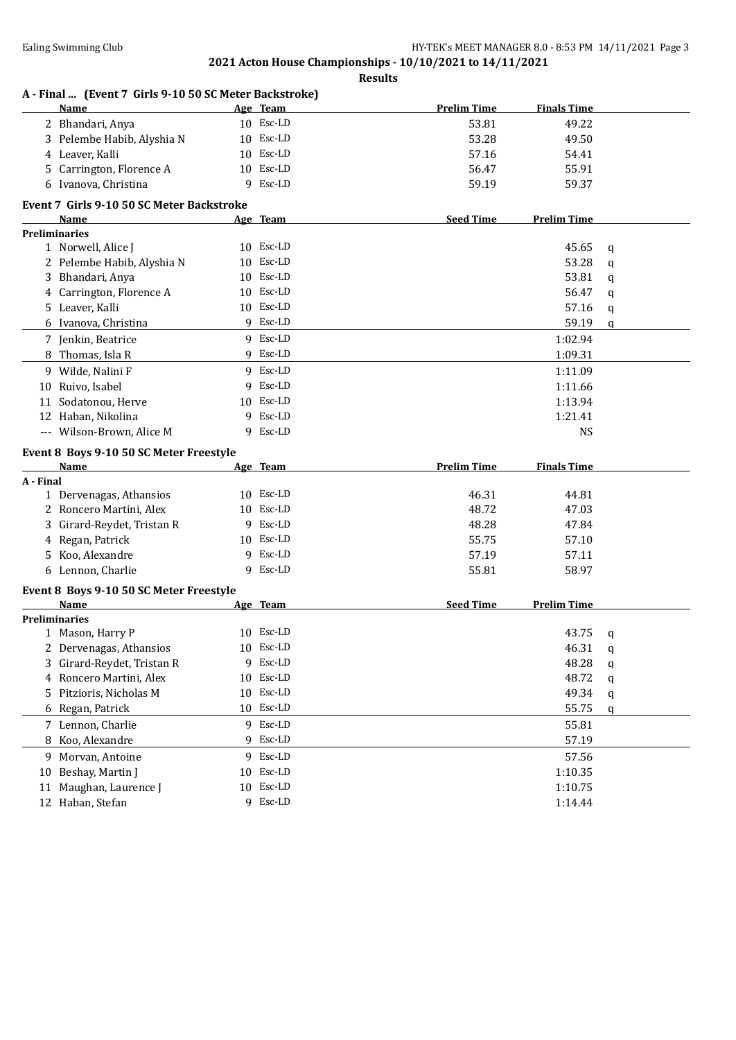**2021 Acton House Championships - 10/10/2021 to 14/11/2021**

**Results**

### A - Final ... (Event 7 Girls 9-10 50 SC Meter Backstroke)

| | Name | Age | Team | Prelim Time | Finals Time |
|---|---|---|---|---|---|
| 2 | Bhandari, Anya | 10 | Esc-LD | 53.81 | 49.22 |
| 3 | Pelembe Habib, Alyshia N | 10 | Esc-LD | 53.28 | 49.50 |
| 4 | Leaver, Kalli | 10 | Esc-LD | 57.16 | 54.41 |
| 5 | Carrington, Florence A | 10 | Esc-LD | 56.47 | 55.91 |
| 6 | Ivanova, Christina | 9 | Esc-LD | 59.19 | 59.37 |

### Event 7 Girls 9-10 50 SC Meter Backstroke

| | Name | Age | Team | Seed Time | Prelim Time | |
|---|---|---|---|---|---|---|
| **Preliminaries** | | | | | | |
| 1 | Norwell, Alice J | 10 | Esc-LD | | 45.65 | q |
| 2 | Pelembe Habib, Alyshia N | 10 | Esc-LD | | 53.28 | q |
| 3 | Bhandari, Anya | 10 | Esc-LD | | 53.81 | q |
| 4 | Carrington, Florence A | 10 | Esc-LD | | 56.47 | q |
| 5 | Leaver, Kalli | 10 | Esc-LD | | 57.16 | q |
| 6 | Ivanova, Christina | 9 | Esc-LD | | 59.19 | q |
| 7 | Jenkin, Beatrice | 9 | Esc-LD | | 1:02.94 | |
| 8 | Thomas, Isla R | 9 | Esc-LD | | 1:09.31 | |
| 9 | Wilde, Nalini F | 9 | Esc-LD | | 1:11.09 | |
| 10 | Ruivo, Isabel | 9 | Esc-LD | | 1:11.66 | |
| 11 | Sodatonou, Herve | 10 | Esc-LD | | 1:13.94 | |
| 12 | Haban, Nikolina | 9 | Esc-LD | | 1:21.41 | |
| --- | Wilson-Brown, Alice M | 9 | Esc-LD | | NS | |

### Event 8 Boys 9-10 50 SC Meter Freestyle

| | Name | Age | Team | Prelim Time | Finals Time |
|---|---|---|---|---|---|
| **A - Final** | | | | | |
| 1 | Dervenagas, Athansios | 10 | Esc-LD | 46.31 | 44.81 |
| 2 | Roncero Martini, Alex | 10 | Esc-LD | 48.72 | 47.03 |
| 3 | Girard-Reydet, Tristan R | 9 | Esc-LD | 48.28 | 47.84 |
| 4 | Regan, Patrick | 10 | Esc-LD | 55.75 | 57.10 |
| 5 | Koo, Alexandre | 9 | Esc-LD | 57.19 | 57.11 |
| 6 | Lennon, Charlie | 9 | Esc-LD | 55.81 | 58.97 |

### Event 8 Boys 9-10 50 SC Meter Freestyle

| | Name | Age | Team | Seed Time | Prelim Time | |
|---|---|---|---|---|---|---|
| **Preliminaries** | | | | | | |
| 1 | Mason, Harry P | 10 | Esc-LD | | 43.75 | q |
| 2 | Dervenagas, Athansios | 10 | Esc-LD | | 46.31 | q |
| 3 | Girard-Reydet, Tristan R | 9 | Esc-LD | | 48.28 | q |
| 4 | Roncero Martini, Alex | 10 | Esc-LD | | 48.72 | q |
| 5 | Pitzioris, Nicholas M | 10 | Esc-LD | | 49.34 | q |
| 6 | Regan, Patrick | 10 | Esc-LD | | 55.75 | q |
| 7 | Lennon, Charlie | 9 | Esc-LD | | 55.81 | |
| 8 | Koo, Alexandre | 9 | Esc-LD | | 57.19 | |
| 9 | Morvan, Antoine | 9 | Esc-LD | | 57.56 | |
| 10 | Beshay, Martin J | 10 | Esc-LD | | 1:10.35 | |
| 11 | Maughan, Laurence J | 10 | Esc-LD | | 1:10.75 | |
| 12 | Haban, Stefan | 9 | Esc-LD | | 1:14.44 | |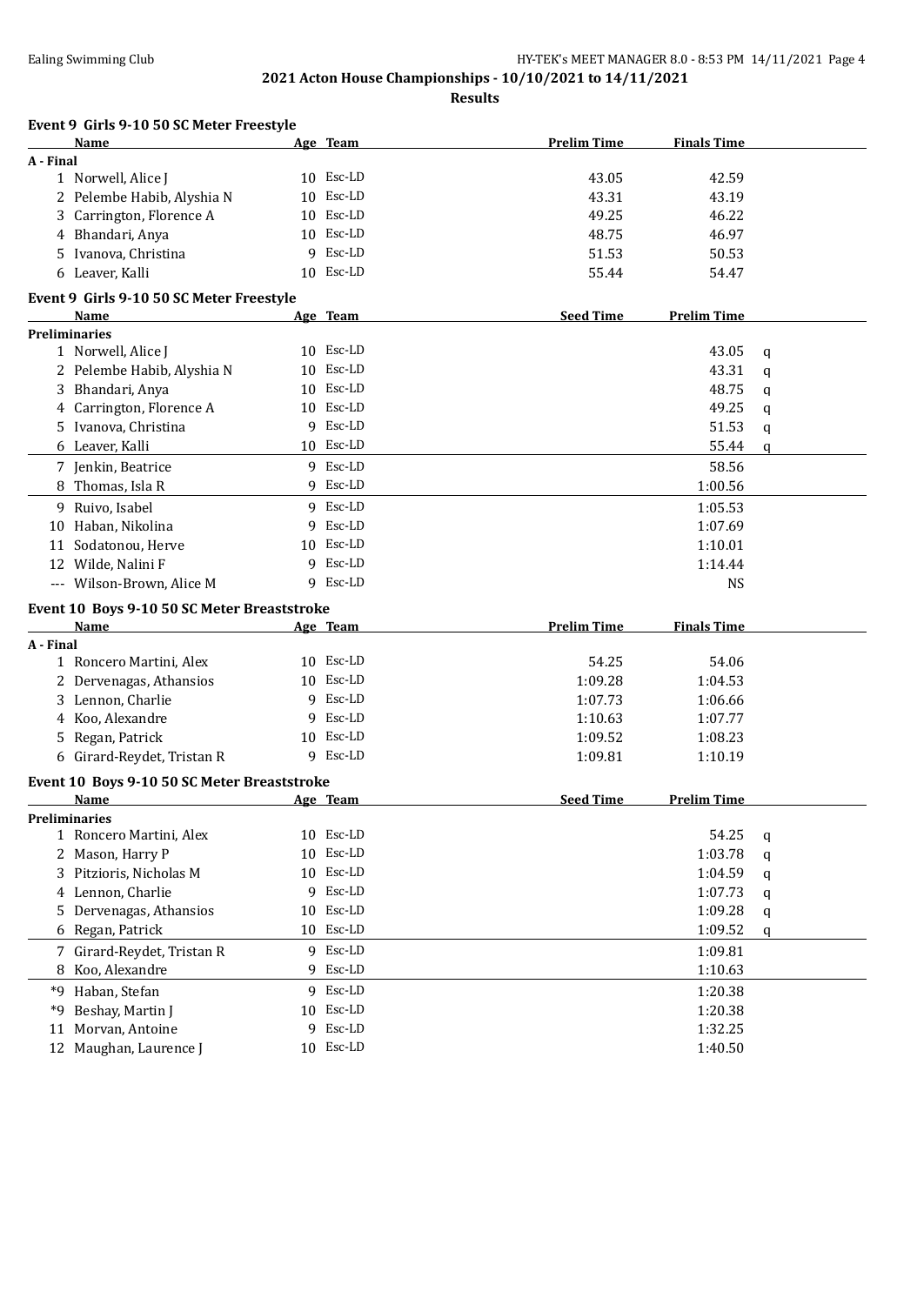Ealing Swimming Club

**2021 Acton House Championships - 10/10/2021 to 14/11/2021**

**Results**

### Event 9 Girls 9-10 50 SC Meter Freestyle

| | Name | Age | Team | Prelim Time | Finals Time |
|---|---|---|---|---|---|
| **A - Final** | | | | | |
| 1 | Norwell, Alice J | 10 | Esc-LD | 43.05 | 42.59 |
| 2 | Pelembe Habib, Alyshia N | 10 | Esc-LD | 43.31 | 43.19 |
| 3 | Carrington, Florence A | 10 | Esc-LD | 49.25 | 46.22 |
| 4 | Bhandari, Anya | 10 | Esc-LD | 48.75 | 46.97 |
| 5 | Ivanova, Christina | 9 | Esc-LD | 51.53 | 50.53 |
| 6 | Leaver, Kalli | 10 | Esc-LD | 55.44 | 54.47 |

### Event 9 Girls 9-10 50 SC Meter Freestyle

| | Name | Age | Team | Seed Time | Prelim Time | |
|---|---|---|---|---|---|---|
| **Preliminaries** | | | | | | |
| 1 | Norwell, Alice J | 10 | Esc-LD | | 43.05 | q |
| 2 | Pelembe Habib, Alyshia N | 10 | Esc-LD | | 43.31 | q |
| 3 | Bhandari, Anya | 10 | Esc-LD | | 48.75 | q |
| 4 | Carrington, Florence A | 10 | Esc-LD | | 49.25 | q |
| 5 | Ivanova, Christina | 9 | Esc-LD | | 51.53 | q |
| 6 | Leaver, Kalli | 10 | Esc-LD | | 55.44 | q |
| 7 | Jenkin, Beatrice | 9 | Esc-LD | | 58.56 | |
| 8 | Thomas, Isla R | 9 | Esc-LD | | 1:00.56 | |
| 9 | Ruivo, Isabel | 9 | Esc-LD | | 1:05.53 | |
| 10 | Haban, Nikolina | 9 | Esc-LD | | 1:07.69 | |
| 11 | Sodatonou, Herve | 10 | Esc-LD | | 1:10.01 | |
| 12 | Wilde, Nalini F | 9 | Esc-LD | | 1:14.44 | |
| --- | Wilson-Brown, Alice M | 9 | Esc-LD | | NS | |

### Event 10 Boys 9-10 50 SC Meter Breaststroke

| | Name | Age | Team | Prelim Time | Finals Time |
|---|---|---|---|---|---|
| **A - Final** | | | | | |
| 1 | Roncero Martini, Alex | 10 | Esc-LD | 54.25 | 54.06 |
| 2 | Dervenagas, Athansios | 10 | Esc-LD | 1:09.28 | 1:04.53 |
| 3 | Lennon, Charlie | 9 | Esc-LD | 1:07.73 | 1:06.66 |
| 4 | Koo, Alexandre | 9 | Esc-LD | 1:10.63 | 1:07.77 |
| 5 | Regan, Patrick | 10 | Esc-LD | 1:09.52 | 1:08.23 |
| 6 | Girard-Reydet, Tristan R | 9 | Esc-LD | 1:09.81 | 1:10.19 |

### Event 10 Boys 9-10 50 SC Meter Breaststroke

| | Name | Age | Team | Seed Time | Prelim Time | |
|---|---|---|---|---|---|---|
| **Preliminaries** | | | | | | |
| 1 | Roncero Martini, Alex | 10 | Esc-LD | | 54.25 | q |
| 2 | Mason, Harry P | 10 | Esc-LD | | 1:03.78 | q |
| 3 | Pitzioris, Nicholas M | 10 | Esc-LD | | 1:04.59 | q |
| 4 | Lennon, Charlie | 9 | Esc-LD | | 1:07.73 | q |
| 5 | Dervenagas, Athansios | 10 | Esc-LD | | 1:09.28 | q |
| 6 | Regan, Patrick | 10 | Esc-LD | | 1:09.52 | q |
| 7 | Girard-Reydet, Tristan R | 9 | Esc-LD | | 1:09.81 | |
| 8 | Koo, Alexandre | 9 | Esc-LD | | 1:10.63 | |
| *9 | Haban, Stefan | 9 | Esc-LD | | 1:20.38 | |
| *9 | Beshay, Martin J | 10 | Esc-LD | | 1:20.38 | |
| 11 | Morvan, Antoine | 9 | Esc-LD | | 1:32.25 | |
| 12 | Maughan, Laurence J | 10 | Esc-LD | | 1:40.50 | |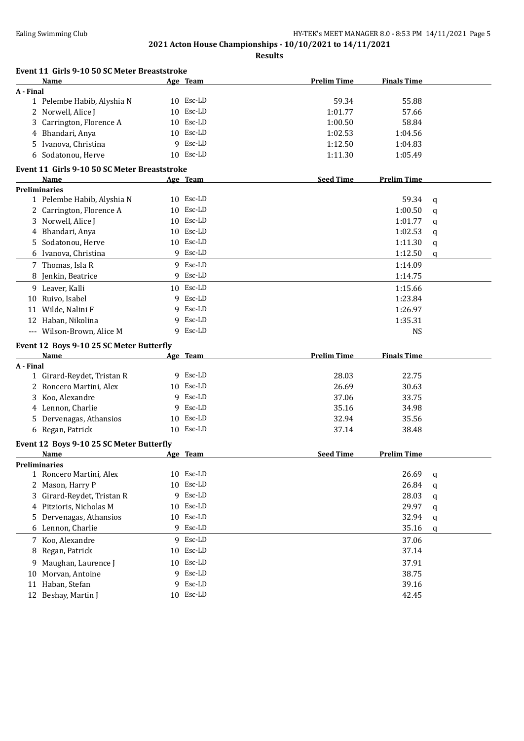## 2021 Acton House Championships - 10/10/2021 to 14/11/2021

**Results**

### Event 11 Girls 9-10 50 SC Meter Breaststroke

| | Name | Age | Team | Prelim Time | Finals Time |
|---|---|---|---|---|---|
| **A - Final** | | | | | |
| 1 | Pelembe Habib, Alyshia N | 10 | Esc-LD | 59.34 | 55.88 |
| 2 | Norwell, Alice J | 10 | Esc-LD | 1:01.77 | 57.66 |
| 3 | Carrington, Florence A | 10 | Esc-LD | 1:00.50 | 58.84 |
| 4 | Bhandari, Anya | 10 | Esc-LD | 1:02.53 | 1:04.56 |
| 5 | Ivanova, Christina | 9 | Esc-LD | 1:12.50 | 1:04.83 |
| 6 | Sodatonou, Herve | 10 | Esc-LD | 1:11.30 | 1:05.49 |

### Event 11 Girls 9-10 50 SC Meter Breaststroke

| | Name | Age | Team | Seed Time | Prelim Time | |
|---|---|---|---|---|---|---|
| **Preliminaries** | | | | | | |
| 1 | Pelembe Habib, Alyshia N | 10 | Esc-LD | | 59.34 | q |
| 2 | Carrington, Florence A | 10 | Esc-LD | | 1:00.50 | q |
| 3 | Norwell, Alice J | 10 | Esc-LD | | 1:01.77 | q |
| 4 | Bhandari, Anya | 10 | Esc-LD | | 1:02.53 | q |
| 5 | Sodatonou, Herve | 10 | Esc-LD | | 1:11.30 | q |
| 6 | Ivanova, Christina | 9 | Esc-LD | | 1:12.50 | q |
| 7 | Thomas, Isla R | 9 | Esc-LD | | 1:14.09 | |
| 8 | Jenkin, Beatrice | 9 | Esc-LD | | 1:14.75 | |
| 9 | Leaver, Kalli | 10 | Esc-LD | | 1:15.66 | |
| 10 | Ruivo, Isabel | 9 | Esc-LD | | 1:23.84 | |
| 11 | Wilde, Nalini F | 9 | Esc-LD | | 1:26.97 | |
| 12 | Haban, Nikolina | 9 | Esc-LD | | 1:35.31 | |
| --- | Wilson-Brown, Alice M | 9 | Esc-LD | | NS | |

### Event 12 Boys 9-10 25 SC Meter Butterfly

| | Name | Age | Team | Prelim Time | Finals Time |
|---|---|---|---|---|---|
| **A - Final** | | | | | |
| 1 | Girard-Reydet, Tristan R | 9 | Esc-LD | 28.03 | 22.75 |
| 2 | Roncero Martini, Alex | 10 | Esc-LD | 26.69 | 30.63 |
| 3 | Koo, Alexandre | 9 | Esc-LD | 37.06 | 33.75 |
| 4 | Lennon, Charlie | 9 | Esc-LD | 35.16 | 34.98 |
| 5 | Dervenagas, Athansios | 10 | Esc-LD | 32.94 | 35.56 |
| 6 | Regan, Patrick | 10 | Esc-LD | 37.14 | 38.48 |

### Event 12 Boys 9-10 25 SC Meter Butterfly

| | Name | Age | Team | Seed Time | Prelim Time | |
|---|---|---|---|---|---|---|
| **Preliminaries** | | | | | | |
| 1 | Roncero Martini, Alex | 10 | Esc-LD | | 26.69 | q |
| 2 | Mason, Harry P | 10 | Esc-LD | | 26.84 | q |
| 3 | Girard-Reydet, Tristan R | 9 | Esc-LD | | 28.03 | q |
| 4 | Pitzioris, Nicholas M | 10 | Esc-LD | | 29.97 | q |
| 5 | Dervenagas, Athansios | 10 | Esc-LD | | 32.94 | q |
| 6 | Lennon, Charlie | 9 | Esc-LD | | 35.16 | q |
| 7 | Koo, Alexandre | 9 | Esc-LD | | 37.06 | |
| 8 | Regan, Patrick | 10 | Esc-LD | | 37.14 | |
| 9 | Maughan, Laurence J | 10 | Esc-LD | | 37.91 | |
| 10 | Morvan, Antoine | 9 | Esc-LD | | 38.75 | |
| 11 | Haban, Stefan | 9 | Esc-LD | | 39.16 | |
| 12 | Beshay, Martin J | 10 | Esc-LD | | 42.45 | |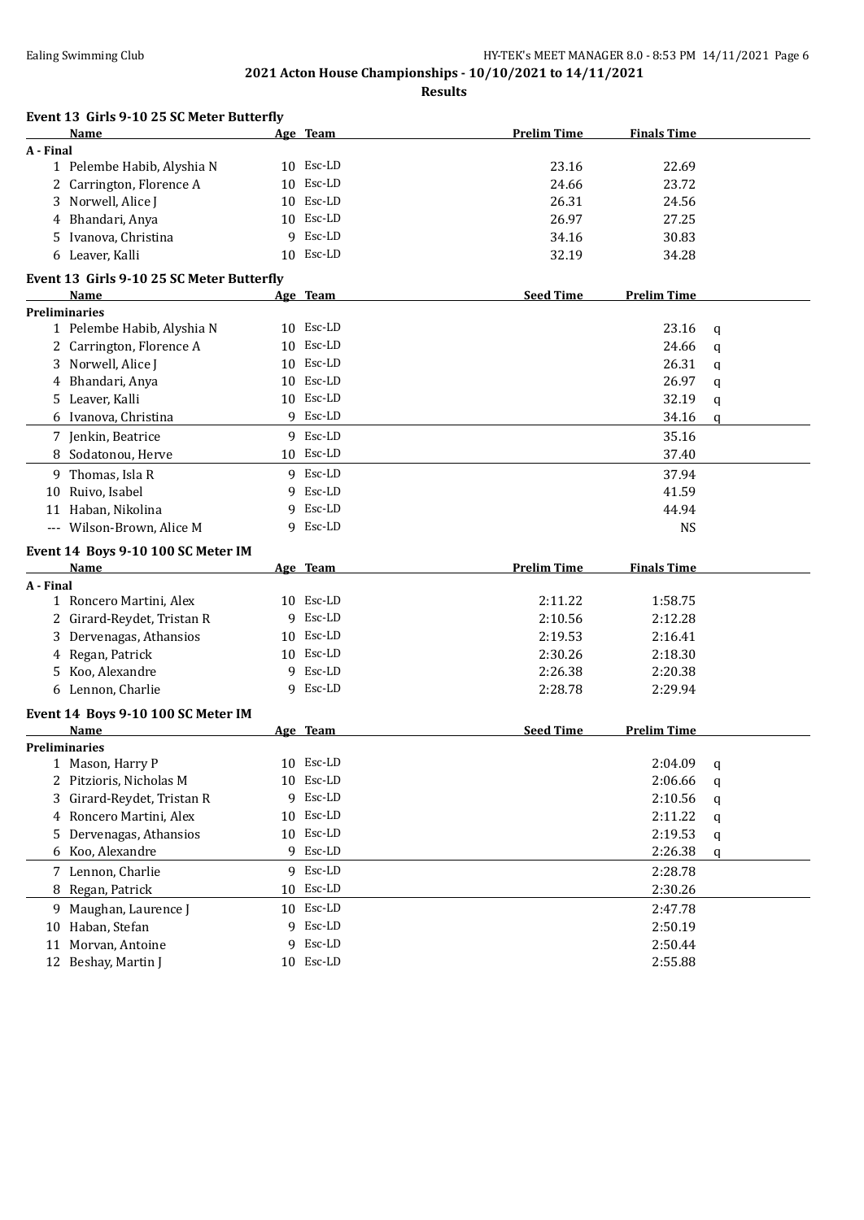**2021 Acton House Championships - 10/10/2021 to 14/11/2021**

**Results**

### Event 13 Girls 9-10 25 SC Meter Butterfly

| | Name | Age | Team | Prelim Time | Finals Time |
|---|---|---|---|---|---|
| **A - Final** | | | | | |
| 1 | Pelembe Habib, Alyshia N | 10 | Esc-LD | 23.16 | 22.69 |
| 2 | Carrington, Florence A | 10 | Esc-LD | 24.66 | 23.72 |
| 3 | Norwell, Alice J | 10 | Esc-LD | 26.31 | 24.56 |
| 4 | Bhandari, Anya | 10 | Esc-LD | 26.97 | 27.25 |
| 5 | Ivanova, Christina | 9 | Esc-LD | 34.16 | 30.83 |
| 6 | Leaver, Kalli | 10 | Esc-LD | 32.19 | 34.28 |

### Event 13 Girls 9-10 25 SC Meter Butterfly

| | Name | Age | Team | Seed Time | Prelim Time | |
|---|---|---|---|---|---|---|
| **Preliminaries** | | | | | | |
| 1 | Pelembe Habib, Alyshia N | 10 | Esc-LD | | 23.16 | q |
| 2 | Carrington, Florence A | 10 | Esc-LD | | 24.66 | q |
| 3 | Norwell, Alice J | 10 | Esc-LD | | 26.31 | q |
| 4 | Bhandari, Anya | 10 | Esc-LD | | 26.97 | q |
| 5 | Leaver, Kalli | 10 | Esc-LD | | 32.19 | q |
| 6 | Ivanova, Christina | 9 | Esc-LD | | 34.16 | q |
| 7 | Jenkin, Beatrice | 9 | Esc-LD | | 35.16 | |
| 8 | Sodatonou, Herve | 10 | Esc-LD | | 37.40 | |
| 9 | Thomas, Isla R | 9 | Esc-LD | | 37.94 | |
| 10 | Ruivo, Isabel | 9 | Esc-LD | | 41.59 | |
| 11 | Haban, Nikolina | 9 | Esc-LD | | 44.94 | |
| --- | Wilson-Brown, Alice M | 9 | Esc-LD | | NS | |

### Event 14 Boys 9-10 100 SC Meter IM

| | Name | Age | Team | Prelim Time | Finals Time |
|---|---|---|---|---|---|
| **A - Final** | | | | | |
| 1 | Roncero Martini, Alex | 10 | Esc-LD | 2:11.22 | 1:58.75 |
| 2 | Girard-Reydet, Tristan R | 9 | Esc-LD | 2:10.56 | 2:12.28 |
| 3 | Dervenagas, Athansios | 10 | Esc-LD | 2:19.53 | 2:16.41 |
| 4 | Regan, Patrick | 10 | Esc-LD | 2:30.26 | 2:18.30 |
| 5 | Koo, Alexandre | 9 | Esc-LD | 2:26.38 | 2:20.38 |
| 6 | Lennon, Charlie | 9 | Esc-LD | 2:28.78 | 2:29.94 |

### Event 14 Boys 9-10 100 SC Meter IM

| | Name | Age | Team | Seed Time | Prelim Time | |
|---|---|---|---|---|---|---|
| **Preliminaries** | | | | | | |
| 1 | Mason, Harry P | 10 | Esc-LD | | 2:04.09 | q |
| 2 | Pitzioris, Nicholas M | 10 | Esc-LD | | 2:06.66 | q |
| 3 | Girard-Reydet, Tristan R | 9 | Esc-LD | | 2:10.56 | q |
| 4 | Roncero Martini, Alex | 10 | Esc-LD | | 2:11.22 | q |
| 5 | Dervenagas, Athansios | 10 | Esc-LD | | 2:19.53 | q |
| 6 | Koo, Alexandre | 9 | Esc-LD | | 2:26.38 | q |
| 7 | Lennon, Charlie | 9 | Esc-LD | | 2:28.78 | |
| 8 | Regan, Patrick | 10 | Esc-LD | | 2:30.26 | |
| 9 | Maughan, Laurence J | 10 | Esc-LD | | 2:47.78 | |
| 10 | Haban, Stefan | 9 | Esc-LD | | 2:50.19 | |
| 11 | Morvan, Antoine | 9 | Esc-LD | | 2:50.44 | |
| 12 | Beshay, Martin J | 10 | Esc-LD | | 2:55.88 | |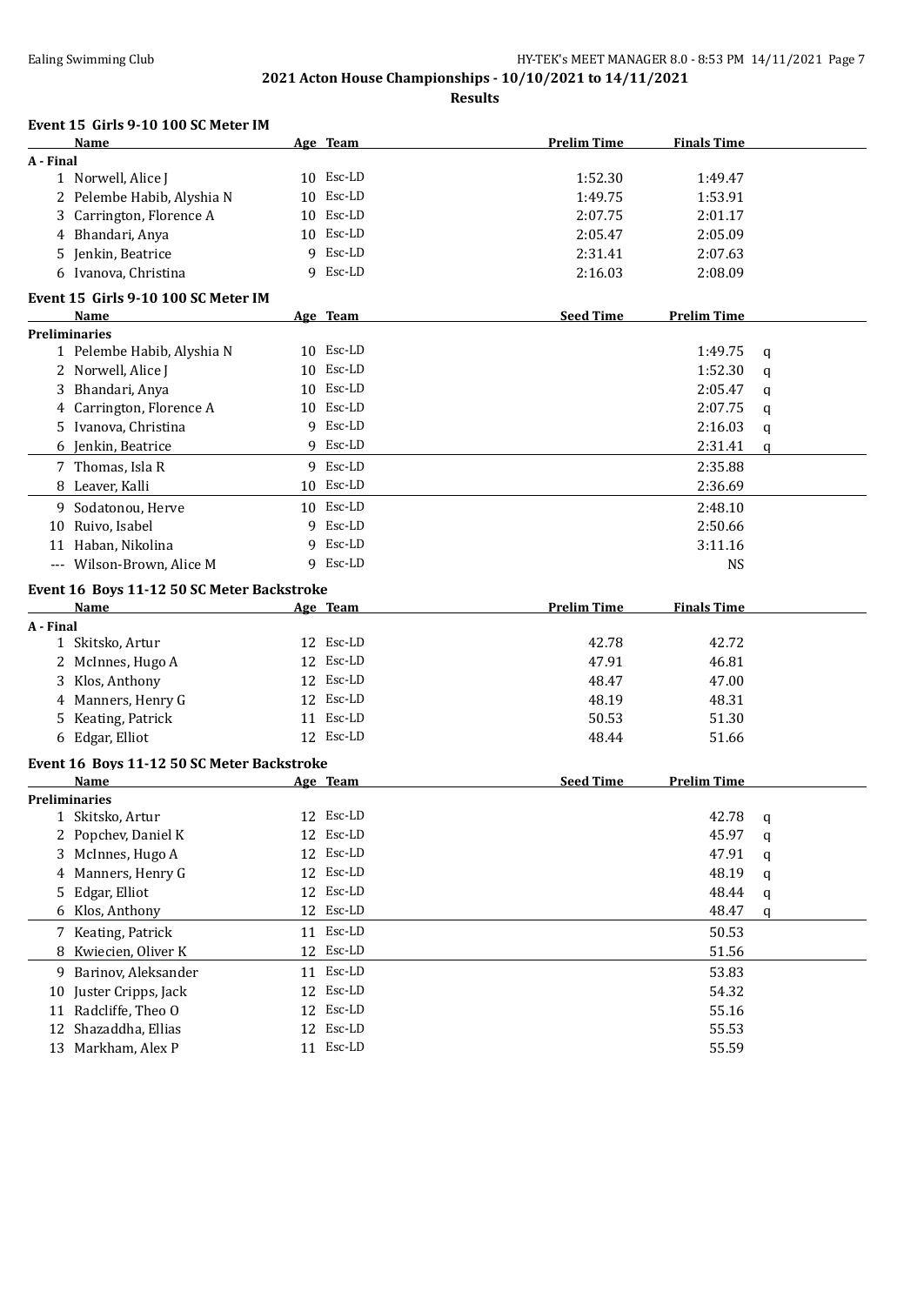**2021 Acton House Championships - 10/10/2021 to 14/11/2021**

**Results**

### Event 15 Girls 9-10 100 SC Meter IM

| | Name | Age | Team | Prelim Time | Finals Time |
|---|---|---|---|---|---|
| **A - Final** | | | | | |
| 1 | Norwell, Alice J | 10 | Esc-LD | 1:52.30 | 1:49.47 |
| 2 | Pelembe Habib, Alyshia N | 10 | Esc-LD | 1:49.75 | 1:53.91 |
| 3 | Carrington, Florence A | 10 | Esc-LD | 2:07.75 | 2:01.17 |
| 4 | Bhandari, Anya | 10 | Esc-LD | 2:05.47 | 2:05.09 |
| 5 | Jenkin, Beatrice | 9 | Esc-LD | 2:31.41 | 2:07.63 |
| 6 | Ivanova, Christina | 9 | Esc-LD | 2:16.03 | 2:08.09 |

### Event 15 Girls 9-10 100 SC Meter IM

| | Name | Age | Team | Seed Time | Prelim Time | |
|---|---|---|---|---|---|---|
| **Preliminaries** | | | | | | |
| 1 | Pelembe Habib, Alyshia N | 10 | Esc-LD | | 1:49.75 | q |
| 2 | Norwell, Alice J | 10 | Esc-LD | | 1:52.30 | q |
| 3 | Bhandari, Anya | 10 | Esc-LD | | 2:05.47 | q |
| 4 | Carrington, Florence A | 10 | Esc-LD | | 2:07.75 | q |
| 5 | Ivanova, Christina | 9 | Esc-LD | | 2:16.03 | q |
| 6 | Jenkin, Beatrice | 9 | Esc-LD | | 2:31.41 | q |
| 7 | Thomas, Isla R | 9 | Esc-LD | | 2:35.88 | |
| 8 | Leaver, Kalli | 10 | Esc-LD | | 2:36.69 | |
| 9 | Sodatonou, Herve | 10 | Esc-LD | | 2:48.10 | |
| 10 | Ruivo, Isabel | 9 | Esc-LD | | 2:50.66 | |
| 11 | Haban, Nikolina | 9 | Esc-LD | | 3:11.16 | |
| --- | Wilson-Brown, Alice M | 9 | Esc-LD | | NS | |

### Event 16 Boys 11-12 50 SC Meter Backstroke

| | Name | Age | Team | Prelim Time | Finals Time |
|---|---|---|---|---|---|
| **A - Final** | | | | | |
| 1 | Skitsko, Artur | 12 | Esc-LD | 42.78 | 42.72 |
| 2 | McInnes, Hugo A | 12 | Esc-LD | 47.91 | 46.81 |
| 3 | Klos, Anthony | 12 | Esc-LD | 48.47 | 47.00 |
| 4 | Manners, Henry G | 12 | Esc-LD | 48.19 | 48.31 |
| 5 | Keating, Patrick | 11 | Esc-LD | 50.53 | 51.30 |
| 6 | Edgar, Elliot | 12 | Esc-LD | 48.44 | 51.66 |

### Event 16 Boys 11-12 50 SC Meter Backstroke

| | Name | Age | Team | Seed Time | Prelim Time | |
|---|---|---|---|---|---|---|
| **Preliminaries** | | | | | | |
| 1 | Skitsko, Artur | 12 | Esc-LD | | 42.78 | q |
| 2 | Popchev, Daniel K | 12 | Esc-LD | | 45.97 | q |
| 3 | McInnes, Hugo A | 12 | Esc-LD | | 47.91 | q |
| 4 | Manners, Henry G | 12 | Esc-LD | | 48.19 | q |
| 5 | Edgar, Elliot | 12 | Esc-LD | | 48.44 | q |
| 6 | Klos, Anthony | 12 | Esc-LD | | 48.47 | q |
| 7 | Keating, Patrick | 11 | Esc-LD | | 50.53 | |
| 8 | Kwiecien, Oliver K | 12 | Esc-LD | | 51.56 | |
| 9 | Barinov, Aleksander | 11 | Esc-LD | | 53.83 | |
| 10 | Juster Cripps, Jack | 12 | Esc-LD | | 54.32 | |
| 11 | Radcliffe, Theo O | 12 | Esc-LD | | 55.16 | |
| 12 | Shazaddha, Ellias | 12 | Esc-LD | | 55.53 | |
| 13 | Markham, Alex P | 11 | Esc-LD | | 55.59 | |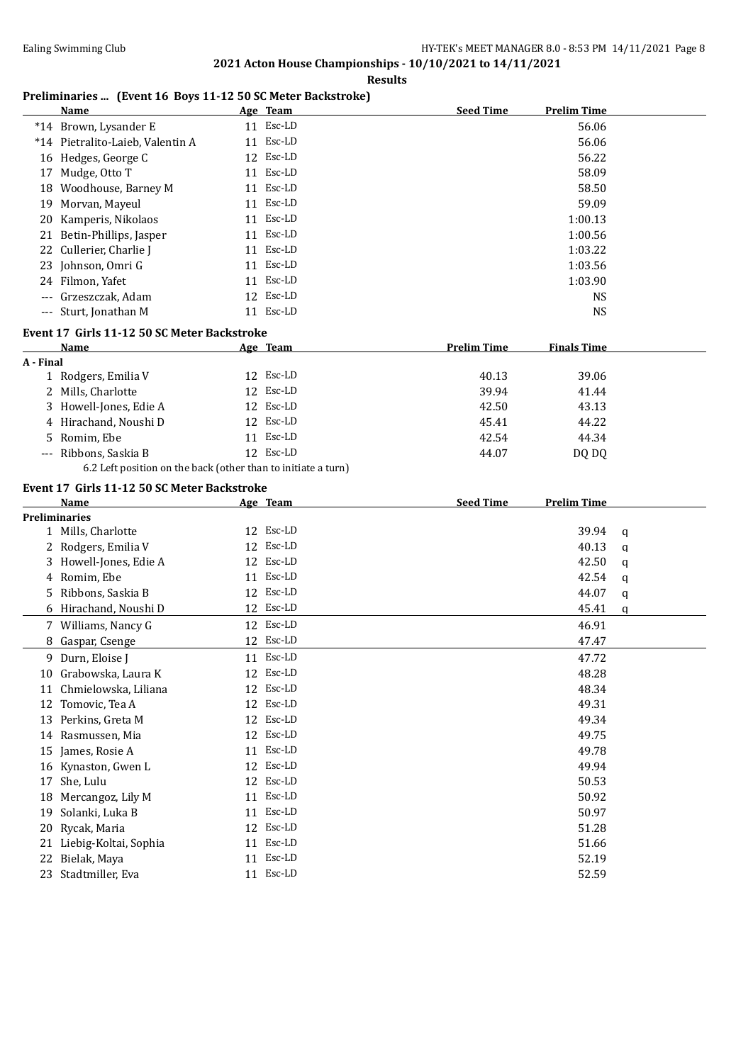## 2021 Acton House Championships - 10/10/2021 to 14/11/2021

### Results

### Preliminaries ... (Event 16 Boys 11-12 50 SC Meter Backstroke)

| | Name | Age | Team | Seed Time | Prelim Time |
|---|---|---|---|---|---|
| *14 | Brown, Lysander E | 11 | Esc-LD | | 56.06 |
| *14 | Pietralito-Laieb, Valentin A | 11 | Esc-LD | | 56.06 |
| 16 | Hedges, George C | 12 | Esc-LD | | 56.22 |
| 17 | Mudge, Otto T | 11 | Esc-LD | | 58.09 |
| 18 | Woodhouse, Barney M | 11 | Esc-LD | | 58.50 |
| 19 | Morvan, Mayeul | 11 | Esc-LD | | 59.09 |
| 20 | Kamperis, Nikolaos | 11 | Esc-LD | | 1:00.13 |
| 21 | Betin-Phillips, Jasper | 11 | Esc-LD | | 1:00.56 |
| 22 | Cullerier, Charlie J | 11 | Esc-LD | | 1:03.22 |
| 23 | Johnson, Omri G | 11 | Esc-LD | | 1:03.56 |
| 24 | Filmon, Yafet | 11 | Esc-LD | | 1:03.90 |
| --- | Grzeszczak, Adam | 12 | Esc-LD | | NS |
| --- | Sturt, Jonathan M | 11 | Esc-LD | | NS |

### Event 17 Girls 11-12 50 SC Meter Backstroke

| | Name | Age | Team | Prelim Time | Finals Time |
|---|---|---|---|---|---|
| **A - Final** | | | | | |
| 1 | Rodgers, Emilia V | 12 | Esc-LD | 40.13 | 39.06 |
| 2 | Mills, Charlotte | 12 | Esc-LD | 39.94 | 41.44 |
| 3 | Howell-Jones, Edie A | 12 | Esc-LD | 42.50 | 43.13 |
| 4 | Hirachand, Noushi D | 12 | Esc-LD | 45.41 | 44.22 |
| 5 | Romim, Ebe | 11 | Esc-LD | 42.54 | 44.34 |
| --- | Ribbons, Saskia B | 12 | Esc-LD | 44.07 | DQ DQ |

6.2 Left position on the back (other than to initiate a turn)

### Event 17 Girls 11-12 50 SC Meter Backstroke

| | Name | Age | Team | Seed Time | Prelim Time | |
|---|---|---|---|---|---|---|
| **Preliminaries** | | | | | | |
| 1 | Mills, Charlotte | 12 | Esc-LD | | 39.94 | q |
| 2 | Rodgers, Emilia V | 12 | Esc-LD | | 40.13 | q |
| 3 | Howell-Jones, Edie A | 12 | Esc-LD | | 42.50 | q |
| 4 | Romim, Ebe | 11 | Esc-LD | | 42.54 | q |
| 5 | Ribbons, Saskia B | 12 | Esc-LD | | 44.07 | q |
| 6 | Hirachand, Noushi D | 12 | Esc-LD | | 45.41 | q |
| 7 | Williams, Nancy G | 12 | Esc-LD | | 46.91 | |
| 8 | Gaspar, Csenge | 12 | Esc-LD | | 47.47 | |
| 9 | Durn, Eloise J | 11 | Esc-LD | | 47.72 | |
| 10 | Grabowska, Laura K | 12 | Esc-LD | | 48.28 | |
| 11 | Chmielowska, Liliana | 12 | Esc-LD | | 48.34 | |
| 12 | Tomovic, Tea A | 12 | Esc-LD | | 49.31 | |
| 13 | Perkins, Greta M | 12 | Esc-LD | | 49.34 | |
| 14 | Rasmussen, Mia | 12 | Esc-LD | | 49.75 | |
| 15 | James, Rosie A | 11 | Esc-LD | | 49.78 | |
| 16 | Kynaston, Gwen L | 12 | Esc-LD | | 49.94 | |
| 17 | She, Lulu | 12 | Esc-LD | | 50.53 | |
| 18 | Mercangoz, Lily M | 11 | Esc-LD | | 50.92 | |
| 19 | Solanki, Luka B | 11 | Esc-LD | | 50.97 | |
| 20 | Rycak, Maria | 12 | Esc-LD | | 51.28 | |
| 21 | Liebig-Koltai, Sophia | 11 | Esc-LD | | 51.66 | |
| 22 | Bielak, Maya | 11 | Esc-LD | | 52.19 | |
| 23 | Stadtmiller, Eva | 11 | Esc-LD | | 52.59 | |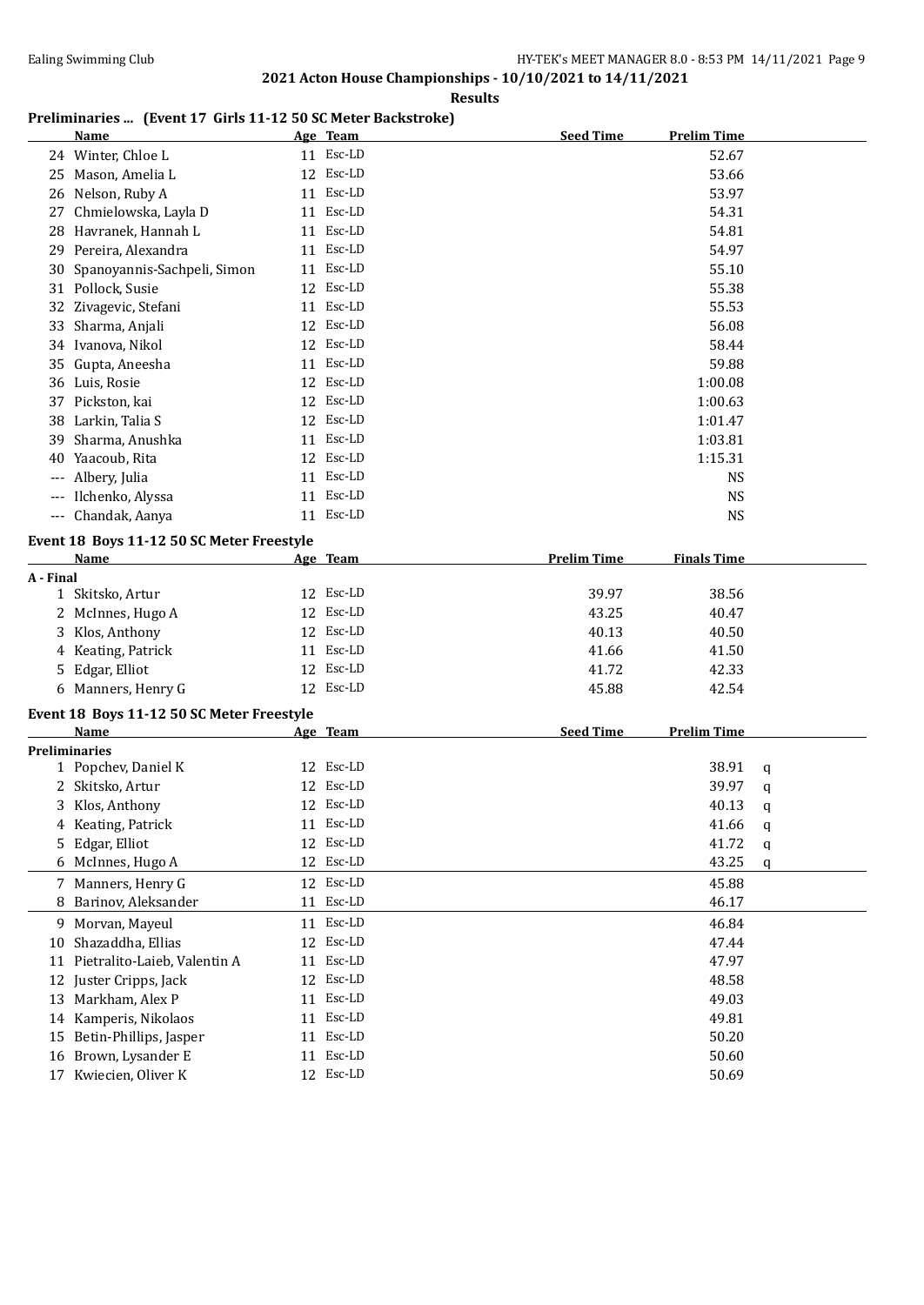## 2021 Acton House Championships - 10/10/2021 to 14/11/2021

### Results

**Preliminaries ... (Event 17 Girls 11-12 50 SC Meter Backstroke)**

| | Name | Age | Team | Seed Time | Prelim Time |
|---|---|---|---|---|---|
| 24 | Winter, Chloe L | 11 | Esc-LD | | 52.67 |
| 25 | Mason, Amelia L | 12 | Esc-LD | | 53.66 |
| 26 | Nelson, Ruby A | 11 | Esc-LD | | 53.97 |
| 27 | Chmielowska, Layla D | 11 | Esc-LD | | 54.31 |
| 28 | Havranek, Hannah L | 11 | Esc-LD | | 54.81 |
| 29 | Pereira, Alexandra | 11 | Esc-LD | | 54.97 |
| 30 | Spanoyannis-Sachpeli, Simon | 11 | Esc-LD | | 55.10 |
| 31 | Pollock, Susie | 12 | Esc-LD | | 55.38 |
| 32 | Zivagevic, Stefani | 11 | Esc-LD | | 55.53 |
| 33 | Sharma, Anjali | 12 | Esc-LD | | 56.08 |
| 34 | Ivanova, Nikol | 12 | Esc-LD | | 58.44 |
| 35 | Gupta, Aneesha | 11 | Esc-LD | | 59.88 |
| 36 | Luis, Rosie | 12 | Esc-LD | | 1:00.08 |
| 37 | Pickston, kai | 12 | Esc-LD | | 1:00.63 |
| 38 | Larkin, Talia S | 12 | Esc-LD | | 1:01.47 |
| 39 | Sharma, Anushka | 11 | Esc-LD | | 1:03.81 |
| 40 | Yaacoub, Rita | 12 | Esc-LD | | 1:15.31 |
| --- | Albery, Julia | 11 | Esc-LD | | NS |
| --- | Ilchenko, Alyssa | 11 | Esc-LD | | NS |
| --- | Chandak, Aanya | 11 | Esc-LD | | NS |

**Event 18 Boys 11-12 50 SC Meter Freestyle**

| | Name | Age | Team | Prelim Time | Finals Time |
|---|---|---|---|---|---|
| **A - Final** | | | | | |
| 1 | Skitsko, Artur | 12 | Esc-LD | 39.97 | 38.56 |
| 2 | McInnes, Hugo A | 12 | Esc-LD | 43.25 | 40.47 |
| 3 | Klos, Anthony | 12 | Esc-LD | 40.13 | 40.50 |
| 4 | Keating, Patrick | 11 | Esc-LD | 41.66 | 41.50 |
| 5 | Edgar, Elliot | 12 | Esc-LD | 41.72 | 42.33 |
| 6 | Manners, Henry G | 12 | Esc-LD | 45.88 | 42.54 |

**Event 18 Boys 11-12 50 SC Meter Freestyle**

| | Name | Age | Team | Seed Time | Prelim Time | |
|---|---|---|---|---|---|---|
| **Preliminaries** | | | | | | |
| 1 | Popchev, Daniel K | 12 | Esc-LD | | 38.91 | q |
| 2 | Skitsko, Artur | 12 | Esc-LD | | 39.97 | q |
| 3 | Klos, Anthony | 12 | Esc-LD | | 40.13 | q |
| 4 | Keating, Patrick | 11 | Esc-LD | | 41.66 | q |
| 5 | Edgar, Elliot | 12 | Esc-LD | | 41.72 | q |
| 6 | McInnes, Hugo A | 12 | Esc-LD | | 43.25 | q |
| 7 | Manners, Henry G | 12 | Esc-LD | | 45.88 | |
| 8 | Barinov, Aleksander | 11 | Esc-LD | | 46.17 | |
| 9 | Morvan, Mayeul | 11 | Esc-LD | | 46.84 | |
| 10 | Shazaddha, Ellias | 12 | Esc-LD | | 47.44 | |
| 11 | Pietralito-Laieb, Valentin A | 11 | Esc-LD | | 47.97 | |
| 12 | Juster Cripps, Jack | 12 | Esc-LD | | 48.58 | |
| 13 | Markham, Alex P | 11 | Esc-LD | | 49.03 | |
| 14 | Kamperis, Nikolaos | 11 | Esc-LD | | 49.81 | |
| 15 | Betin-Phillips, Jasper | 11 | Esc-LD | | 50.20 | |
| 16 | Brown, Lysander E | 11 | Esc-LD | | 50.60 | |
| 17 | Kwiecien, Oliver K | 12 | Esc-LD | | 50.69 | |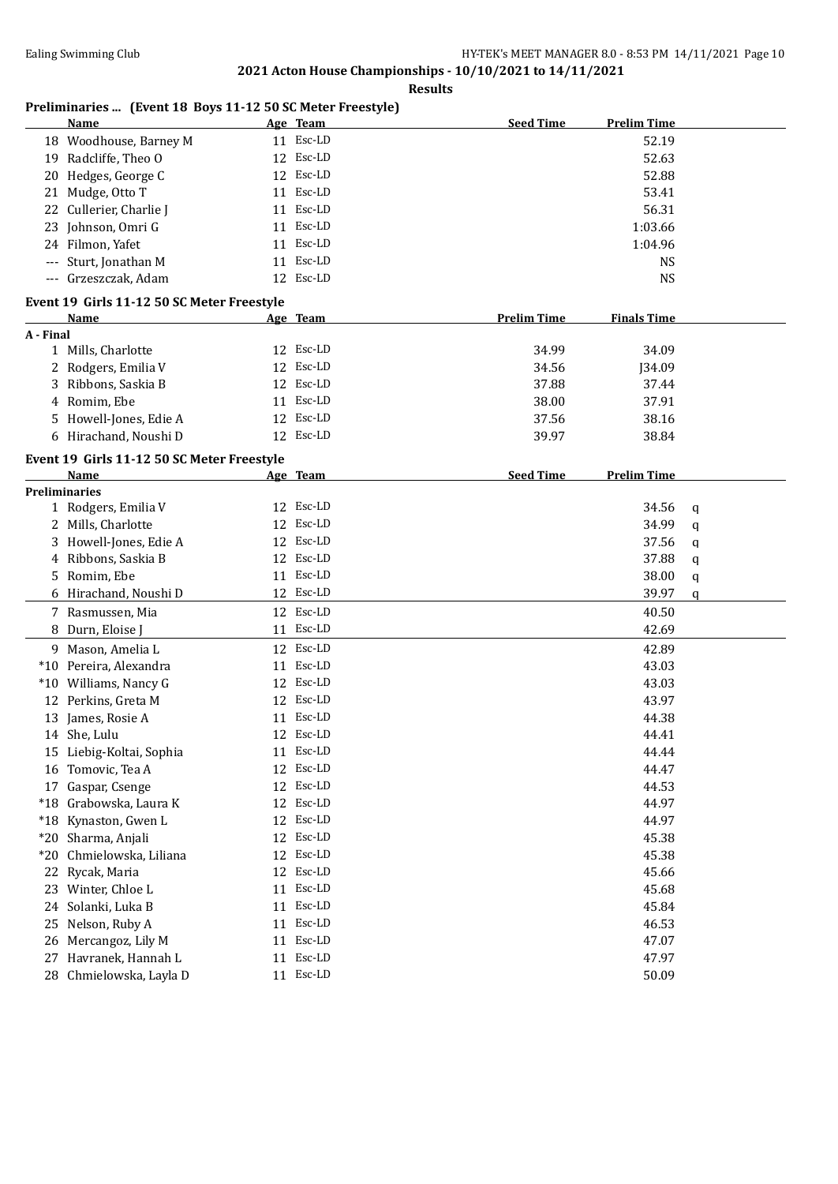## 2021 Acton House Championships - 10/10/2021 to 14/11/2021

**Results**

### Preliminaries ... (Event 18 Boys 11-12 50 SC Meter Freestyle)

| | Name | Age | Team | Seed Time | Prelim Time |
|---|---|---|---|---|---|
| 18 | Woodhouse, Barney M | 11 | Esc-LD | | 52.19 |
| 19 | Radcliffe, Theo O | 12 | Esc-LD | | 52.63 |
| 20 | Hedges, George C | 12 | Esc-LD | | 52.88 |
| 21 | Mudge, Otto T | 11 | Esc-LD | | 53.41 |
| 22 | Cullerier, Charlie J | 11 | Esc-LD | | 56.31 |
| 23 | Johnson, Omri G | 11 | Esc-LD | | 1:03.66 |
| 24 | Filmon, Yafet | 11 | Esc-LD | | 1:04.96 |
| --- | Sturt, Jonathan M | 11 | Esc-LD | | NS |
| --- | Grzeszczak, Adam | 12 | Esc-LD | | NS |

### Event 19 Girls 11-12 50 SC Meter Freestyle

| | Name | Age | Team | Prelim Time | Finals Time |
|---|---|---|---|---|---|
| **A - Final** | | | | | |
| 1 | Mills, Charlotte | 12 | Esc-LD | 34.99 | 34.09 |
| 2 | Rodgers, Emilia V | 12 | Esc-LD | 34.56 | J34.09 |
| 3 | Ribbons, Saskia B | 12 | Esc-LD | 37.88 | 37.44 |
| 4 | Romim, Ebe | 11 | Esc-LD | 38.00 | 37.91 |
| 5 | Howell-Jones, Edie A | 12 | Esc-LD | 37.56 | 38.16 |
| 6 | Hirachand, Noushi D | 12 | Esc-LD | 39.97 | 38.84 |

### Event 19 Girls 11-12 50 SC Meter Freestyle

| | Name | Age | Team | Seed Time | Prelim Time | |
|---|---|---|---|---|---|---|
| **Preliminaries** | | | | | | |
| 1 | Rodgers, Emilia V | 12 | Esc-LD | | 34.56 | q |
| 2 | Mills, Charlotte | 12 | Esc-LD | | 34.99 | q |
| 3 | Howell-Jones, Edie A | 12 | Esc-LD | | 37.56 | q |
| 4 | Ribbons, Saskia B | 12 | Esc-LD | | 37.88 | q |
| 5 | Romim, Ebe | 11 | Esc-LD | | 38.00 | q |
| 6 | Hirachand, Noushi D | 12 | Esc-LD | | 39.97 | q |
| 7 | Rasmussen, Mia | 12 | Esc-LD | | 40.50 | |
| 8 | Durn, Eloise J | 11 | Esc-LD | | 42.69 | |
| 9 | Mason, Amelia L | 12 | Esc-LD | | 42.89 | |
| *10 | Pereira, Alexandra | 11 | Esc-LD | | 43.03 | |
| *10 | Williams, Nancy G | 12 | Esc-LD | | 43.03 | |
| 12 | Perkins, Greta M | 12 | Esc-LD | | 43.97 | |
| 13 | James, Rosie A | 11 | Esc-LD | | 44.38 | |
| 14 | She, Lulu | 12 | Esc-LD | | 44.41 | |
| 15 | Liebig-Koltai, Sophia | 11 | Esc-LD | | 44.44 | |
| 16 | Tomovic, Tea A | 12 | Esc-LD | | 44.47 | |
| 17 | Gaspar, Csenge | 12 | Esc-LD | | 44.53 | |
| *18 | Grabowska, Laura K | 12 | Esc-LD | | 44.97 | |
| *18 | Kynaston, Gwen L | 12 | Esc-LD | | 44.97 | |
| *20 | Sharma, Anjali | 12 | Esc-LD | | 45.38 | |
| *20 | Chmielowska, Liliana | 12 | Esc-LD | | 45.38 | |
| 22 | Rycak, Maria | 12 | Esc-LD | | 45.66 | |
| 23 | Winter, Chloe L | 11 | Esc-LD | | 45.68 | |
| 24 | Solanki, Luka B | 11 | Esc-LD | | 45.84 | |
| 25 | Nelson, Ruby A | 11 | Esc-LD | | 46.53 | |
| 26 | Mercangoz, Lily M | 11 | Esc-LD | | 47.07 | |
| 27 | Havranek, Hannah L | 11 | Esc-LD | | 47.97 | |
| 28 | Chmielowska, Layla D | 11 | Esc-LD | | 50.09 | |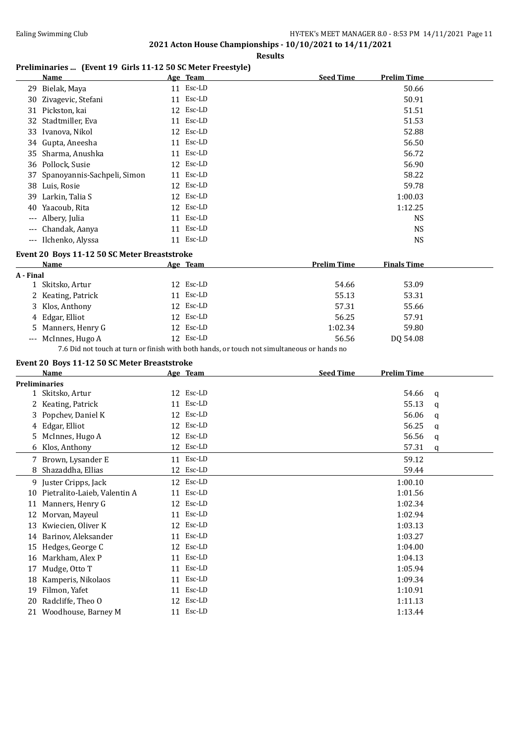## 2021 Acton House Championships - 10/10/2021 to 14/11/2021

**Results**

### Preliminaries ... (Event 19 Girls 11-12 50 SC Meter Freestyle)

| | Name | Age | Team | Seed Time | Prelim Time |
|---|---|---|---|---|---|
| 29 | Bielak, Maya | 11 | Esc-LD | | 50.66 |
| 30 | Zivagevic, Stefani | 11 | Esc-LD | | 50.91 |
| 31 | Pickston, kai | 12 | Esc-LD | | 51.51 |
| 32 | Stadtmiller, Eva | 11 | Esc-LD | | 51.53 |
| 33 | Ivanova, Nikol | 12 | Esc-LD | | 52.88 |
| 34 | Gupta, Aneesha | 11 | Esc-LD | | 56.50 |
| 35 | Sharma, Anushka | 11 | Esc-LD | | 56.72 |
| 36 | Pollock, Susie | 12 | Esc-LD | | 56.90 |
| 37 | Spanoyannis-Sachpeli, Simon | 11 | Esc-LD | | 58.22 |
| 38 | Luis, Rosie | 12 | Esc-LD | | 59.78 |
| 39 | Larkin, Talia S | 12 | Esc-LD | | 1:00.03 |
| 40 | Yaacoub, Rita | 12 | Esc-LD | | 1:12.25 |
| --- | Albery, Julia | 11 | Esc-LD | | NS |
| --- | Chandak, Aanya | 11 | Esc-LD | | NS |
| --- | Ilchenko, Alyssa | 11 | Esc-LD | | NS |

### Event 20 Boys 11-12 50 SC Meter Breaststroke

| | Name | Age | Team | Prelim Time | Finals Time |
|---|---|---|---|---|---|
| **A - Final** | | | | | |
| 1 | Skitsko, Artur | 12 | Esc-LD | 54.66 | 53.09 |
| 2 | Keating, Patrick | 11 | Esc-LD | 55.13 | 53.31 |
| 3 | Klos, Anthony | 12 | Esc-LD | 57.31 | 55.66 |
| 4 | Edgar, Elliot | 12 | Esc-LD | 56.25 | 57.91 |
| 5 | Manners, Henry G | 12 | Esc-LD | 1:02.34 | 59.80 |
| --- | McInnes, Hugo A | 12 | Esc-LD | 56.56 | DQ 54.08 |

7.6 Did not touch at turn or finish with both hands, or touch not simultaneous or hands no

### Event 20 Boys 11-12 50 SC Meter Breaststroke

| | Name | Age | Team | Seed Time | Prelim Time | |
|---|---|---|---|---|---|---|
| **Preliminaries** | | | | | | |
| 1 | Skitsko, Artur | 12 | Esc-LD | | 54.66 | q |
| 2 | Keating, Patrick | 11 | Esc-LD | | 55.13 | q |
| 3 | Popchev, Daniel K | 12 | Esc-LD | | 56.06 | q |
| 4 | Edgar, Elliot | 12 | Esc-LD | | 56.25 | q |
| 5 | McInnes, Hugo A | 12 | Esc-LD | | 56.56 | q |
| 6 | Klos, Anthony | 12 | Esc-LD | | 57.31 | q |
| 7 | Brown, Lysander E | 11 | Esc-LD | | 59.12 | |
| 8 | Shazaddha, Ellias | 12 | Esc-LD | | 59.44 | |
| 9 | Juster Cripps, Jack | 12 | Esc-LD | | 1:00.10 | |
| 10 | Pietralito-Laieb, Valentin A | 11 | Esc-LD | | 1:01.56 | |
| 11 | Manners, Henry G | 12 | Esc-LD | | 1:02.34 | |
| 12 | Morvan, Mayeul | 11 | Esc-LD | | 1:02.94 | |
| 13 | Kwiecien, Oliver K | 12 | Esc-LD | | 1:03.13 | |
| 14 | Barinov, Aleksander | 11 | Esc-LD | | 1:03.27 | |
| 15 | Hedges, George C | 12 | Esc-LD | | 1:04.00 | |
| 16 | Markham, Alex P | 11 | Esc-LD | | 1:04.13 | |
| 17 | Mudge, Otto T | 11 | Esc-LD | | 1:05.94 | |
| 18 | Kamperis, Nikolaos | 11 | Esc-LD | | 1:09.34 | |
| 19 | Filmon, Yafet | 11 | Esc-LD | | 1:10.91 | |
| 20 | Radcliffe, Theo O | 12 | Esc-LD | | 1:11.13 | |
| 21 | Woodhouse, Barney M | 11 | Esc-LD | | 1:13.44 | |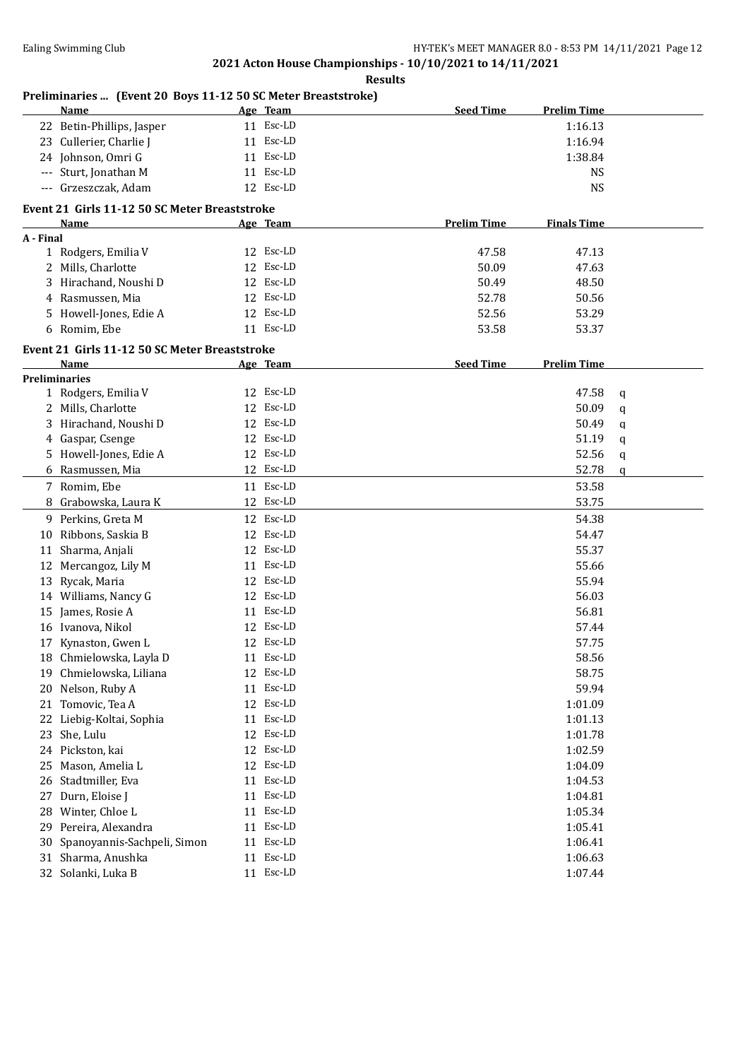## 2021 Acton House Championships - 10/10/2021 to 14/11/2021

### Results

**Preliminaries ... (Event 20 Boys 11-12 50 SC Meter Breaststroke)**

| | Name | Age | Team | Seed Time | Prelim Time |
|---|---|---|---|---|---|
| 22 | Betin-Phillips, Jasper | 11 | Esc-LD | | 1:16.13 |
| 23 | Cullerier, Charlie J | 11 | Esc-LD | | 1:16.94 |
| 24 | Johnson, Omri G | 11 | Esc-LD | | 1:38.84 |
| --- | Sturt, Jonathan M | 11 | Esc-LD | | NS |
| --- | Grzeszczak, Adam | 12 | Esc-LD | | NS |

**Event 21 Girls 11-12 50 SC Meter Breaststroke**

| | Name | Age | Team | Prelim Time | Finals Time |
|---|---|---|---|---|---|
| **A - Final** | | | | | |
| 1 | Rodgers, Emilia V | 12 | Esc-LD | 47.58 | 47.13 |
| 2 | Mills, Charlotte | 12 | Esc-LD | 50.09 | 47.63 |
| 3 | Hirachand, Noushi D | 12 | Esc-LD | 50.49 | 48.50 |
| 4 | Rasmussen, Mia | 12 | Esc-LD | 52.78 | 50.56 |
| 5 | Howell-Jones, Edie A | 12 | Esc-LD | 52.56 | 53.29 |
| 6 | Romim, Ebe | 11 | Esc-LD | 53.58 | 53.37 |

**Event 21 Girls 11-12 50 SC Meter Breaststroke**

| | Name | Age | Team | Seed Time | Prelim Time | |
|---|---|---|---|---|---|---|
| **Preliminaries** | | | | | | |
| 1 | Rodgers, Emilia V | 12 | Esc-LD | | 47.58 | q |
| 2 | Mills, Charlotte | 12 | Esc-LD | | 50.09 | q |
| 3 | Hirachand, Noushi D | 12 | Esc-LD | | 50.49 | q |
| 4 | Gaspar, Csenge | 12 | Esc-LD | | 51.19 | q |
| 5 | Howell-Jones, Edie A | 12 | Esc-LD | | 52.56 | q |
| 6 | Rasmussen, Mia | 12 | Esc-LD | | 52.78 | q |
| 7 | Romim, Ebe | 11 | Esc-LD | | 53.58 | |
| 8 | Grabowska, Laura K | 12 | Esc-LD | | 53.75 | |
| 9 | Perkins, Greta M | 12 | Esc-LD | | 54.38 | |
| 10 | Ribbons, Saskia B | 12 | Esc-LD | | 54.47 | |
| 11 | Sharma, Anjali | 12 | Esc-LD | | 55.37 | |
| 12 | Mercangoz, Lily M | 11 | Esc-LD | | 55.66 | |
| 13 | Rycak, Maria | 12 | Esc-LD | | 55.94 | |
| 14 | Williams, Nancy G | 12 | Esc-LD | | 56.03 | |
| 15 | James, Rosie A | 11 | Esc-LD | | 56.81 | |
| 16 | Ivanova, Nikol | 12 | Esc-LD | | 57.44 | |
| 17 | Kynaston, Gwen L | 12 | Esc-LD | | 57.75 | |
| 18 | Chmielowska, Layla D | 11 | Esc-LD | | 58.56 | |
| 19 | Chmielowska, Liliana | 12 | Esc-LD | | 58.75 | |
| 20 | Nelson, Ruby A | 11 | Esc-LD | | 59.94 | |
| 21 | Tomovic, Tea A | 12 | Esc-LD | | 1:01.09 | |
| 22 | Liebig-Koltai, Sophia | 11 | Esc-LD | | 1:01.13 | |
| 23 | She, Lulu | 12 | Esc-LD | | 1:01.78 | |
| 24 | Pickston, kai | 12 | Esc-LD | | 1:02.59 | |
| 25 | Mason, Amelia L | 12 | Esc-LD | | 1:04.09 | |
| 26 | Stadtmiller, Eva | 11 | Esc-LD | | 1:04.53 | |
| 27 | Durn, Eloise J | 11 | Esc-LD | | 1:04.81 | |
| 28 | Winter, Chloe L | 11 | Esc-LD | | 1:05.34 | |
| 29 | Pereira, Alexandra | 11 | Esc-LD | | 1:05.41 | |
| 30 | Spanoyannis-Sachpeli, Simon | 11 | Esc-LD | | 1:06.41 | |
| 31 | Sharma, Anushka | 11 | Esc-LD | | 1:06.63 | |
| 32 | Solanki, Luka B | 11 | Esc-LD | | 1:07.44 | |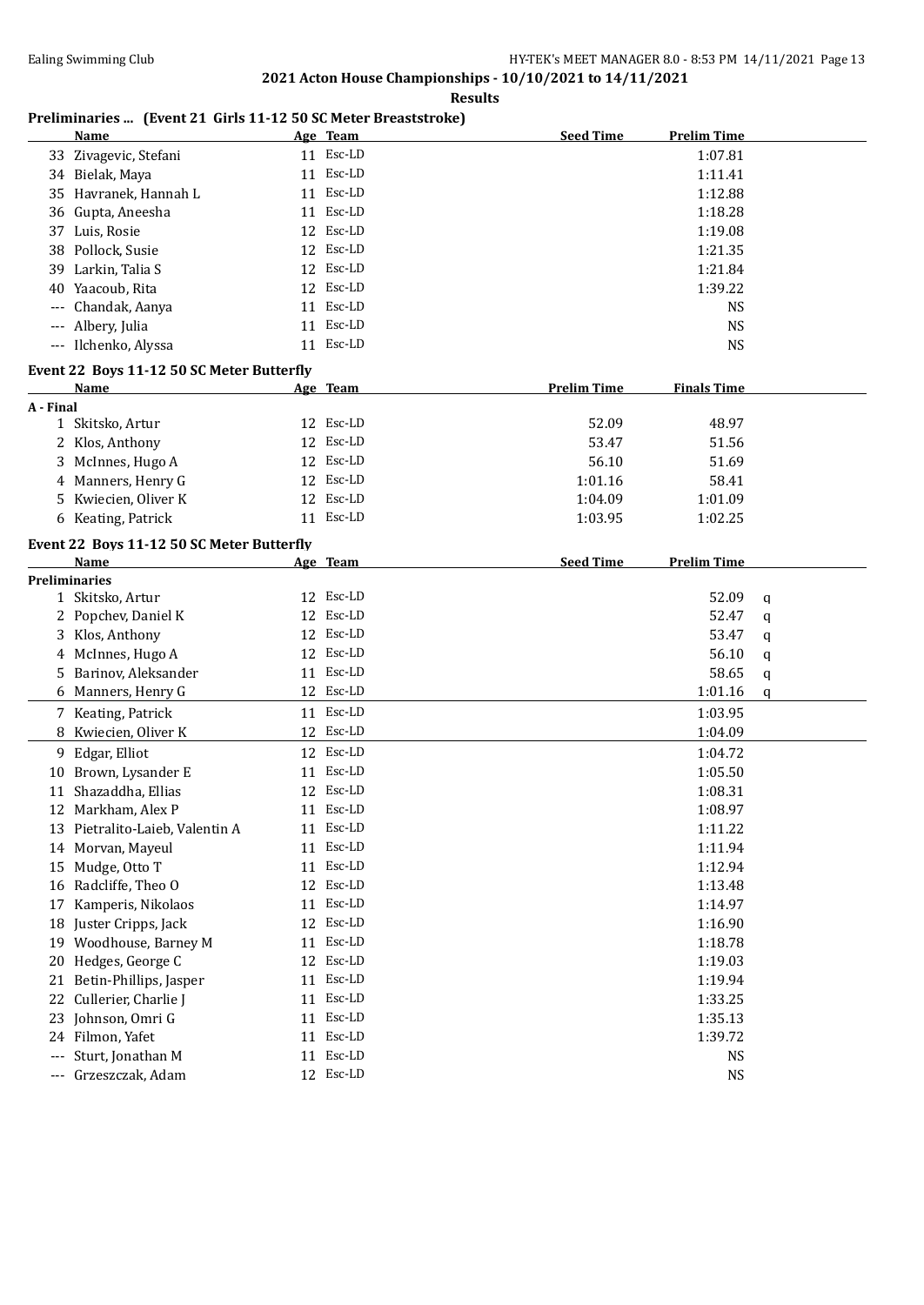## 2021 Acton House Championships - 10/10/2021 to 14/11/2021

### Results

### Preliminaries ... (Event 21 Girls 11-12 50 SC Meter Breaststroke)

| | Name | Age | Team | Seed Time | Prelim Time |
|---|---|---|---|---|---|
| 33 | Zivagevic, Stefani | 11 | Esc-LD | | 1:07.81 |
| 34 | Bielak, Maya | 11 | Esc-LD | | 1:11.41 |
| 35 | Havranek, Hannah L | 11 | Esc-LD | | 1:12.88 |
| 36 | Gupta, Aneesha | 11 | Esc-LD | | 1:18.28 |
| 37 | Luis, Rosie | 12 | Esc-LD | | 1:19.08 |
| 38 | Pollock, Susie | 12 | Esc-LD | | 1:21.35 |
| 39 | Larkin, Talia S | 12 | Esc-LD | | 1:21.84 |
| 40 | Yaacoub, Rita | 12 | Esc-LD | | 1:39.22 |
| --- | Chandak, Aanya | 11 | Esc-LD | | NS |
| --- | Albery, Julia | 11 | Esc-LD | | NS |
| --- | Ilchenko, Alyssa | 11 | Esc-LD | | NS |

### Event 22 Boys 11-12 50 SC Meter Butterfly

| | Name | Age | Team | Prelim Time | Finals Time |
|---|---|---|---|---|---|
| **A - Final** | | | | | |
| 1 | Skitsko, Artur | 12 | Esc-LD | 52.09 | 48.97 |
| 2 | Klos, Anthony | 12 | Esc-LD | 53.47 | 51.56 |
| 3 | McInnes, Hugo A | 12 | Esc-LD | 56.10 | 51.69 |
| 4 | Manners, Henry G | 12 | Esc-LD | 1:01.16 | 58.41 |
| 5 | Kwiecien, Oliver K | 12 | Esc-LD | 1:04.09 | 1:01.09 |
| 6 | Keating, Patrick | 11 | Esc-LD | 1:03.95 | 1:02.25 |

### Event 22 Boys 11-12 50 SC Meter Butterfly

| | Name | Age | Team | Seed Time | Prelim Time | |
|---|---|---|---|---|---|---|
| **Preliminaries** | | | | | | |
| 1 | Skitsko, Artur | 12 | Esc-LD | | 52.09 | q |
| 2 | Popchev, Daniel K | 12 | Esc-LD | | 52.47 | q |
| 3 | Klos, Anthony | 12 | Esc-LD | | 53.47 | q |
| 4 | McInnes, Hugo A | 12 | Esc-LD | | 56.10 | q |
| 5 | Barinov, Aleksander | 11 | Esc-LD | | 58.65 | q |
| 6 | Manners, Henry G | 12 | Esc-LD | | 1:01.16 | q |
| 7 | Keating, Patrick | 11 | Esc-LD | | 1:03.95 | |
| 8 | Kwiecien, Oliver K | 12 | Esc-LD | | 1:04.09 | |
| 9 | Edgar, Elliot | 12 | Esc-LD | | 1:04.72 | |
| 10 | Brown, Lysander E | 11 | Esc-LD | | 1:05.50 | |
| 11 | Shazaddha, Ellias | 12 | Esc-LD | | 1:08.31 | |
| 12 | Markham, Alex P | 11 | Esc-LD | | 1:08.97 | |
| 13 | Pietralito-Laieb, Valentin A | 11 | Esc-LD | | 1:11.22 | |
| 14 | Morvan, Mayeul | 11 | Esc-LD | | 1:11.94 | |
| 15 | Mudge, Otto T | 11 | Esc-LD | | 1:12.94 | |
| 16 | Radcliffe, Theo O | 12 | Esc-LD | | 1:13.48 | |
| 17 | Kamperis, Nikolaos | 11 | Esc-LD | | 1:14.97 | |
| 18 | Juster Cripps, Jack | 12 | Esc-LD | | 1:16.90 | |
| 19 | Woodhouse, Barney M | 11 | Esc-LD | | 1:18.78 | |
| 20 | Hedges, George C | 12 | Esc-LD | | 1:19.03 | |
| 21 | Betin-Phillips, Jasper | 11 | Esc-LD | | 1:19.94 | |
| 22 | Cullerier, Charlie J | 11 | Esc-LD | | 1:33.25 | |
| 23 | Johnson, Omri G | 11 | Esc-LD | | 1:35.13 | |
| 24 | Filmon, Yafet | 11 | Esc-LD | | 1:39.72 | |
| --- | Sturt, Jonathan M | 11 | Esc-LD | | NS | |
| --- | Grzeszczak, Adam | 12 | Esc-LD | | NS | |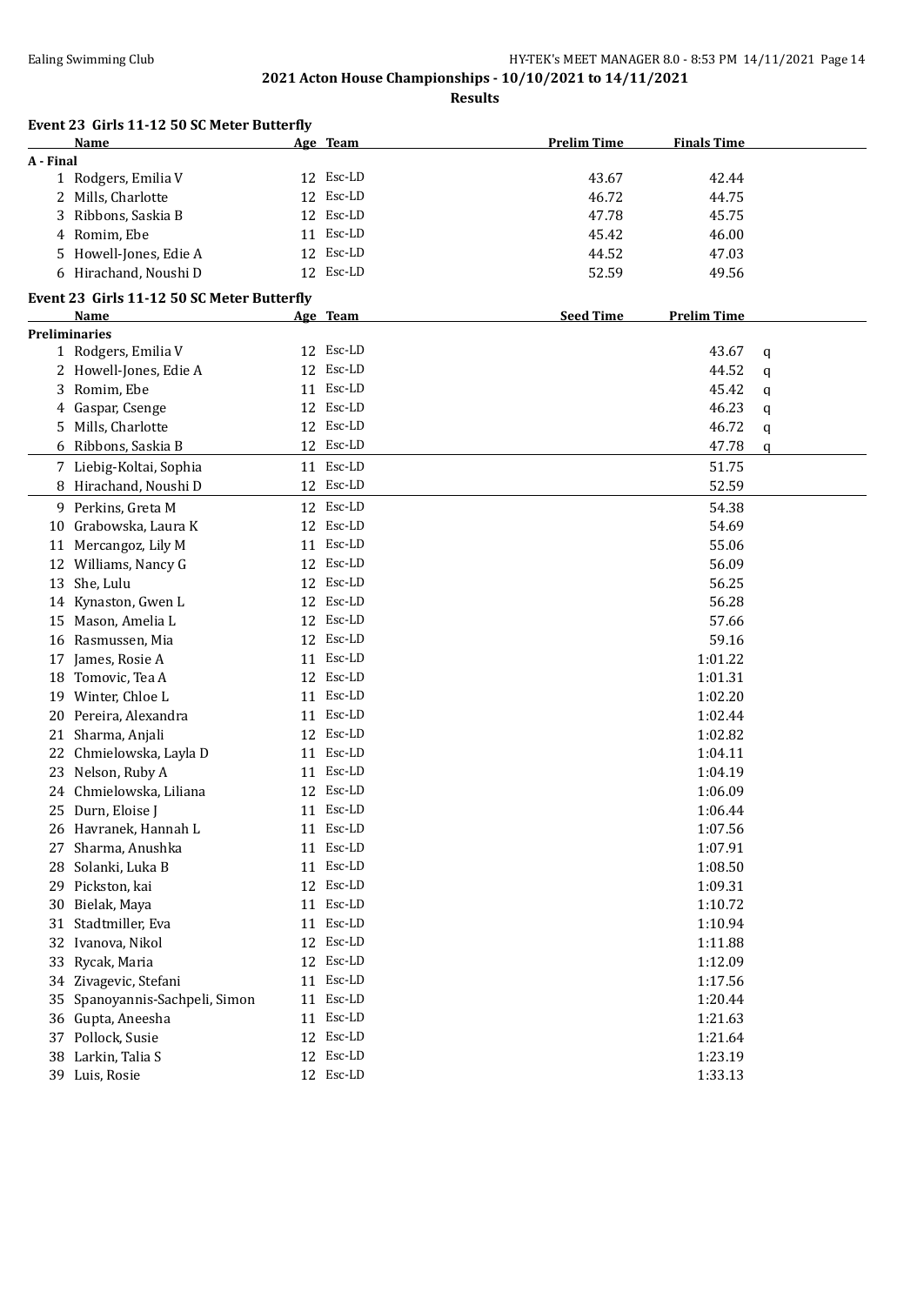## 2021 Acton House Championships - 10/10/2021 to 14/11/2021

### Results

### Event 23 Girls 11-12 50 SC Meter Butterfly

| | Name | Age | Team | Prelim Time | Finals Time |
|---|---|---|---|---|---|
| **A - Final** | | | | | |
| 1 | Rodgers, Emilia V | 12 | Esc-LD | 43.67 | 42.44 |
| 2 | Mills, Charlotte | 12 | Esc-LD | 46.72 | 44.75 |
| 3 | Ribbons, Saskia B | 12 | Esc-LD | 47.78 | 45.75 |
| 4 | Romim, Ebe | 11 | Esc-LD | 45.42 | 46.00 |
| 5 | Howell-Jones, Edie A | 12 | Esc-LD | 44.52 | 47.03 |
| 6 | Hirachand, Noushi D | 12 | Esc-LD | 52.59 | 49.56 |

### Event 23 Girls 11-12 50 SC Meter Butterfly

| | Name | Age | Team | Seed Time | Prelim Time | |
|---|---|---|---|---|---|---|
| **Preliminaries** | | | | | | |
| 1 | Rodgers, Emilia V | 12 | Esc-LD | | 43.67 | q |
| 2 | Howell-Jones, Edie A | 12 | Esc-LD | | 44.52 | q |
| 3 | Romim, Ebe | 11 | Esc-LD | | 45.42 | q |
| 4 | Gaspar, Csenge | 12 | Esc-LD | | 46.23 | q |
| 5 | Mills, Charlotte | 12 | Esc-LD | | 46.72 | q |
| 6 | Ribbons, Saskia B | 12 | Esc-LD | | 47.78 | q |
| 7 | Liebig-Koltai, Sophia | 11 | Esc-LD | | 51.75 | |
| 8 | Hirachand, Noushi D | 12 | Esc-LD | | 52.59 | |
| 9 | Perkins, Greta M | 12 | Esc-LD | | 54.38 | |
| 10 | Grabowska, Laura K | 12 | Esc-LD | | 54.69 | |
| 11 | Mercangoz, Lily M | 11 | Esc-LD | | 55.06 | |
| 12 | Williams, Nancy G | 12 | Esc-LD | | 56.09 | |
| 13 | She, Lulu | 12 | Esc-LD | | 56.25 | |
| 14 | Kynaston, Gwen L | 12 | Esc-LD | | 56.28 | |
| 15 | Mason, Amelia L | 12 | Esc-LD | | 57.66 | |
| 16 | Rasmussen, Mia | 12 | Esc-LD | | 59.16 | |
| 17 | James, Rosie A | 11 | Esc-LD | | 1:01.22 | |
| 18 | Tomovic, Tea A | 12 | Esc-LD | | 1:01.31 | |
| 19 | Winter, Chloe L | 11 | Esc-LD | | 1:02.20 | |
| 20 | Pereira, Alexandra | 11 | Esc-LD | | 1:02.44 | |
| 21 | Sharma, Anjali | 12 | Esc-LD | | 1:02.82 | |
| 22 | Chmielowska, Layla D | 11 | Esc-LD | | 1:04.11 | |
| 23 | Nelson, Ruby A | 11 | Esc-LD | | 1:04.19 | |
| 24 | Chmielowska, Liliana | 12 | Esc-LD | | 1:06.09 | |
| 25 | Durn, Eloise J | 11 | Esc-LD | | 1:06.44 | |
| 26 | Havranek, Hannah L | 11 | Esc-LD | | 1:07.56 | |
| 27 | Sharma, Anushka | 11 | Esc-LD | | 1:07.91 | |
| 28 | Solanki, Luka B | 11 | Esc-LD | | 1:08.50 | |
| 29 | Pickston, kai | 12 | Esc-LD | | 1:09.31 | |
| 30 | Bielak, Maya | 11 | Esc-LD | | 1:10.72 | |
| 31 | Stadtmiller, Eva | 11 | Esc-LD | | 1:10.94 | |
| 32 | Ivanova, Nikol | 12 | Esc-LD | | 1:11.88 | |
| 33 | Rycak, Maria | 12 | Esc-LD | | 1:12.09 | |
| 34 | Zivagevic, Stefani | 11 | Esc-LD | | 1:17.56 | |
| 35 | Spanoyannis-Sachpeli, Simon | 11 | Esc-LD | | 1:20.44 | |
| 36 | Gupta, Aneesha | 11 | Esc-LD | | 1:21.63 | |
| 37 | Pollock, Susie | 12 | Esc-LD | | 1:21.64 | |
| 38 | Larkin, Talia S | 12 | Esc-LD | | 1:23.19 | |
| 39 | Luis, Rosie | 12 | Esc-LD | | 1:33.13 | |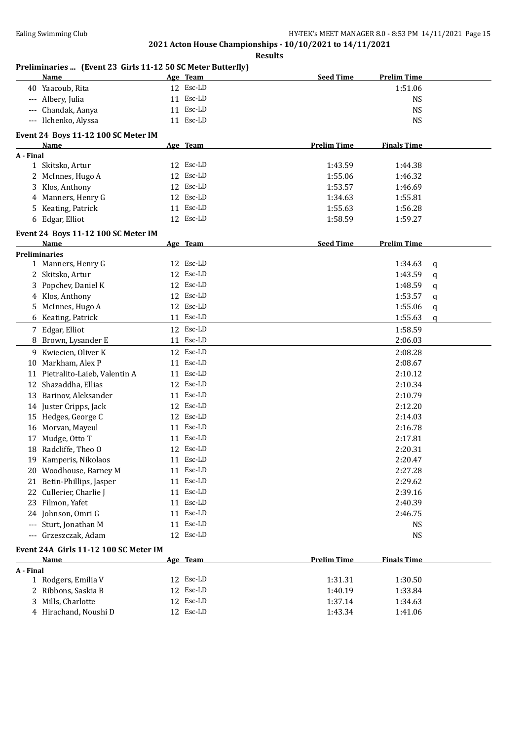**2021 Acton House Championships - 10/10/2021 to 14/11/2021**

**Results**

### Preliminaries ... (Event 23 Girls 11-12 50 SC Meter Butterfly)

| | Name | Age | Team | Seed Time | Prelim Time |
|---|---|---|---|---|---|
| 40 | Yaacoub, Rita | 12 | Esc-LD | | 1:51.06 |
| --- | Albery, Julia | 11 | Esc-LD | | NS |
| --- | Chandak, Aanya | 11 | Esc-LD | | NS |
| --- | Ilchenko, Alyssa | 11 | Esc-LD | | NS |

### Event 24 Boys 11-12 100 SC Meter IM

| | Name | Age | Team | Prelim Time | Finals Time |
|---|---|---|---|---|---|
| **A - Final** | | | | | |
| 1 | Skitsko, Artur | 12 | Esc-LD | 1:43.59 | 1:44.38 |
| 2 | McInnes, Hugo A | 12 | Esc-LD | 1:55.06 | 1:46.32 |
| 3 | Klos, Anthony | 12 | Esc-LD | 1:53.57 | 1:46.69 |
| 4 | Manners, Henry G | 12 | Esc-LD | 1:34.63 | 1:55.81 |
| 5 | Keating, Patrick | 11 | Esc-LD | 1:55.63 | 1:56.28 |
| 6 | Edgar, Elliot | 12 | Esc-LD | 1:58.59 | 1:59.27 |

### Event 24 Boys 11-12 100 SC Meter IM

| | Name | Age | Team | Seed Time | Prelim Time | |
|---|---|---|---|---|---|---|
| **Preliminaries** | | | | | | |
| 1 | Manners, Henry G | 12 | Esc-LD | | 1:34.63 | q |
| 2 | Skitsko, Artur | 12 | Esc-LD | | 1:43.59 | q |
| 3 | Popchev, Daniel K | 12 | Esc-LD | | 1:48.59 | q |
| 4 | Klos, Anthony | 12 | Esc-LD | | 1:53.57 | q |
| 5 | McInnes, Hugo A | 12 | Esc-LD | | 1:55.06 | q |
| 6 | Keating, Patrick | 11 | Esc-LD | | 1:55.63 | q |
| 7 | Edgar, Elliot | 12 | Esc-LD | | 1:58.59 | |
| 8 | Brown, Lysander E | 11 | Esc-LD | | 2:06.03 | |
| 9 | Kwiecien, Oliver K | 12 | Esc-LD | | 2:08.28 | |
| 10 | Markham, Alex P | 11 | Esc-LD | | 2:08.67 | |
| 11 | Pietralito-Laieb, Valentin A | 11 | Esc-LD | | 2:10.12 | |
| 12 | Shazaddha, Ellias | 12 | Esc-LD | | 2:10.34 | |
| 13 | Barinov, Aleksander | 11 | Esc-LD | | 2:10.79 | |
| 14 | Juster Cripps, Jack | 12 | Esc-LD | | 2:12.20 | |
| 15 | Hedges, George C | 12 | Esc-LD | | 2:14.03 | |
| 16 | Morvan, Mayeul | 11 | Esc-LD | | 2:16.78 | |
| 17 | Mudge, Otto T | 11 | Esc-LD | | 2:17.81 | |
| 18 | Radcliffe, Theo O | 12 | Esc-LD | | 2:20.31 | |
| 19 | Kamperis, Nikolaos | 11 | Esc-LD | | 2:20.47 | |
| 20 | Woodhouse, Barney M | 11 | Esc-LD | | 2:27.28 | |
| 21 | Betin-Phillips, Jasper | 11 | Esc-LD | | 2:29.62 | |
| 22 | Cullerier, Charlie J | 11 | Esc-LD | | 2:39.16 | |
| 23 | Filmon, Yafet | 11 | Esc-LD | | 2:40.39 | |
| 24 | Johnson, Omri G | 11 | Esc-LD | | 2:46.75 | |
| --- | Sturt, Jonathan M | 11 | Esc-LD | | NS | |
| --- | Grzeszczak, Adam | 12 | Esc-LD | | NS | |

### Event 24A Girls 11-12 100 SC Meter IM

| | Name | Age | Team | Prelim Time | Finals Time |
|---|---|---|---|---|---|
| **A - Final** | | | | | |
| 1 | Rodgers, Emilia V | 12 | Esc-LD | 1:31.31 | 1:30.50 |
| 2 | Ribbons, Saskia B | 12 | Esc-LD | 1:40.19 | 1:33.84 |
| 3 | Mills, Charlotte | 12 | Esc-LD | 1:37.14 | 1:34.63 |
| 4 | Hirachand, Noushi D | 12 | Esc-LD | 1:43.34 | 1:41.06 |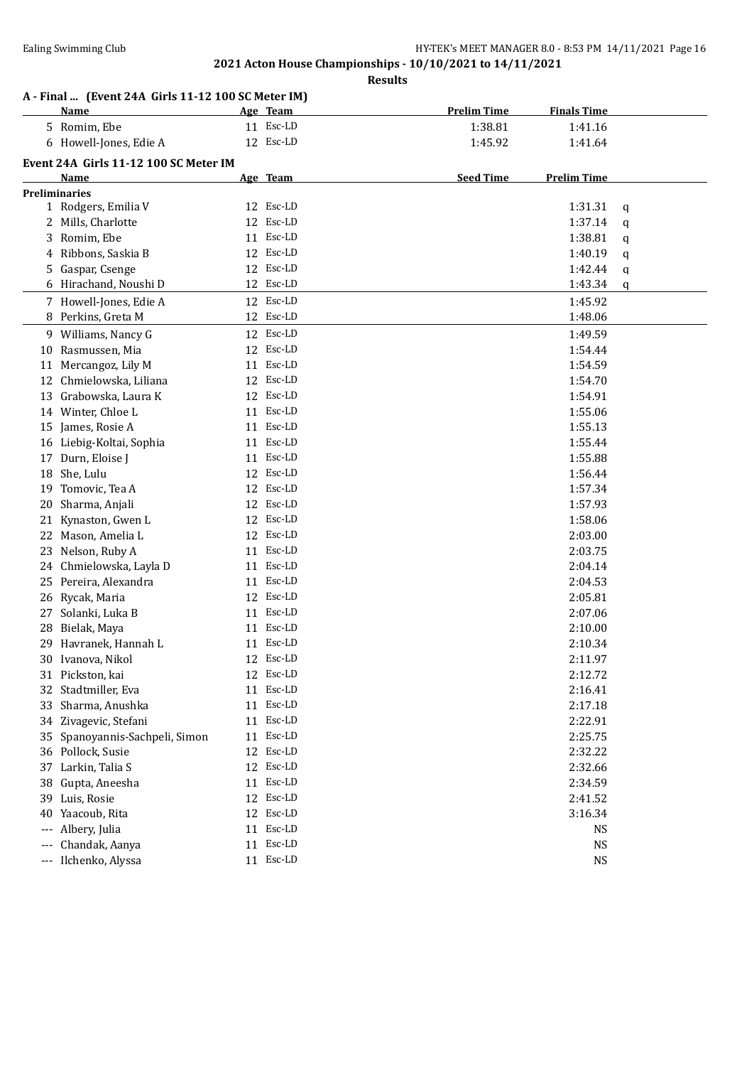**2021 Acton House Championships - 10/10/2021 to 14/11/2021**

**Results**

### A - Final ... (Event 24A Girls 11-12 100 SC Meter IM)

| | Name | Age | Team | Prelim Time | Finals Time |
|---|---|---|---|---|---|
| 5 | Romim, Ebe | 11 | Esc-LD | 1:38.81 | 1:41.16 |
| 6 | Howell-Jones, Edie A | 12 | Esc-LD | 1:45.92 | 1:41.64 |

### Event 24A Girls 11-12 100 SC Meter IM

| | Name | Age | Team | Seed Time | Prelim Time | |
|---|---|---|---|---|---|---|
| **Preliminaries** | | | | | | |
| 1 | Rodgers, Emilia V | 12 | Esc-LD | | 1:31.31 | q |
| 2 | Mills, Charlotte | 12 | Esc-LD | | 1:37.14 | q |
| 3 | Romim, Ebe | 11 | Esc-LD | | 1:38.81 | q |
| 4 | Ribbons, Saskia B | 12 | Esc-LD | | 1:40.19 | q |
| 5 | Gaspar, Csenge | 12 | Esc-LD | | 1:42.44 | q |
| 6 | Hirachand, Noushi D | 12 | Esc-LD | | 1:43.34 | q |
| 7 | Howell-Jones, Edie A | 12 | Esc-LD | | 1:45.92 | |
| 8 | Perkins, Greta M | 12 | Esc-LD | | 1:48.06 | |
| 9 | Williams, Nancy G | 12 | Esc-LD | | 1:49.59 | |
| 10 | Rasmussen, Mia | 12 | Esc-LD | | 1:54.44 | |
| 11 | Mercangoz, Lily M | 11 | Esc-LD | | 1:54.59 | |
| 12 | Chmielowska, Liliana | 12 | Esc-LD | | 1:54.70 | |
| 13 | Grabowska, Laura K | 12 | Esc-LD | | 1:54.91 | |
| 14 | Winter, Chloe L | 11 | Esc-LD | | 1:55.06 | |
| 15 | James, Rosie A | 11 | Esc-LD | | 1:55.13 | |
| 16 | Liebig-Koltai, Sophia | 11 | Esc-LD | | 1:55.44 | |
| 17 | Durn, Eloise J | 11 | Esc-LD | | 1:55.88 | |
| 18 | She, Lulu | 12 | Esc-LD | | 1:56.44 | |
| 19 | Tomovic, Tea A | 12 | Esc-LD | | 1:57.34 | |
| 20 | Sharma, Anjali | 12 | Esc-LD | | 1:57.93 | |
| 21 | Kynaston, Gwen L | 12 | Esc-LD | | 1:58.06 | |
| 22 | Mason, Amelia L | 12 | Esc-LD | | 2:03.00 | |
| 23 | Nelson, Ruby A | 11 | Esc-LD | | 2:03.75 | |
| 24 | Chmielowska, Layla D | 11 | Esc-LD | | 2:04.14 | |
| 25 | Pereira, Alexandra | 11 | Esc-LD | | 2:04.53 | |
| 26 | Rycak, Maria | 12 | Esc-LD | | 2:05.81 | |
| 27 | Solanki, Luka B | 11 | Esc-LD | | 2:07.06 | |
| 28 | Bielak, Maya | 11 | Esc-LD | | 2:10.00 | |
| 29 | Havranek, Hannah L | 11 | Esc-LD | | 2:10.34 | |
| 30 | Ivanova, Nikol | 12 | Esc-LD | | 2:11.97 | |
| 31 | Pickston, kai | 12 | Esc-LD | | 2:12.72 | |
| 32 | Stadtmiller, Eva | 11 | Esc-LD | | 2:16.41 | |
| 33 | Sharma, Anushka | 11 | Esc-LD | | 2:17.18 | |
| 34 | Zivagevic, Stefani | 11 | Esc-LD | | 2:22.91 | |
| 35 | Spanoyannis-Sachpeli, Simon | 11 | Esc-LD | | 2:25.75 | |
| 36 | Pollock, Susie | 12 | Esc-LD | | 2:32.22 | |
| 37 | Larkin, Talia S | 12 | Esc-LD | | 2:32.66 | |
| 38 | Gupta, Aneesha | 11 | Esc-LD | | 2:34.59 | |
| 39 | Luis, Rosie | 12 | Esc-LD | | 2:41.52 | |
| 40 | Yaacoub, Rita | 12 | Esc-LD | | 3:16.34 | |
| --- | Albery, Julia | 11 | Esc-LD | | NS | |
| --- | Chandak, Aanya | 11 | Esc-LD | | NS | |
| --- | Ilchenko, Alyssa | 11 | Esc-LD | | NS | |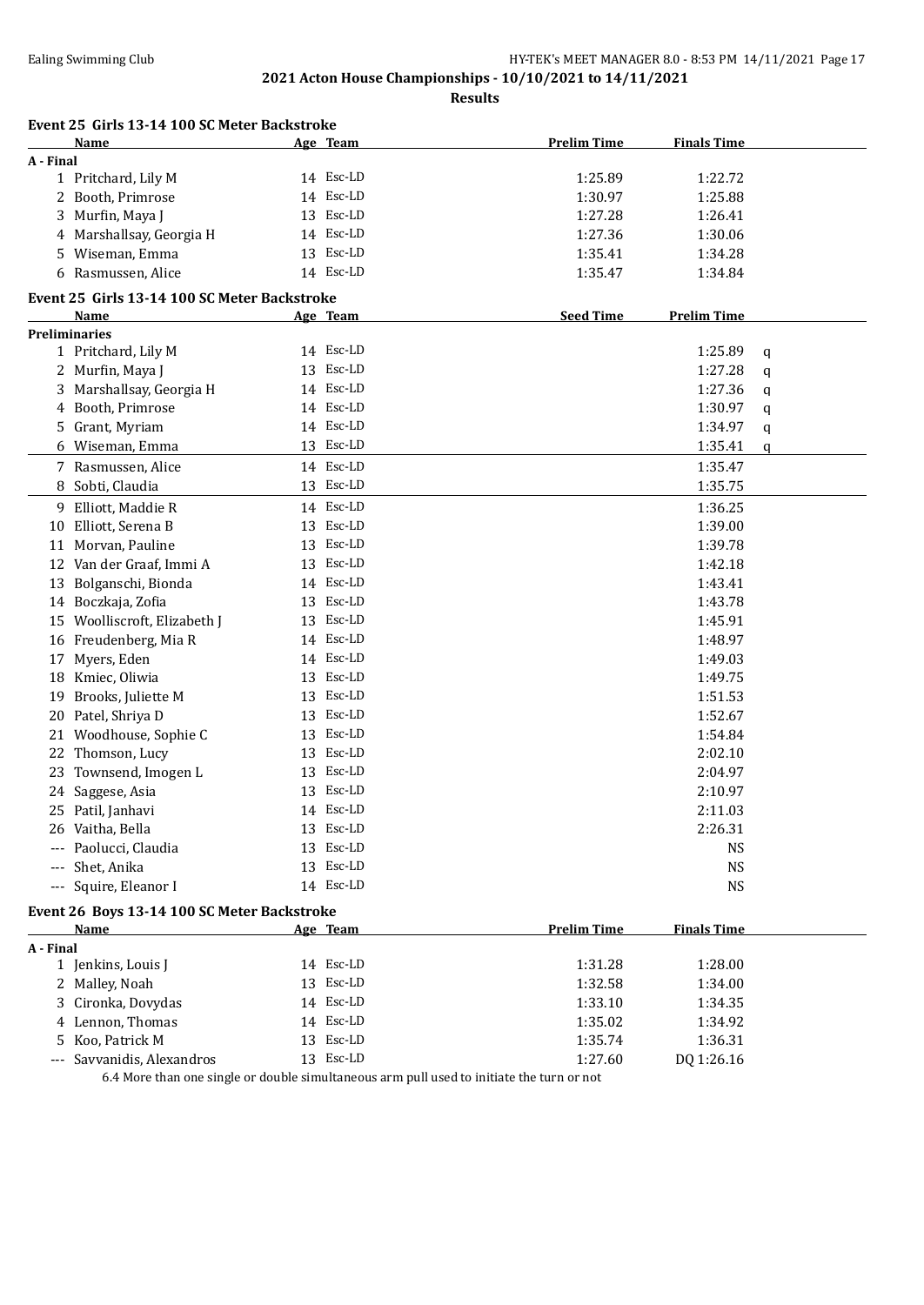2021 Acton House Championships - 10/10/2021 to 14/11/2021

**Results**

### Event 25 Girls 13-14 100 SC Meter Backstroke

| | Name | Age | Team | Prelim Time | Finals Time |
|---|---|---|---|---|---|
| **A - Final** | | | | | |
| 1 | Pritchard, Lily M | 14 | Esc-LD | 1:25.89 | 1:22.72 |
| 2 | Booth, Primrose | 14 | Esc-LD | 1:30.97 | 1:25.88 |
| 3 | Murfin, Maya J | 13 | Esc-LD | 1:27.28 | 1:26.41 |
| 4 | Marshallsay, Georgia H | 14 | Esc-LD | 1:27.36 | 1:30.06 |
| 5 | Wiseman, Emma | 13 | Esc-LD | 1:35.41 | 1:34.28 |
| 6 | Rasmussen, Alice | 14 | Esc-LD | 1:35.47 | 1:34.84 |

### Event 25 Girls 13-14 100 SC Meter Backstroke

| | Name | Age | Team | Seed Time | Prelim Time | |
|---|---|---|---|---|---|---|
| **Preliminaries** | | | | | | |
| 1 | Pritchard, Lily M | 14 | Esc-LD | | 1:25.89 | q |
| 2 | Murfin, Maya J | 13 | Esc-LD | | 1:27.28 | q |
| 3 | Marshallsay, Georgia H | 14 | Esc-LD | | 1:27.36 | q |
| 4 | Booth, Primrose | 14 | Esc-LD | | 1:30.97 | q |
| 5 | Grant, Myriam | 14 | Esc-LD | | 1:34.97 | q |
| 6 | Wiseman, Emma | 13 | Esc-LD | | 1:35.41 | q |
| 7 | Rasmussen, Alice | 14 | Esc-LD | | 1:35.47 | |
| 8 | Sobti, Claudia | 13 | Esc-LD | | 1:35.75 | |
| 9 | Elliott, Maddie R | 14 | Esc-LD | | 1:36.25 | |
| 10 | Elliott, Serena B | 13 | Esc-LD | | 1:39.00 | |
| 11 | Morvan, Pauline | 13 | Esc-LD | | 1:39.78 | |
| 12 | Van der Graaf, Immi A | 13 | Esc-LD | | 1:42.18 | |
| 13 | Bolganschi, Bionda | 14 | Esc-LD | | 1:43.41 | |
| 14 | Boczkaja, Zofia | 13 | Esc-LD | | 1:43.78 | |
| 15 | Woolliscroft, Elizabeth J | 13 | Esc-LD | | 1:45.91 | |
| 16 | Freudenberg, Mia R | 14 | Esc-LD | | 1:48.97 | |
| 17 | Myers, Eden | 14 | Esc-LD | | 1:49.03 | |
| 18 | Kmiec, Oliwia | 13 | Esc-LD | | 1:49.75 | |
| 19 | Brooks, Juliette M | 13 | Esc-LD | | 1:51.53 | |
| 20 | Patel, Shriya D | 13 | Esc-LD | | 1:52.67 | |
| 21 | Woodhouse, Sophie C | 13 | Esc-LD | | 1:54.84 | |
| 22 | Thomson, Lucy | 13 | Esc-LD | | 2:02.10 | |
| 23 | Townsend, Imogen L | 13 | Esc-LD | | 2:04.97 | |
| 24 | Saggese, Asia | 13 | Esc-LD | | 2:10.97 | |
| 25 | Patil, Janhavi | 14 | Esc-LD | | 2:11.03 | |
| 26 | Vaitha, Bella | 13 | Esc-LD | | 2:26.31 | |
| --- | Paolucci, Claudia | 13 | Esc-LD | | NS | |
| --- | Shet, Anika | 13 | Esc-LD | | NS | |
| --- | Squire, Eleanor I | 14 | Esc-LD | | NS | |

### Event 26 Boys 13-14 100 SC Meter Backstroke

| | Name | Age | Team | Prelim Time | Finals Time |
|---|---|---|---|---|---|
| **A - Final** | | | | | |
| 1 | Jenkins, Louis J | 14 | Esc-LD | 1:31.28 | 1:28.00 |
| 2 | Malley, Noah | 13 | Esc-LD | 1:32.58 | 1:34.00 |
| 3 | Cironka, Dovydas | 14 | Esc-LD | 1:33.10 | 1:34.35 |
| 4 | Lennon, Thomas | 14 | Esc-LD | 1:35.02 | 1:34.92 |
| 5 | Koo, Patrick M | 13 | Esc-LD | 1:35.74 | 1:36.31 |
| --- | Savvanidis, Alexandros | 13 | Esc-LD | 1:27.60 | DQ 1:26.16 |

6.4 More than one single or double simultaneous arm pull used to initiate the turn or not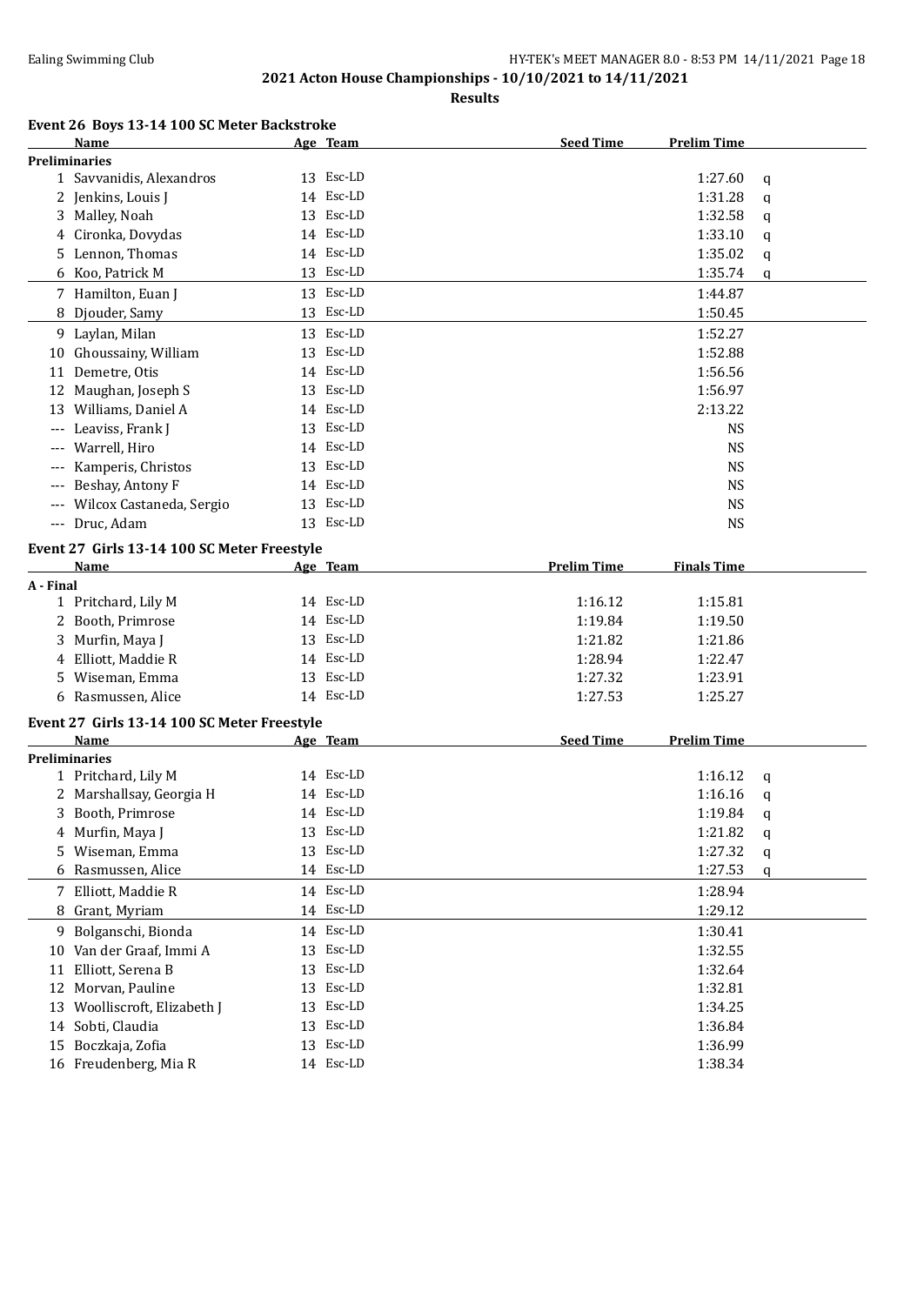**2021 Acton House Championships - 10/10/2021 to 14/11/2021**

**Results**

### Event 26 Boys 13-14 100 SC Meter Backstroke

| | Name | Age | Team | Seed Time | Prelim Time | |
|---|---|---|---|---|---|---|
| **Preliminaries** | | | | | | |
| 1 | Savvanidis, Alexandros | 13 | Esc-LD | | 1:27.60 | q |
| 2 | Jenkins, Louis J | 14 | Esc-LD | | 1:31.28 | q |
| 3 | Malley, Noah | 13 | Esc-LD | | 1:32.58 | q |
| 4 | Cironka, Dovydas | 14 | Esc-LD | | 1:33.10 | q |
| 5 | Lennon, Thomas | 14 | Esc-LD | | 1:35.02 | q |
| 6 | Koo, Patrick M | 13 | Esc-LD | | 1:35.74 | q |
| 7 | Hamilton, Euan J | 13 | Esc-LD | | 1:44.87 | |
| 8 | Djouder, Samy | 13 | Esc-LD | | 1:50.45 | |
| 9 | Laylan, Milan | 13 | Esc-LD | | 1:52.27 | |
| 10 | Ghoussainy, William | 13 | Esc-LD | | 1:52.88 | |
| 11 | Demetre, Otis | 14 | Esc-LD | | 1:56.56 | |
| 12 | Maughan, Joseph S | 13 | Esc-LD | | 1:56.97 | |
| 13 | Williams, Daniel A | 14 | Esc-LD | | 2:13.22 | |
| --- | Leaviss, Frank J | 13 | Esc-LD | | NS | |
| --- | Warrell, Hiro | 14 | Esc-LD | | NS | |
| --- | Kamperis, Christos | 13 | Esc-LD | | NS | |
| --- | Beshay, Antony F | 14 | Esc-LD | | NS | |
| --- | Wilcox Castaneda, Sergio | 13 | Esc-LD | | NS | |
| --- | Druc, Adam | 13 | Esc-LD | | NS | |

### Event 27 Girls 13-14 100 SC Meter Freestyle

| | Name | Age | Team | Prelim Time | Finals Time |
|---|---|---|---|---|---|
| **A - Final** | | | | | |
| 1 | Pritchard, Lily M | 14 | Esc-LD | 1:16.12 | 1:15.81 |
| 2 | Booth, Primrose | 14 | Esc-LD | 1:19.84 | 1:19.50 |
| 3 | Murfin, Maya J | 13 | Esc-LD | 1:21.82 | 1:21.86 |
| 4 | Elliott, Maddie R | 14 | Esc-LD | 1:28.94 | 1:22.47 |
| 5 | Wiseman, Emma | 13 | Esc-LD | 1:27.32 | 1:23.91 |
| 6 | Rasmussen, Alice | 14 | Esc-LD | 1:27.53 | 1:25.27 |

### Event 27 Girls 13-14 100 SC Meter Freestyle

| | Name | Age | Team | Seed Time | Prelim Time | |
|---|---|---|---|---|---|---|
| **Preliminaries** | | | | | | |
| 1 | Pritchard, Lily M | 14 | Esc-LD | | 1:16.12 | q |
| 2 | Marshallsay, Georgia H | 14 | Esc-LD | | 1:16.16 | q |
| 3 | Booth, Primrose | 14 | Esc-LD | | 1:19.84 | q |
| 4 | Murfin, Maya J | 13 | Esc-LD | | 1:21.82 | q |
| 5 | Wiseman, Emma | 13 | Esc-LD | | 1:27.32 | q |
| 6 | Rasmussen, Alice | 14 | Esc-LD | | 1:27.53 | q |
| 7 | Elliott, Maddie R | 14 | Esc-LD | | 1:28.94 | |
| 8 | Grant, Myriam | 14 | Esc-LD | | 1:29.12 | |
| 9 | Bolganschi, Bionda | 14 | Esc-LD | | 1:30.41 | |
| 10 | Van der Graaf, Immi A | 13 | Esc-LD | | 1:32.55 | |
| 11 | Elliott, Serena B | 13 | Esc-LD | | 1:32.64 | |
| 12 | Morvan, Pauline | 13 | Esc-LD | | 1:32.81 | |
| 13 | Woolliscroft, Elizabeth J | 13 | Esc-LD | | 1:34.25 | |
| 14 | Sobti, Claudia | 13 | Esc-LD | | 1:36.84 | |
| 15 | Boczkaja, Zofia | 13 | Esc-LD | | 1:36.99 | |
| 16 | Freudenberg, Mia R | 14 | Esc-LD | | 1:38.34 | |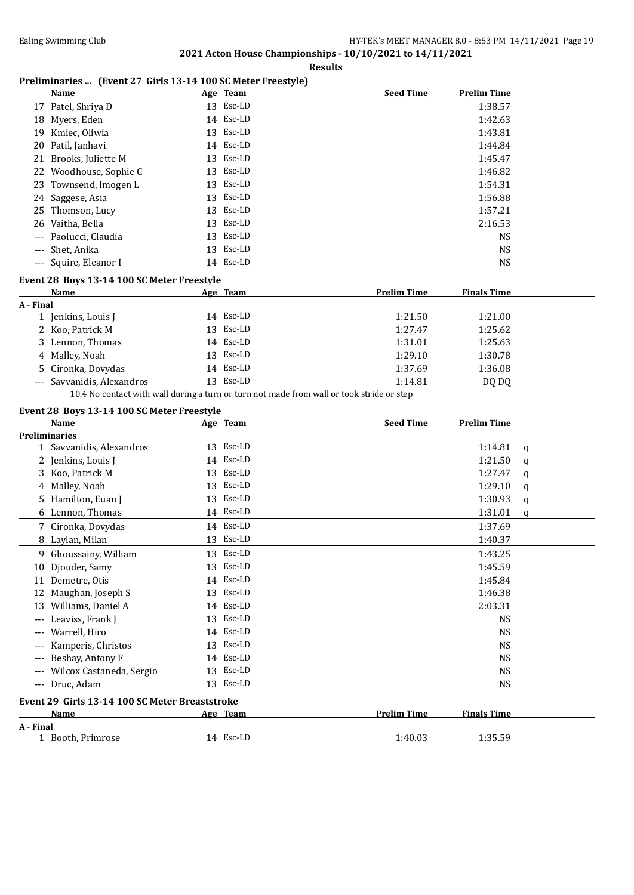**2021 Acton House Championships - 10/10/2021 to 14/11/2021**

**Results**

### Preliminaries ... (Event 27 Girls 13-14 100 SC Meter Freestyle)

| | Name | Age | Team | Seed Time | Prelim Time |
|---|---|---|---|---|---|
| 17 | Patel, Shriya D | 13 | Esc-LD | | 1:38.57 |
| 18 | Myers, Eden | 14 | Esc-LD | | 1:42.63 |
| 19 | Kmiec, Oliwia | 13 | Esc-LD | | 1:43.81 |
| 20 | Patil, Janhavi | 14 | Esc-LD | | 1:44.84 |
| 21 | Brooks, Juliette M | 13 | Esc-LD | | 1:45.47 |
| 22 | Woodhouse, Sophie C | 13 | Esc-LD | | 1:46.82 |
| 23 | Townsend, Imogen L | 13 | Esc-LD | | 1:54.31 |
| 24 | Saggese, Asia | 13 | Esc-LD | | 1:56.88 |
| 25 | Thomson, Lucy | 13 | Esc-LD | | 1:57.21 |
| 26 | Vaitha, Bella | 13 | Esc-LD | | 2:16.53 |
| --- | Paolucci, Claudia | 13 | Esc-LD | | NS |
| --- | Shet, Anika | 13 | Esc-LD | | NS |
| --- | Squire, Eleanor I | 14 | Esc-LD | | NS |

### Event 28 Boys 13-14 100 SC Meter Freestyle

| | Name | Age | Team | Prelim Time | Finals Time |
|---|---|---|---|---|---|
| **A - Final** | | | | | |
| 1 | Jenkins, Louis J | 14 | Esc-LD | 1:21.50 | 1:21.00 |
| 2 | Koo, Patrick M | 13 | Esc-LD | 1:27.47 | 1:25.62 |
| 3 | Lennon, Thomas | 14 | Esc-LD | 1:31.01 | 1:25.63 |
| 4 | Malley, Noah | 13 | Esc-LD | 1:29.10 | 1:30.78 |
| 5 | Cironka, Dovydas | 14 | Esc-LD | 1:37.69 | 1:36.08 |
| --- | Savvanidis, Alexandros | 13 | Esc-LD | 1:14.81 | DQ DQ |

10.4 No contact with wall during a turn or turn not made from wall or took stride or step

### Event 28 Boys 13-14 100 SC Meter Freestyle

| | Name | Age | Team | Seed Time | Prelim Time | |
|---|---|---|---|---|---|---|
| **Preliminaries** | | | | | | |
| 1 | Savvanidis, Alexandros | 13 | Esc-LD | | 1:14.81 | q |
| 2 | Jenkins, Louis J | 14 | Esc-LD | | 1:21.50 | q |
| 3 | Koo, Patrick M | 13 | Esc-LD | | 1:27.47 | q |
| 4 | Malley, Noah | 13 | Esc-LD | | 1:29.10 | q |
| 5 | Hamilton, Euan J | 13 | Esc-LD | | 1:30.93 | q |
| 6 | Lennon, Thomas | 14 | Esc-LD | | 1:31.01 | q |
| 7 | Cironka, Dovydas | 14 | Esc-LD | | 1:37.69 | |
| 8 | Laylan, Milan | 13 | Esc-LD | | 1:40.37 | |
| 9 | Ghoussainy, William | 13 | Esc-LD | | 1:43.25 | |
| 10 | Djouder, Samy | 13 | Esc-LD | | 1:45.59 | |
| 11 | Demetre, Otis | 14 | Esc-LD | | 1:45.84 | |
| 12 | Maughan, Joseph S | 13 | Esc-LD | | 1:46.38 | |
| 13 | Williams, Daniel A | 14 | Esc-LD | | 2:03.31 | |
| --- | Leaviss, Frank J | 13 | Esc-LD | | NS | |
| --- | Warrell, Hiro | 14 | Esc-LD | | NS | |
| --- | Kamperis, Christos | 13 | Esc-LD | | NS | |
| --- | Beshay, Antony F | 14 | Esc-LD | | NS | |
| --- | Wilcox Castaneda, Sergio | 13 | Esc-LD | | NS | |
| --- | Druc, Adam | 13 | Esc-LD | | NS | |

### Event 29 Girls 13-14 100 SC Meter Breaststroke

| | Name | Age | Team | Prelim Time | Finals Time |
|---|---|---|---|---|---|
| **A - Final** | | | | | |
| 1 | Booth, Primrose | 14 | Esc-LD | 1:40.03 | 1:35.59 |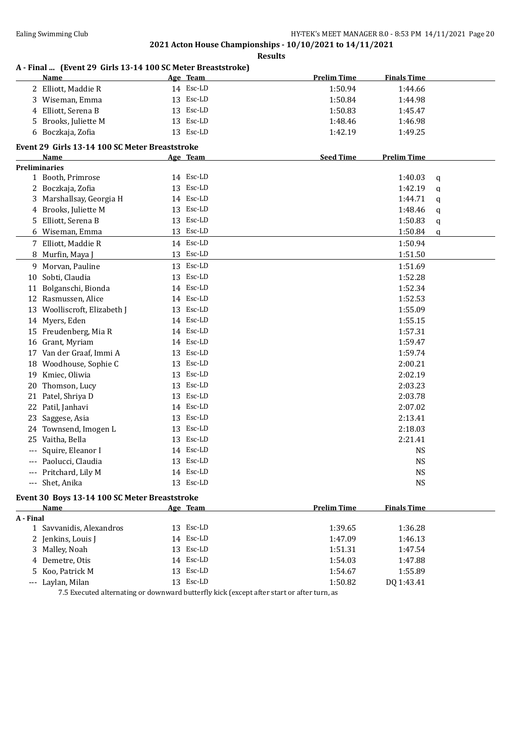**2021 Acton House Championships - 10/10/2021 to 14/11/2021**

**Results**

### A - Final ... (Event 29 Girls 13-14 100 SC Meter Breaststroke)

| | Name | Age | Team | Prelim Time | Finals Time |
|---|---|---|---|---|---|
| 2 | Elliott, Maddie R | 14 | Esc-LD | 1:50.94 | 1:44.66 |
| 3 | Wiseman, Emma | 13 | Esc-LD | 1:50.84 | 1:44.98 |
| 4 | Elliott, Serena B | 13 | Esc-LD | 1:50.83 | 1:45.47 |
| 5 | Brooks, Juliette M | 13 | Esc-LD | 1:48.46 | 1:46.98 |
| 6 | Boczkaja, Zofia | 13 | Esc-LD | 1:42.19 | 1:49.25 |

### Event 29 Girls 13-14 100 SC Meter Breaststroke

**Preliminaries**

| | Name | Age | Team | Seed Time | Prelim Time | |
|---|---|---|---|---|---|---|
| 1 | Booth, Primrose | 14 | Esc-LD | | 1:40.03 | q |
| 2 | Boczkaja, Zofia | 13 | Esc-LD | | 1:42.19 | q |
| 3 | Marshallsay, Georgia H | 14 | Esc-LD | | 1:44.71 | q |
| 4 | Brooks, Juliette M | 13 | Esc-LD | | 1:48.46 | q |
| 5 | Elliott, Serena B | 13 | Esc-LD | | 1:50.83 | q |
| 6 | Wiseman, Emma | 13 | Esc-LD | | 1:50.84 | q |
| 7 | Elliott, Maddie R | 14 | Esc-LD | | 1:50.94 | |
| 8 | Murfin, Maya J | 13 | Esc-LD | | 1:51.50 | |
| 9 | Morvan, Pauline | 13 | Esc-LD | | 1:51.69 | |
| 10 | Sobti, Claudia | 13 | Esc-LD | | 1:52.28 | |
| 11 | Bolganschi, Bionda | 14 | Esc-LD | | 1:52.34 | |
| 12 | Rasmussen, Alice | 14 | Esc-LD | | 1:52.53 | |
| 13 | Woolliscroft, Elizabeth J | 13 | Esc-LD | | 1:55.09 | |
| 14 | Myers, Eden | 14 | Esc-LD | | 1:55.15 | |
| 15 | Freudenberg, Mia R | 14 | Esc-LD | | 1:57.31 | |
| 16 | Grant, Myriam | 14 | Esc-LD | | 1:59.47 | |
| 17 | Van der Graaf, Immi A | 13 | Esc-LD | | 1:59.74 | |
| 18 | Woodhouse, Sophie C | 13 | Esc-LD | | 2:00.21 | |
| 19 | Kmiec, Oliwia | 13 | Esc-LD | | 2:02.19 | |
| 20 | Thomson, Lucy | 13 | Esc-LD | | 2:03.23 | |
| 21 | Patel, Shriya D | 13 | Esc-LD | | 2:03.78 | |
| 22 | Patil, Janhavi | 14 | Esc-LD | | 2:07.02 | |
| 23 | Saggese, Asia | 13 | Esc-LD | | 2:13.41 | |
| 24 | Townsend, Imogen L | 13 | Esc-LD | | 2:18.03 | |
| 25 | Vaitha, Bella | 13 | Esc-LD | | 2:21.41 | |
| --- | Squire, Eleanor I | 14 | Esc-LD | | NS | |
| --- | Paolucci, Claudia | 13 | Esc-LD | | NS | |
| --- | Pritchard, Lily M | 14 | Esc-LD | | NS | |
| --- | Shet, Anika | 13 | Esc-LD | | NS | |

### Event 30 Boys 13-14 100 SC Meter Breaststroke

**A - Final**

| | Name | Age | Team | Prelim Time | Finals Time |
|---|---|---|---|---|---|
| 1 | Savvanidis, Alexandros | 13 | Esc-LD | 1:39.65 | 1:36.28 |
| 2 | Jenkins, Louis J | 14 | Esc-LD | 1:47.09 | 1:46.13 |
| 3 | Malley, Noah | 13 | Esc-LD | 1:51.31 | 1:47.54 |
| 4 | Demetre, Otis | 14 | Esc-LD | 1:54.03 | 1:47.88 |
| 5 | Koo, Patrick M | 13 | Esc-LD | 1:54.67 | 1:55.89 |
| --- | Laylan, Milan | 13 | Esc-LD | 1:50.82 | DQ 1:43.41 |

7.5 Executed alternating or downward butterfly kick (except after start or after turn, as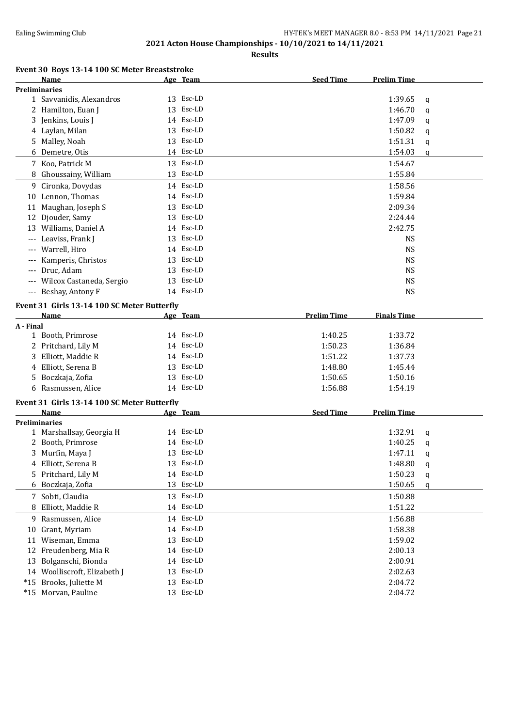## Event 30 Boys 13-14 100 SC Meter Breaststroke

| | Name | Age | Team | Seed Time | Prelim Time | |
|---|---|---|---|---|---|---|
| **Preliminaries** | | | | | | |
| 1 | Savvanidis, Alexandros | 13 | Esc-LD | | 1:39.65 | q |
| 2 | Hamilton, Euan J | 13 | Esc-LD | | 1:46.70 | q |
| 3 | Jenkins, Louis J | 14 | Esc-LD | | 1:47.09 | q |
| 4 | Laylan, Milan | 13 | Esc-LD | | 1:50.82 | q |
| 5 | Malley, Noah | 13 | Esc-LD | | 1:51.31 | q |
| 6 | Demetre, Otis | 14 | Esc-LD | | 1:54.03 | q |
| 7 | Koo, Patrick M | 13 | Esc-LD | | 1:54.67 | |
| 8 | Ghoussainy, William | 13 | Esc-LD | | 1:55.84 | |
| 9 | Cironka, Dovydas | 14 | Esc-LD | | 1:58.56 | |
| 10 | Lennon, Thomas | 14 | Esc-LD | | 1:59.84 | |
| 11 | Maughan, Joseph S | 13 | Esc-LD | | 2:09.34 | |
| 12 | Djouder, Samy | 13 | Esc-LD | | 2:24.44 | |
| 13 | Williams, Daniel A | 14 | Esc-LD | | 2:42.75 | |
| --- | Leaviss, Frank J | 13 | Esc-LD | | NS | |
| --- | Warrell, Hiro | 14 | Esc-LD | | NS | |
| --- | Kamperis, Christos | 13 | Esc-LD | | NS | |
| --- | Druc, Adam | 13 | Esc-LD | | NS | |
| --- | Wilcox Castaneda, Sergio | 13 | Esc-LD | | NS | |
| --- | Beshay, Antony F | 14 | Esc-LD | | NS | |

## Event 31 Girls 13-14 100 SC Meter Butterfly

| | Name | Age | Team | Prelim Time | Finals Time |
|---|---|---|---|---|---|
| **A - Final** | | | | | |
| 1 | Booth, Primrose | 14 | Esc-LD | 1:40.25 | 1:33.72 |
| 2 | Pritchard, Lily M | 14 | Esc-LD | 1:50.23 | 1:36.84 |
| 3 | Elliott, Maddie R | 14 | Esc-LD | 1:51.22 | 1:37.73 |
| 4 | Elliott, Serena B | 13 | Esc-LD | 1:48.80 | 1:45.44 |
| 5 | Boczkaja, Zofia | 13 | Esc-LD | 1:50.65 | 1:50.16 |
| 6 | Rasmussen, Alice | 14 | Esc-LD | 1:56.88 | 1:54.19 |

## Event 31 Girls 13-14 100 SC Meter Butterfly

| | Name | Age | Team | Seed Time | Prelim Time | |
|---|---|---|---|---|---|---|
| **Preliminaries** | | | | | | |
| 1 | Marshallsay, Georgia H | 14 | Esc-LD | | 1:32.91 | q |
| 2 | Booth, Primrose | 14 | Esc-LD | | 1:40.25 | q |
| 3 | Murfin, Maya J | 13 | Esc-LD | | 1:47.11 | q |
| 4 | Elliott, Serena B | 13 | Esc-LD | | 1:48.80 | q |
| 5 | Pritchard, Lily M | 14 | Esc-LD | | 1:50.23 | q |
| 6 | Boczkaja, Zofia | 13 | Esc-LD | | 1:50.65 | q |
| 7 | Sobti, Claudia | 13 | Esc-LD | | 1:50.88 | |
| 8 | Elliott, Maddie R | 14 | Esc-LD | | 1:51.22 | |
| 9 | Rasmussen, Alice | 14 | Esc-LD | | 1:56.88 | |
| 10 | Grant, Myriam | 14 | Esc-LD | | 1:58.38 | |
| 11 | Wiseman, Emma | 13 | Esc-LD | | 1:59.02 | |
| 12 | Freudenberg, Mia R | 14 | Esc-LD | | 2:00.13 | |
| 13 | Bolganschi, Bionda | 14 | Esc-LD | | 2:00.91 | |
| 14 | Woolliscroft, Elizabeth J | 13 | Esc-LD | | 2:02.63 | |
| *15 | Brooks, Juliette M | 13 | Esc-LD | | 2:04.72 | |
| *15 | Morvan, Pauline | 13 | Esc-LD | | 2:04.72 | |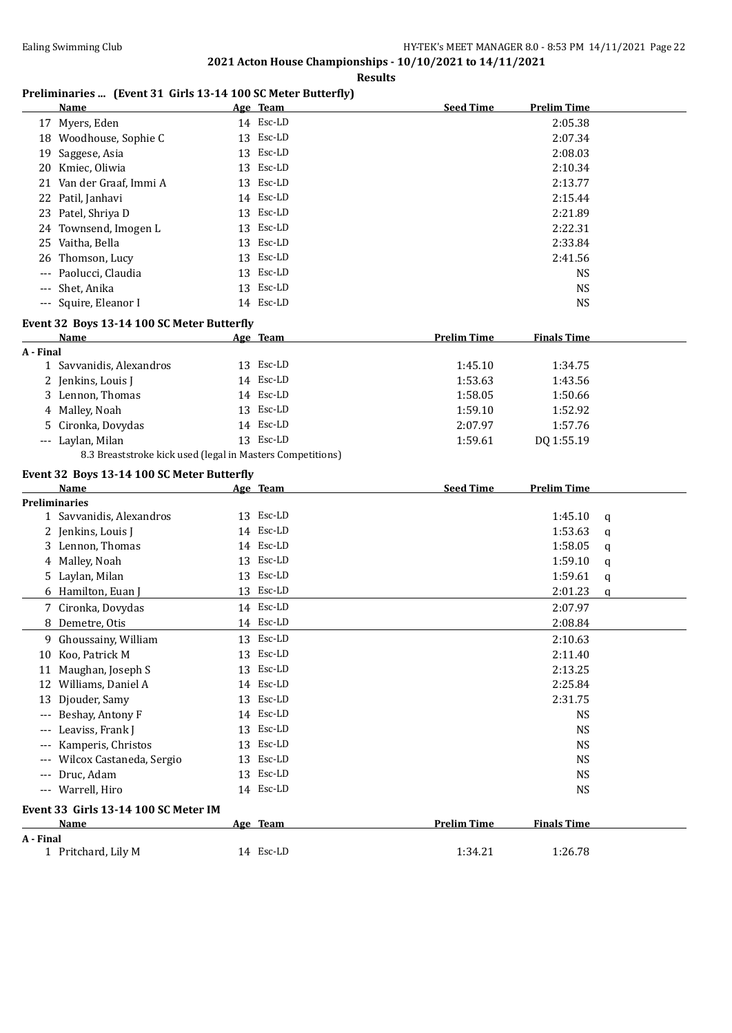## 2021 Acton House Championships - 10/10/2021 to 14/11/2021

### Results

**Preliminaries ... (Event 31 Girls 13-14 100 SC Meter Butterfly)**

| | Name | Age | Team | Seed Time | Prelim Time |
|---|---|---|---|---|---|
| 17 | Myers, Eden | 14 | Esc-LD | | 2:05.38 |
| 18 | Woodhouse, Sophie C | 13 | Esc-LD | | 2:07.34 |
| 19 | Saggese, Asia | 13 | Esc-LD | | 2:08.03 |
| 20 | Kmiec, Oliwia | 13 | Esc-LD | | 2:10.34 |
| 21 | Van der Graaf, Immi A | 13 | Esc-LD | | 2:13.77 |
| 22 | Patil, Janhavi | 14 | Esc-LD | | 2:15.44 |
| 23 | Patel, Shriya D | 13 | Esc-LD | | 2:21.89 |
| 24 | Townsend, Imogen L | 13 | Esc-LD | | 2:22.31 |
| 25 | Vaitha, Bella | 13 | Esc-LD | | 2:33.84 |
| 26 | Thomson, Lucy | 13 | Esc-LD | | 2:41.56 |
| --- | Paolucci, Claudia | 13 | Esc-LD | | NS |
| --- | Shet, Anika | 13 | Esc-LD | | NS |
| --- | Squire, Eleanor I | 14 | Esc-LD | | NS |

**Event 32 Boys 13-14 100 SC Meter Butterfly**

| | Name | Age | Team | Prelim Time | Finals Time |
|---|---|---|---|---|---|
| **A - Final** | | | | | |
| 1 | Savvanidis, Alexandros | 13 | Esc-LD | 1:45.10 | 1:34.75 |
| 2 | Jenkins, Louis J | 14 | Esc-LD | 1:53.63 | 1:43.56 |
| 3 | Lennon, Thomas | 14 | Esc-LD | 1:58.05 | 1:50.66 |
| 4 | Malley, Noah | 13 | Esc-LD | 1:59.10 | 1:52.92 |
| 5 | Cironka, Dovydas | 14 | Esc-LD | 2:07.97 | 1:57.76 |
| --- | Laylan, Milan | 13 | Esc-LD | 1:59.61 | DQ 1:55.19 |

8.3 Breaststroke kick used (legal in Masters Competitions)

**Event 32 Boys 13-14 100 SC Meter Butterfly**

| | Name | Age | Team | Seed Time | Prelim Time | |
|---|---|---|---|---|---|---|
| **Preliminaries** | | | | | | |
| 1 | Savvanidis, Alexandros | 13 | Esc-LD | | 1:45.10 | q |
| 2 | Jenkins, Louis J | 14 | Esc-LD | | 1:53.63 | q |
| 3 | Lennon, Thomas | 14 | Esc-LD | | 1:58.05 | q |
| 4 | Malley, Noah | 13 | Esc-LD | | 1:59.10 | q |
| 5 | Laylan, Milan | 13 | Esc-LD | | 1:59.61 | q |
| 6 | Hamilton, Euan J | 13 | Esc-LD | | 2:01.23 | q |
| 7 | Cironka, Dovydas | 14 | Esc-LD | | 2:07.97 | |
| 8 | Demetre, Otis | 14 | Esc-LD | | 2:08.84 | |
| 9 | Ghoussainy, William | 13 | Esc-LD | | 2:10.63 | |
| 10 | Koo, Patrick M | 13 | Esc-LD | | 2:11.40 | |
| 11 | Maughan, Joseph S | 13 | Esc-LD | | 2:13.25 | |
| 12 | Williams, Daniel A | 14 | Esc-LD | | 2:25.84 | |
| 13 | Djouder, Samy | 13 | Esc-LD | | 2:31.75 | |
| --- | Beshay, Antony F | 14 | Esc-LD | | NS | |
| --- | Leaviss, Frank J | 13 | Esc-LD | | NS | |
| --- | Kamperis, Christos | 13 | Esc-LD | | NS | |
| --- | Wilcox Castaneda, Sergio | 13 | Esc-LD | | NS | |
| --- | Druc, Adam | 13 | Esc-LD | | NS | |
| --- | Warrell, Hiro | 14 | Esc-LD | | NS | |

**Event 33 Girls 13-14 100 SC Meter IM**

| | Name | Age | Team | Prelim Time | Finals Time |
|---|---|---|---|---|---|
| **A - Final** | | | | | |
| 1 | Pritchard, Lily M | 14 | Esc-LD | 1:34.21 | 1:26.78 |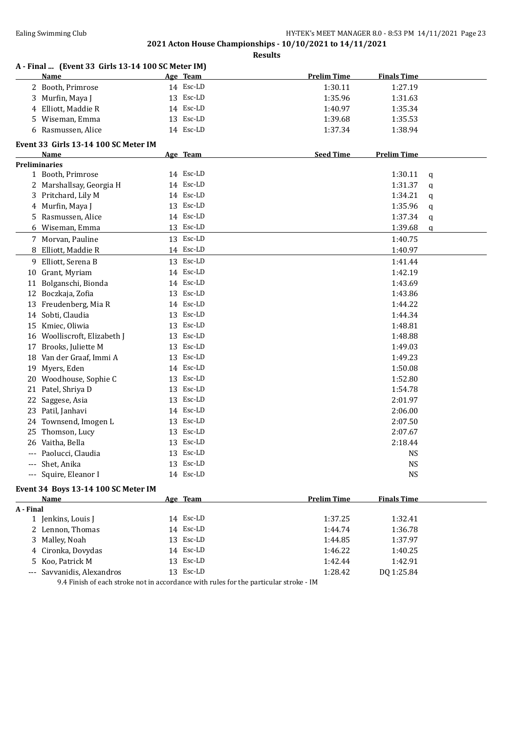**2021 Acton House Championships - 10/10/2021 to 14/11/2021**

**Results**

### A - Final ... (Event 33 Girls 13-14 100 SC Meter IM)

| | Name | Age | Team | Prelim Time | Finals Time |
|---|---|---|---|---|---|
| 2 | Booth, Primrose | 14 | Esc-LD | 1:30.11 | 1:27.19 |
| 3 | Murfin, Maya J | 13 | Esc-LD | 1:35.96 | 1:31.63 |
| 4 | Elliott, Maddie R | 14 | Esc-LD | 1:40.97 | 1:35.34 |
| 5 | Wiseman, Emma | 13 | Esc-LD | 1:39.68 | 1:35.53 |
| 6 | Rasmussen, Alice | 14 | Esc-LD | 1:37.34 | 1:38.94 |

### Event 33 Girls 13-14 100 SC Meter IM

| | Name | Age | Team | Seed Time | Prelim Time | |
|---|---|---|---|---|---|---|
| **Preliminaries** | | | | | | |
| 1 | Booth, Primrose | 14 | Esc-LD | | 1:30.11 | q |
| 2 | Marshallsay, Georgia H | 14 | Esc-LD | | 1:31.37 | q |
| 3 | Pritchard, Lily M | 14 | Esc-LD | | 1:34.21 | q |
| 4 | Murfin, Maya J | 13 | Esc-LD | | 1:35.96 | q |
| 5 | Rasmussen, Alice | 14 | Esc-LD | | 1:37.34 | q |
| 6 | Wiseman, Emma | 13 | Esc-LD | | 1:39.68 | q |
| 7 | Morvan, Pauline | 13 | Esc-LD | | 1:40.75 | |
| 8 | Elliott, Maddie R | 14 | Esc-LD | | 1:40.97 | |
| 9 | Elliott, Serena B | 13 | Esc-LD | | 1:41.44 | |
| 10 | Grant, Myriam | 14 | Esc-LD | | 1:42.19 | |
| 11 | Bolganschi, Bionda | 14 | Esc-LD | | 1:43.69 | |
| 12 | Boczkaja, Zofia | 13 | Esc-LD | | 1:43.86 | |
| 13 | Freudenberg, Mia R | 14 | Esc-LD | | 1:44.22 | |
| 14 | Sobti, Claudia | 13 | Esc-LD | | 1:44.34 | |
| 15 | Kmiec, Oliwia | 13 | Esc-LD | | 1:48.81 | |
| 16 | Woolliscroft, Elizabeth J | 13 | Esc-LD | | 1:48.88 | |
| 17 | Brooks, Juliette M | 13 | Esc-LD | | 1:49.03 | |
| 18 | Van der Graaf, Immi A | 13 | Esc-LD | | 1:49.23 | |
| 19 | Myers, Eden | 14 | Esc-LD | | 1:50.08 | |
| 20 | Woodhouse, Sophie C | 13 | Esc-LD | | 1:52.80 | |
| 21 | Patel, Shriya D | 13 | Esc-LD | | 1:54.78 | |
| 22 | Saggese, Asia | 13 | Esc-LD | | 2:01.97 | |
| 23 | Patil, Janhavi | 14 | Esc-LD | | 2:06.00 | |
| 24 | Townsend, Imogen L | 13 | Esc-LD | | 2:07.50 | |
| 25 | Thomson, Lucy | 13 | Esc-LD | | 2:07.67 | |
| 26 | Vaitha, Bella | 13 | Esc-LD | | 2:18.44 | |
| --- | Paolucci, Claudia | 13 | Esc-LD | | NS | |
| --- | Shet, Anika | 13 | Esc-LD | | NS | |
| --- | Squire, Eleanor I | 14 | Esc-LD | | NS | |

### Event 34 Boys 13-14 100 SC Meter IM

| | Name | Age | Team | Prelim Time | Finals Time |
|---|---|---|---|---|---|
| **A - Final** | | | | | |
| 1 | Jenkins, Louis J | 14 | Esc-LD | 1:37.25 | 1:32.41 |
| 2 | Lennon, Thomas | 14 | Esc-LD | 1:44.74 | 1:36.78 |
| 3 | Malley, Noah | 13 | Esc-LD | 1:44.85 | 1:37.97 |
| 4 | Cironka, Dovydas | 14 | Esc-LD | 1:46.22 | 1:40.25 |
| 5 | Koo, Patrick M | 13 | Esc-LD | 1:42.44 | 1:42.91 |
| --- | Savvanidis, Alexandros | 13 | Esc-LD | 1:28.42 | DQ 1:25.84 |

9.4 Finish of each stroke not in accordance with rules for the particular stroke - IM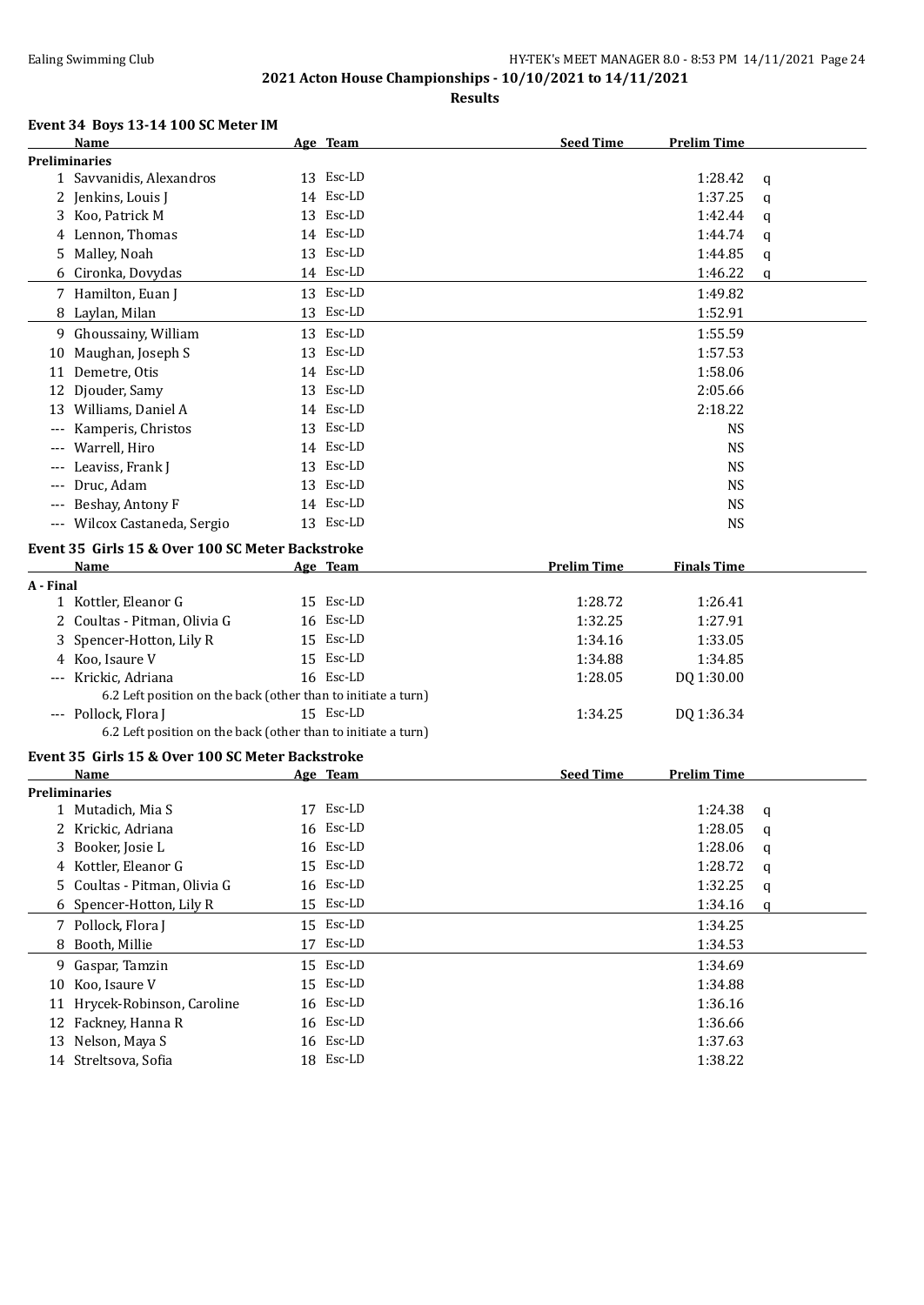**2021 Acton House Championships - 10/10/2021 to 14/11/2021**

**Results**

### Event 34 Boys 13-14 100 SC Meter IM

| | Name | Age | Team | Seed Time | Prelim Time | |
|---|---|---|---|---|---|---|
| **Preliminaries** | | | | | | |
| 1 | Savvanidis, Alexandros | 13 | Esc-LD | | 1:28.42 | q |
| 2 | Jenkins, Louis J | 14 | Esc-LD | | 1:37.25 | q |
| 3 | Koo, Patrick M | 13 | Esc-LD | | 1:42.44 | q |
| 4 | Lennon, Thomas | 14 | Esc-LD | | 1:44.74 | q |
| 5 | Malley, Noah | 13 | Esc-LD | | 1:44.85 | q |
| 6 | Cironka, Dovydas | 14 | Esc-LD | | 1:46.22 | q |
| 7 | Hamilton, Euan J | 13 | Esc-LD | | 1:49.82 | |
| 8 | Laylan, Milan | 13 | Esc-LD | | 1:52.91 | |
| 9 | Ghoussainy, William | 13 | Esc-LD | | 1:55.59 | |
| 10 | Maughan, Joseph S | 13 | Esc-LD | | 1:57.53 | |
| 11 | Demetre, Otis | 14 | Esc-LD | | 1:58.06 | |
| 12 | Djouder, Samy | 13 | Esc-LD | | 2:05.66 | |
| 13 | Williams, Daniel A | 14 | Esc-LD | | 2:18.22 | |
| --- | Kamperis, Christos | 13 | Esc-LD | | NS | |
| --- | Warrell, Hiro | 14 | Esc-LD | | NS | |
| --- | Leaviss, Frank J | 13 | Esc-LD | | NS | |
| --- | Druc, Adam | 13 | Esc-LD | | NS | |
| --- | Beshay, Antony F | 14 | Esc-LD | | NS | |
| --- | Wilcox Castaneda, Sergio | 13 | Esc-LD | | NS | |

### Event 35 Girls 15 & Over 100 SC Meter Backstroke

| | Name | Age | Team | Prelim Time | Finals Time |
|---|---|---|---|---|---|
| **A - Final** | | | | | |
| 1 | Kottler, Eleanor G | 15 | Esc-LD | 1:28.72 | 1:26.41 |
| 2 | Coultas - Pitman, Olivia G | 16 | Esc-LD | 1:32.25 | 1:27.91 |
| 3 | Spencer-Hotton, Lily R | 15 | Esc-LD | 1:34.16 | 1:33.05 |
| 4 | Koo, Isaure V | 15 | Esc-LD | 1:34.88 | 1:34.85 |
| --- | Krickic, Adriana | 16 | Esc-LD | 1:28.05 | DQ 1:30.00 |
| | 6.2 Left position on the back (other than to initiate a turn) | | | | |
| --- | Pollock, Flora J | 15 | Esc-LD | 1:34.25 | DQ 1:36.34 |
| | 6.2 Left position on the back (other than to initiate a turn) | | | | |

### Event 35 Girls 15 & Over 100 SC Meter Backstroke

| | Name | Age | Team | Seed Time | Prelim Time | |
|---|---|---|---|---|---|---|
| **Preliminaries** | | | | | | |
| 1 | Mutadich, Mia S | 17 | Esc-LD | | 1:24.38 | q |
| 2 | Krickic, Adriana | 16 | Esc-LD | | 1:28.05 | q |
| 3 | Booker, Josie L | 16 | Esc-LD | | 1:28.06 | q |
| 4 | Kottler, Eleanor G | 15 | Esc-LD | | 1:28.72 | q |
| 5 | Coultas - Pitman, Olivia G | 16 | Esc-LD | | 1:32.25 | q |
| 6 | Spencer-Hotton, Lily R | 15 | Esc-LD | | 1:34.16 | q |
| 7 | Pollock, Flora J | 15 | Esc-LD | | 1:34.25 | |
| 8 | Booth, Millie | 17 | Esc-LD | | 1:34.53 | |
| 9 | Gaspar, Tamzin | 15 | Esc-LD | | 1:34.69 | |
| 10 | Koo, Isaure V | 15 | Esc-LD | | 1:34.88 | |
| 11 | Hrycek-Robinson, Caroline | 16 | Esc-LD | | 1:36.16 | |
| 12 | Fackney, Hanna R | 16 | Esc-LD | | 1:36.66 | |
| 13 | Nelson, Maya S | 16 | Esc-LD | | 1:37.63 | |
| 14 | Streltsova, Sofia | 18 | Esc-LD | | 1:38.22 | |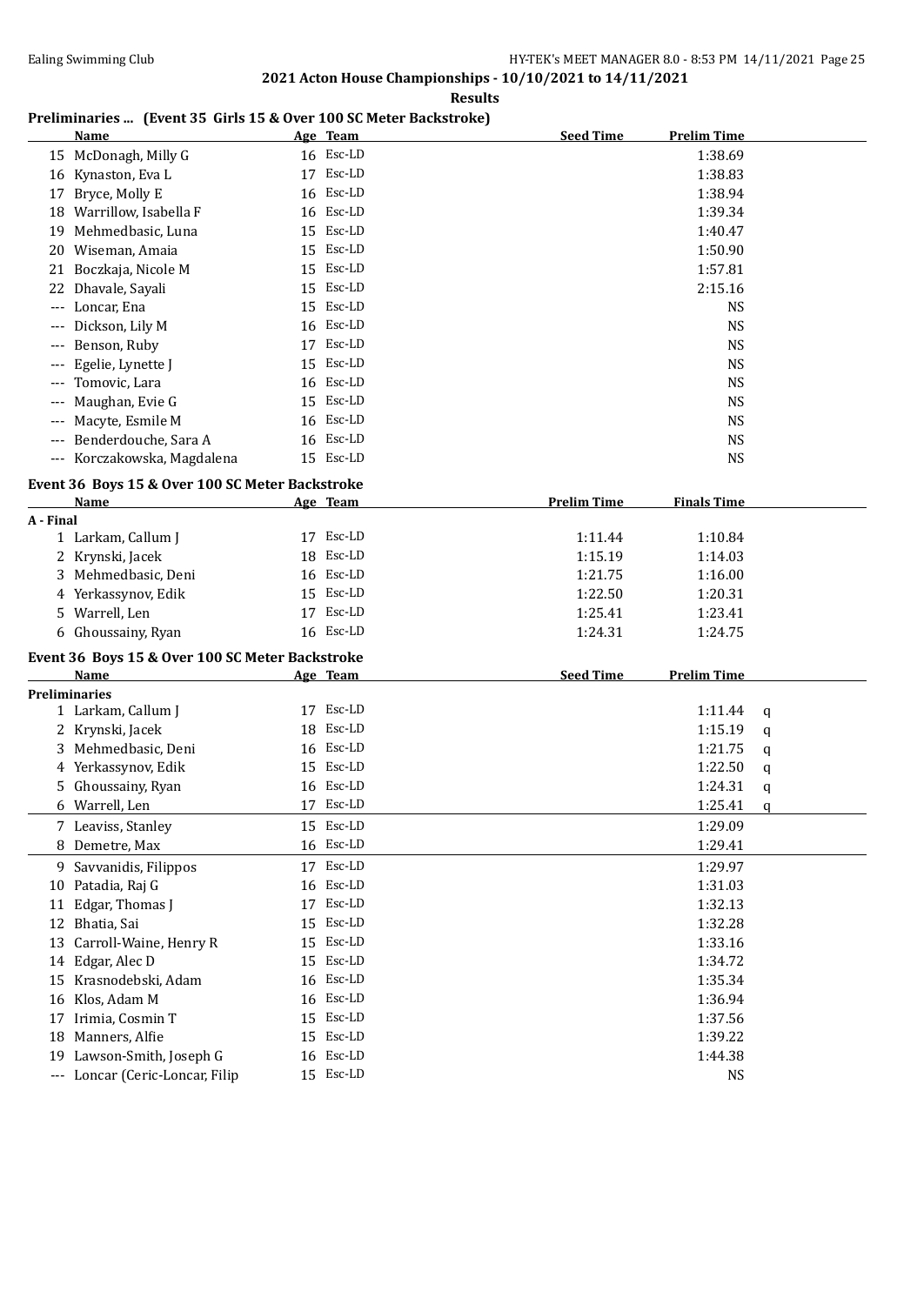## 2021 Acton House Championships - 10/10/2021 to 14/11/2021

**Results**

### Preliminaries ... (Event 35 Girls 15 & Over 100 SC Meter Backstroke)

| | Name | Age | Team | Seed Time | Prelim Time |
|---|---|---|---|---|---|
| 15 | McDonagh, Milly G | 16 | Esc-LD | | 1:38.69 |
| 16 | Kynaston, Eva L | 17 | Esc-LD | | 1:38.83 |
| 17 | Bryce, Molly E | 16 | Esc-LD | | 1:38.94 |
| 18 | Warrillow, Isabella F | 16 | Esc-LD | | 1:39.34 |
| 19 | Mehmedbasic, Luna | 15 | Esc-LD | | 1:40.47 |
| 20 | Wiseman, Amaia | 15 | Esc-LD | | 1:50.90 |
| 21 | Boczkaja, Nicole M | 15 | Esc-LD | | 1:57.81 |
| 22 | Dhavale, Sayali | 15 | Esc-LD | | 2:15.16 |
| --- | Loncar, Ena | 15 | Esc-LD | | NS |
| --- | Dickson, Lily M | 16 | Esc-LD | | NS |
| --- | Benson, Ruby | 17 | Esc-LD | | NS |
| --- | Egelie, Lynette J | 15 | Esc-LD | | NS |
| --- | Tomovic, Lara | 16 | Esc-LD | | NS |
| --- | Maughan, Evie G | 15 | Esc-LD | | NS |
| --- | Macyte, Esmile M | 16 | Esc-LD | | NS |
| --- | Benderdouche, Sara A | 16 | Esc-LD | | NS |
| --- | Korczakowska, Magdalena | 15 | Esc-LD | | NS |

### Event 36 Boys 15 & Over 100 SC Meter Backstroke

| | Name | Age | Team | Prelim Time | Finals Time |
|---|---|---|---|---|---|
| **A - Final** | | | | | |
| 1 | Larkam, Callum J | 17 | Esc-LD | 1:11.44 | 1:10.84 |
| 2 | Krynski, Jacek | 18 | Esc-LD | 1:15.19 | 1:14.03 |
| 3 | Mehmedbasic, Deni | 16 | Esc-LD | 1:21.75 | 1:16.00 |
| 4 | Yerkassynov, Edik | 15 | Esc-LD | 1:22.50 | 1:20.31 |
| 5 | Warrell, Len | 17 | Esc-LD | 1:25.41 | 1:23.41 |
| 6 | Ghoussainy, Ryan | 16 | Esc-LD | 1:24.31 | 1:24.75 |

### Event 36 Boys 15 & Over 100 SC Meter Backstroke

| | Name | Age | Team | Seed Time | Prelim Time | |
|---|---|---|---|---|---|---|
| **Preliminaries** | | | | | | |
| 1 | Larkam, Callum J | 17 | Esc-LD | | 1:11.44 | q |
| 2 | Krynski, Jacek | 18 | Esc-LD | | 1:15.19 | q |
| 3 | Mehmedbasic, Deni | 16 | Esc-LD | | 1:21.75 | q |
| 4 | Yerkassynov, Edik | 15 | Esc-LD | | 1:22.50 | q |
| 5 | Ghoussainy, Ryan | 16 | Esc-LD | | 1:24.31 | q |
| 6 | Warrell, Len | 17 | Esc-LD | | 1:25.41 | q |
| 7 | Leaviss, Stanley | 15 | Esc-LD | | 1:29.09 | |
| 8 | Demetre, Max | 16 | Esc-LD | | 1:29.41 | |
| 9 | Savvanidis, Filippos | 17 | Esc-LD | | 1:29.97 | |
| 10 | Patadia, Raj G | 16 | Esc-LD | | 1:31.03 | |
| 11 | Edgar, Thomas J | 17 | Esc-LD | | 1:32.13 | |
| 12 | Bhatia, Sai | 15 | Esc-LD | | 1:32.28 | |
| 13 | Carroll-Waine, Henry R | 15 | Esc-LD | | 1:33.16 | |
| 14 | Edgar, Alec D | 15 | Esc-LD | | 1:34.72 | |
| 15 | Krasnodebski, Adam | 16 | Esc-LD | | 1:35.34 | |
| 16 | Klos, Adam M | 16 | Esc-LD | | 1:36.94 | |
| 17 | Irimia, Cosmin T | 15 | Esc-LD | | 1:37.56 | |
| 18 | Manners, Alfie | 15 | Esc-LD | | 1:39.22 | |
| 19 | Lawson-Smith, Joseph G | 16 | Esc-LD | | 1:44.38 | |
| --- | Loncar (Ceric-Loncar, Filip | 15 | Esc-LD | | NS | |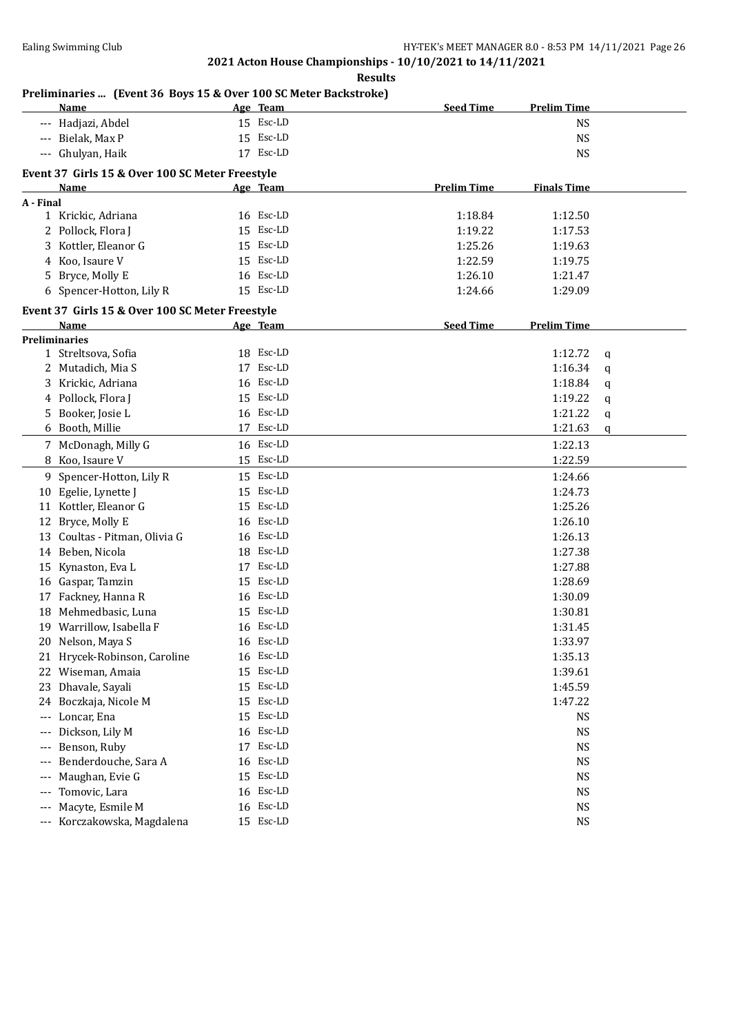## 2021 Acton House Championships - 10/10/2021 to 14/11/2021

### Results

### Preliminaries ... (Event 36 Boys 15 & Over 100 SC Meter Backstroke)

| | Name | Age | Team | Seed Time | Prelim Time |
|---|---|---|---|---|---|
| --- | Hadjazi, Abdel | 15 | Esc-LD | | NS |
| --- | Bielak, Max P | 15 | Esc-LD | | NS |
| --- | Ghulyan, Haik | 17 | Esc-LD | | NS |

### Event 37 Girls 15 & Over 100 SC Meter Freestyle

| | Name | Age | Team | Prelim Time | Finals Time |
|---|---|---|---|---|---|
| **A - Final** | | | | | |
| 1 | Krickic, Adriana | 16 | Esc-LD | 1:18.84 | 1:12.50 |
| 2 | Pollock, Flora J | 15 | Esc-LD | 1:19.22 | 1:17.53 |
| 3 | Kottler, Eleanor G | 15 | Esc-LD | 1:25.26 | 1:19.63 |
| 4 | Koo, Isaure V | 15 | Esc-LD | 1:22.59 | 1:19.75 |
| 5 | Bryce, Molly E | 16 | Esc-LD | 1:26.10 | 1:21.47 |
| 6 | Spencer-Hotton, Lily R | 15 | Esc-LD | 1:24.66 | 1:29.09 |

### Event 37 Girls 15 & Over 100 SC Meter Freestyle

| | Name | Age | Team | Seed Time | Prelim Time | |
|---|---|---|---|---|---|---|
| **Preliminaries** | | | | | | |
| 1 | Streltsova, Sofia | 18 | Esc-LD | | 1:12.72 | q |
| 2 | Mutadich, Mia S | 17 | Esc-LD | | 1:16.34 | q |
| 3 | Krickic, Adriana | 16 | Esc-LD | | 1:18.84 | q |
| 4 | Pollock, Flora J | 15 | Esc-LD | | 1:19.22 | q |
| 5 | Booker, Josie L | 16 | Esc-LD | | 1:21.22 | q |
| 6 | Booth, Millie | 17 | Esc-LD | | 1:21.63 | q |
| 7 | McDonagh, Milly G | 16 | Esc-LD | | 1:22.13 | |
| 8 | Koo, Isaure V | 15 | Esc-LD | | 1:22.59 | |
| 9 | Spencer-Hotton, Lily R | 15 | Esc-LD | | 1:24.66 | |
| 10 | Egelie, Lynette J | 15 | Esc-LD | | 1:24.73 | |
| 11 | Kottler, Eleanor G | 15 | Esc-LD | | 1:25.26 | |
| 12 | Bryce, Molly E | 16 | Esc-LD | | 1:26.10 | |
| 13 | Coultas - Pitman, Olivia G | 16 | Esc-LD | | 1:26.13 | |
| 14 | Beben, Nicola | 18 | Esc-LD | | 1:27.38 | |
| 15 | Kynaston, Eva L | 17 | Esc-LD | | 1:27.88 | |
| 16 | Gaspar, Tamzin | 15 | Esc-LD | | 1:28.69 | |
| 17 | Fackney, Hanna R | 16 | Esc-LD | | 1:30.09 | |
| 18 | Mehmedbasic, Luna | 15 | Esc-LD | | 1:30.81 | |
| 19 | Warrillow, Isabella F | 16 | Esc-LD | | 1:31.45 | |
| 20 | Nelson, Maya S | 16 | Esc-LD | | 1:33.97 | |
| 21 | Hrycek-Robinson, Caroline | 16 | Esc-LD | | 1:35.13 | |
| 22 | Wiseman, Amaia | 15 | Esc-LD | | 1:39.61 | |
| 23 | Dhavale, Sayali | 15 | Esc-LD | | 1:45.59 | |
| 24 | Boczkaja, Nicole M | 15 | Esc-LD | | 1:47.22 | |
| --- | Loncar, Ena | 15 | Esc-LD | | NS | |
| --- | Dickson, Lily M | 16 | Esc-LD | | NS | |
| --- | Benson, Ruby | 17 | Esc-LD | | NS | |
| --- | Benderdouche, Sara A | 16 | Esc-LD | | NS | |
| --- | Maughan, Evie G | 15 | Esc-LD | | NS | |
| --- | Tomovic, Lara | 16 | Esc-LD | | NS | |
| --- | Macyte, Esmile M | 16 | Esc-LD | | NS | |
| --- | Korczakowska, Magdalena | 15 | Esc-LD | | NS | |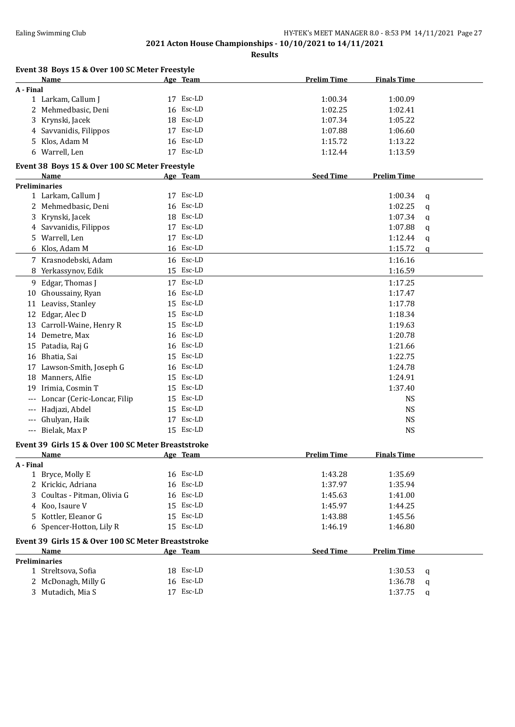**2021 Acton House Championships - 10/10/2021 to 14/11/2021**

**Results**

### Event 38 Boys 15 & Over 100 SC Meter Freestyle

| | Name | Age | Team | Prelim Time | Finals Time |
|---|---|---|---|---|---|
| **A - Final** | | | | | |
| 1 | Larkam, Callum J | 17 | Esc-LD | 1:00.34 | 1:00.09 |
| 2 | Mehmedbasic, Deni | 16 | Esc-LD | 1:02.25 | 1:02.41 |
| 3 | Krynski, Jacek | 18 | Esc-LD | 1:07.34 | 1:05.22 |
| 4 | Savvanidis, Filippos | 17 | Esc-LD | 1:07.88 | 1:06.60 |
| 5 | Klos, Adam M | 16 | Esc-LD | 1:15.72 | 1:13.22 |
| 6 | Warrell, Len | 17 | Esc-LD | 1:12.44 | 1:13.59 |

### Event 38 Boys 15 & Over 100 SC Meter Freestyle

| | Name | Age | Team | Seed Time | Prelim Time | |
|---|---|---|---|---|---|---|
| **Preliminaries** | | | | | | |
| 1 | Larkam, Callum J | 17 | Esc-LD | | 1:00.34 | q |
| 2 | Mehmedbasic, Deni | 16 | Esc-LD | | 1:02.25 | q |
| 3 | Krynski, Jacek | 18 | Esc-LD | | 1:07.34 | q |
| 4 | Savvanidis, Filippos | 17 | Esc-LD | | 1:07.88 | q |
| 5 | Warrell, Len | 17 | Esc-LD | | 1:12.44 | q |
| 6 | Klos, Adam M | 16 | Esc-LD | | 1:15.72 | q |
| 7 | Krasnodebski, Adam | 16 | Esc-LD | | 1:16.16 | |
| 8 | Yerkassynov, Edik | 15 | Esc-LD | | 1:16.59 | |
| 9 | Edgar, Thomas J | 17 | Esc-LD | | 1:17.25 | |
| 10 | Ghoussainy, Ryan | 16 | Esc-LD | | 1:17.47 | |
| 11 | Leaviss, Stanley | 15 | Esc-LD | | 1:17.78 | |
| 12 | Edgar, Alec D | 15 | Esc-LD | | 1:18.34 | |
| 13 | Carroll-Waine, Henry R | 15 | Esc-LD | | 1:19.63 | |
| 14 | Demetre, Max | 16 | Esc-LD | | 1:20.78 | |
| 15 | Patadia, Raj G | 16 | Esc-LD | | 1:21.66 | |
| 16 | Bhatia, Sai | 15 | Esc-LD | | 1:22.75 | |
| 17 | Lawson-Smith, Joseph G | 16 | Esc-LD | | 1:24.78 | |
| 18 | Manners, Alfie | 15 | Esc-LD | | 1:24.91 | |
| 19 | Irimia, Cosmin T | 15 | Esc-LD | | 1:37.40 | |
| --- | Loncar (Ceric-Loncar, Filip | 15 | Esc-LD | | NS | |
| --- | Hadjazi, Abdel | 15 | Esc-LD | | NS | |
| --- | Ghulyan, Haik | 17 | Esc-LD | | NS | |
| --- | Bielak, Max P | 15 | Esc-LD | | NS | |

### Event 39 Girls 15 & Over 100 SC Meter Breaststroke

| | Name | Age | Team | Prelim Time | Finals Time |
|---|---|---|---|---|---|
| **A - Final** | | | | | |
| 1 | Bryce, Molly E | 16 | Esc-LD | 1:43.28 | 1:35.69 |
| 2 | Krickic, Adriana | 16 | Esc-LD | 1:37.97 | 1:35.94 |
| 3 | Coultas - Pitman, Olivia G | 16 | Esc-LD | 1:45.63 | 1:41.00 |
| 4 | Koo, Isaure V | 15 | Esc-LD | 1:45.97 | 1:44.25 |
| 5 | Kottler, Eleanor G | 15 | Esc-LD | 1:43.88 | 1:45.56 |
| 6 | Spencer-Hotton, Lily R | 15 | Esc-LD | 1:46.19 | 1:46.80 |

### Event 39 Girls 15 & Over 100 SC Meter Breaststroke

| | Name | Age | Team | Seed Time | Prelim Time | |
|---|---|---|---|---|---|---|
| **Preliminaries** | | | | | | |
| 1 | Streltsova, Sofia | 18 | Esc-LD | | 1:30.53 | q |
| 2 | McDonagh, Milly G | 16 | Esc-LD | | 1:36.78 | q |
| 3 | Mutadich, Mia S | 17 | Esc-LD | | 1:37.75 | q |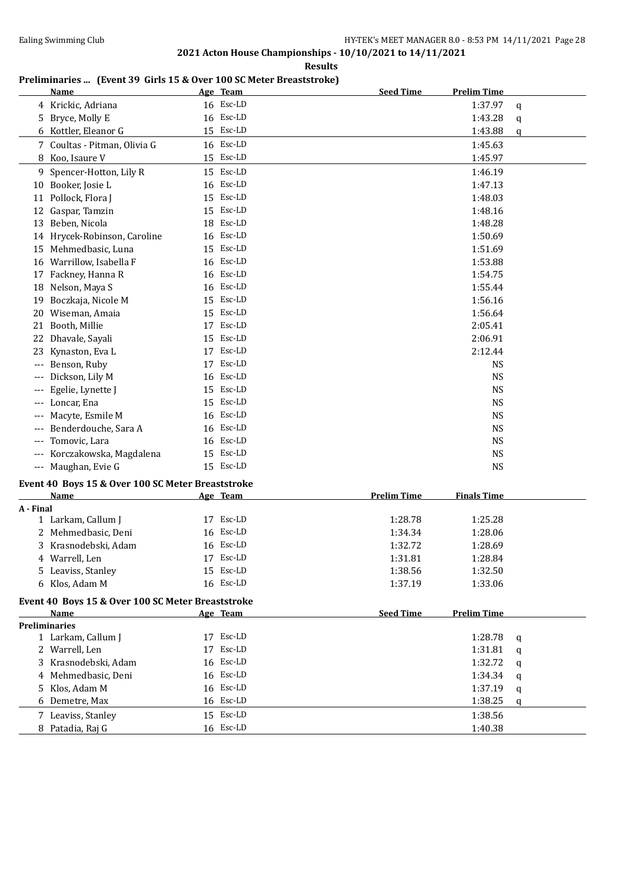## 2021 Acton House Championships - 10/10/2021 to 14/11/2021

### Results

### Preliminaries ... (Event 39 Girls 15 & Over 100 SC Meter Breaststroke)

| | Name | Age | Team | Seed Time | Prelim Time | |
|---|---|---|---|---|---|---|
| 4 | Krickic, Adriana | 16 | Esc-LD | | 1:37.97 | q |
| 5 | Bryce, Molly E | 16 | Esc-LD | | 1:43.28 | q |
| 6 | Kottler, Eleanor G | 15 | Esc-LD | | 1:43.88 | q |
| 7 | Coultas - Pitman, Olivia G | 16 | Esc-LD | | 1:45.63 | |
| 8 | Koo, Isaure V | 15 | Esc-LD | | 1:45.97 | |
| 9 | Spencer-Hotton, Lily R | 15 | Esc-LD | | 1:46.19 | |
| 10 | Booker, Josie L | 16 | Esc-LD | | 1:47.13 | |
| 11 | Pollock, Flora J | 15 | Esc-LD | | 1:48.03 | |
| 12 | Gaspar, Tamzin | 15 | Esc-LD | | 1:48.16 | |
| 13 | Beben, Nicola | 18 | Esc-LD | | 1:48.28 | |
| 14 | Hrycek-Robinson, Caroline | 16 | Esc-LD | | 1:50.69 | |
| 15 | Mehmedbasic, Luna | 15 | Esc-LD | | 1:51.69 | |
| 16 | Warrillow, Isabella F | 16 | Esc-LD | | 1:53.88 | |
| 17 | Fackney, Hanna R | 16 | Esc-LD | | 1:54.75 | |
| 18 | Nelson, Maya S | 16 | Esc-LD | | 1:55.44 | |
| 19 | Boczkaja, Nicole M | 15 | Esc-LD | | 1:56.16 | |
| 20 | Wiseman, Amaia | 15 | Esc-LD | | 1:56.64 | |
| 21 | Booth, Millie | 17 | Esc-LD | | 2:05.41 | |
| 22 | Dhavale, Sayali | 15 | Esc-LD | | 2:06.91 | |
| 23 | Kynaston, Eva L | 17 | Esc-LD | | 2:12.44 | |
| --- | Benson, Ruby | 17 | Esc-LD | | NS | |
| --- | Dickson, Lily M | 16 | Esc-LD | | NS | |
| --- | Egelie, Lynette J | 15 | Esc-LD | | NS | |
| --- | Loncar, Ena | 15 | Esc-LD | | NS | |
| --- | Macyte, Esmile M | 16 | Esc-LD | | NS | |
| --- | Benderdouche, Sara A | 16 | Esc-LD | | NS | |
| --- | Tomovic, Lara | 16 | Esc-LD | | NS | |
| --- | Korczakowska, Magdalena | 15 | Esc-LD | | NS | |
| --- | Maughan, Evie G | 15 | Esc-LD | | NS | |

### Event 40 Boys 15 & Over 100 SC Meter Breaststroke

| | Name | Age | Team | Prelim Time | Finals Time |
|---|---|---|---|---|---|
| **A - Final** | | | | | |
| 1 | Larkam, Callum J | 17 | Esc-LD | 1:28.78 | 1:25.28 |
| 2 | Mehmedbasic, Deni | 16 | Esc-LD | 1:34.34 | 1:28.06 |
| 3 | Krasnodebski, Adam | 16 | Esc-LD | 1:32.72 | 1:28.69 |
| 4 | Warrell, Len | 17 | Esc-LD | 1:31.81 | 1:28.84 |
| 5 | Leaviss, Stanley | 15 | Esc-LD | 1:38.56 | 1:32.50 |
| 6 | Klos, Adam M | 16 | Esc-LD | 1:37.19 | 1:33.06 |

### Event 40 Boys 15 & Over 100 SC Meter Breaststroke

| | Name | Age | Team | Seed Time | Prelim Time | |
|---|---|---|---|---|---|---|
| **Preliminaries** | | | | | | |
| 1 | Larkam, Callum J | 17 | Esc-LD | | 1:28.78 | q |
| 2 | Warrell, Len | 17 | Esc-LD | | 1:31.81 | q |
| 3 | Krasnodebski, Adam | 16 | Esc-LD | | 1:32.72 | q |
| 4 | Mehmedbasic, Deni | 16 | Esc-LD | | 1:34.34 | q |
| 5 | Klos, Adam M | 16 | Esc-LD | | 1:37.19 | q |
| 6 | Demetre, Max | 16 | Esc-LD | | 1:38.25 | q |
| 7 | Leaviss, Stanley | 15 | Esc-LD | | 1:38.56 | |
| 8 | Patadia, Raj G | 16 | Esc-LD | | 1:40.38 | |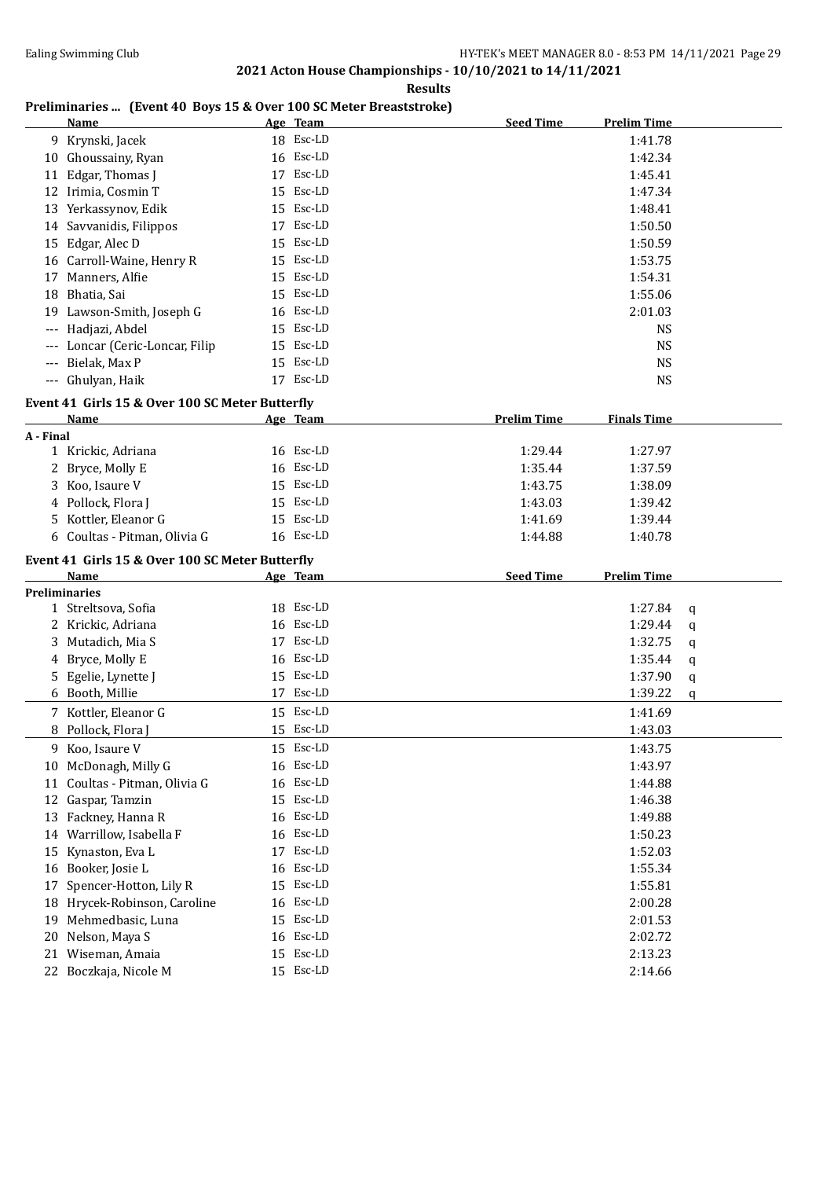## 2021 Acton House Championships - 10/10/2021 to 14/11/2021

### Results

### Preliminaries ... (Event 40 Boys 15 & Over 100 SC Meter Breaststroke)

| | Name | Age | Team | Seed Time | Prelim Time |
|---|---|---|---|---|---|
| 9 | Krynski, Jacek | 18 | Esc-LD | | 1:41.78 |
| 10 | Ghoussainy, Ryan | 16 | Esc-LD | | 1:42.34 |
| 11 | Edgar, Thomas J | 17 | Esc-LD | | 1:45.41 |
| 12 | Irimia, Cosmin T | 15 | Esc-LD | | 1:47.34 |
| 13 | Yerkassynov, Edik | 15 | Esc-LD | | 1:48.41 |
| 14 | Savvanidis, Filippos | 17 | Esc-LD | | 1:50.50 |
| 15 | Edgar, Alec D | 15 | Esc-LD | | 1:50.59 |
| 16 | Carroll-Waine, Henry R | 15 | Esc-LD | | 1:53.75 |
| 17 | Manners, Alfie | 15 | Esc-LD | | 1:54.31 |
| 18 | Bhatia, Sai | 15 | Esc-LD | | 1:55.06 |
| 19 | Lawson-Smith, Joseph G | 16 | Esc-LD | | 2:01.03 |
| --- | Hadjazi, Abdel | 15 | Esc-LD | | NS |
| --- | Loncar (Ceric-Loncar, Filip | 15 | Esc-LD | | NS |
| --- | Bielak, Max P | 15 | Esc-LD | | NS |
| --- | Ghulyan, Haik | 17 | Esc-LD | | NS |

### Event 41 Girls 15 & Over 100 SC Meter Butterfly

| | Name | Age | Team | Prelim Time | Finals Time |
|---|---|---|---|---|---|
| **A - Final** | | | | | |
| 1 | Krickic, Adriana | 16 | Esc-LD | 1:29.44 | 1:27.97 |
| 2 | Bryce, Molly E | 16 | Esc-LD | 1:35.44 | 1:37.59 |
| 3 | Koo, Isaure V | 15 | Esc-LD | 1:43.75 | 1:38.09 |
| 4 | Pollock, Flora J | 15 | Esc-LD | 1:43.03 | 1:39.42 |
| 5 | Kottler, Eleanor G | 15 | Esc-LD | 1:41.69 | 1:39.44 |
| 6 | Coultas - Pitman, Olivia G | 16 | Esc-LD | 1:44.88 | 1:40.78 |

### Event 41 Girls 15 & Over 100 SC Meter Butterfly

| | Name | Age | Team | Seed Time | Prelim Time | |
|---|---|---|---|---|---|---|
| **Preliminaries** | | | | | | |
| 1 | Streltsova, Sofia | 18 | Esc-LD | | 1:27.84 | q |
| 2 | Krickic, Adriana | 16 | Esc-LD | | 1:29.44 | q |
| 3 | Mutadich, Mia S | 17 | Esc-LD | | 1:32.75 | q |
| 4 | Bryce, Molly E | 16 | Esc-LD | | 1:35.44 | q |
| 5 | Egelie, Lynette J | 15 | Esc-LD | | 1:37.90 | q |
| 6 | Booth, Millie | 17 | Esc-LD | | 1:39.22 | q |
| 7 | Kottler, Eleanor G | 15 | Esc-LD | | 1:41.69 | |
| 8 | Pollock, Flora J | 15 | Esc-LD | | 1:43.03 | |
| 9 | Koo, Isaure V | 15 | Esc-LD | | 1:43.75 | |
| 10 | McDonagh, Milly G | 16 | Esc-LD | | 1:43.97 | |
| 11 | Coultas - Pitman, Olivia G | 16 | Esc-LD | | 1:44.88 | |
| 12 | Gaspar, Tamzin | 15 | Esc-LD | | 1:46.38 | |
| 13 | Fackney, Hanna R | 16 | Esc-LD | | 1:49.88 | |
| 14 | Warrillow, Isabella F | 16 | Esc-LD | | 1:50.23 | |
| 15 | Kynaston, Eva L | 17 | Esc-LD | | 1:52.03 | |
| 16 | Booker, Josie L | 16 | Esc-LD | | 1:55.34 | |
| 17 | Spencer-Hotton, Lily R | 15 | Esc-LD | | 1:55.81 | |
| 18 | Hrycek-Robinson, Caroline | 16 | Esc-LD | | 2:00.28 | |
| 19 | Mehmedbasic, Luna | 15 | Esc-LD | | 2:01.53 | |
| 20 | Nelson, Maya S | 16 | Esc-LD | | 2:02.72 | |
| 21 | Wiseman, Amaia | 15 | Esc-LD | | 2:13.23 | |
| 22 | Boczkaja, Nicole M | 15 | Esc-LD | | 2:14.66 | |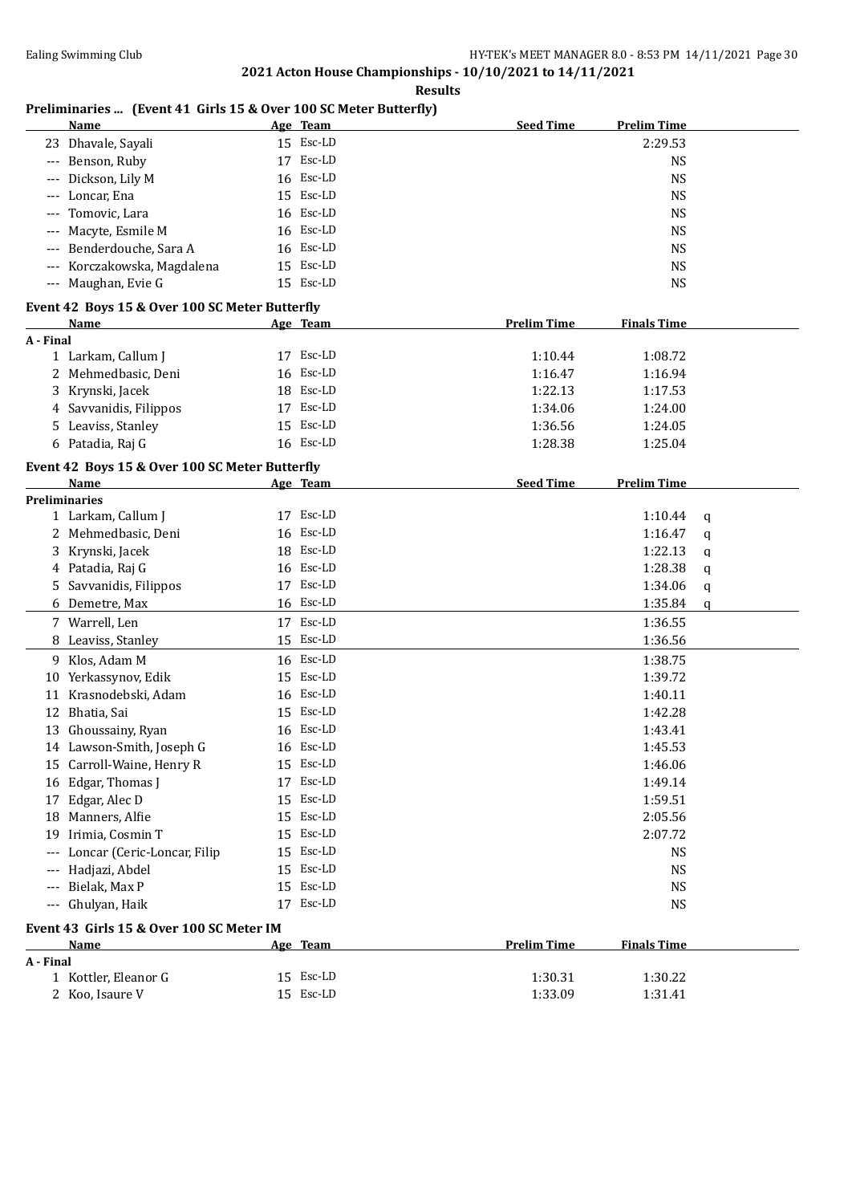**2021 Acton House Championships - 10/10/2021 to 14/11/2021**

**Results**

### Preliminaries ... (Event 41 Girls 15 & Over 100 SC Meter Butterfly)

| | Name | Age | Team | Seed Time | Prelim Time |
|---|---|---|---|---|---|
| 23 | Dhavale, Sayali | 15 | Esc-LD | | 2:29.53 |
| --- | Benson, Ruby | 17 | Esc-LD | | NS |
| --- | Dickson, Lily M | 16 | Esc-LD | | NS |
| --- | Loncar, Ena | 15 | Esc-LD | | NS |
| --- | Tomovic, Lara | 16 | Esc-LD | | NS |
| --- | Macyte, Esmile M | 16 | Esc-LD | | NS |
| --- | Benderdouche, Sara A | 16 | Esc-LD | | NS |
| --- | Korczakowska, Magdalena | 15 | Esc-LD | | NS |
| --- | Maughan, Evie G | 15 | Esc-LD | | NS |

### Event 42 Boys 15 & Over 100 SC Meter Butterfly

| | Name | Age | Team | Prelim Time | Finals Time |
|---|---|---|---|---|---|
| **A - Final** | | | | | |
| 1 | Larkam, Callum J | 17 | Esc-LD | 1:10.44 | 1:08.72 |
| 2 | Mehmedbasic, Deni | 16 | Esc-LD | 1:16.47 | 1:16.94 |
| 3 | Krynski, Jacek | 18 | Esc-LD | 1:22.13 | 1:17.53 |
| 4 | Savvanidis, Filippos | 17 | Esc-LD | 1:34.06 | 1:24.00 |
| 5 | Leaviss, Stanley | 15 | Esc-LD | 1:36.56 | 1:24.05 |
| 6 | Patadia, Raj G | 16 | Esc-LD | 1:28.38 | 1:25.04 |

### Event 42 Boys 15 & Over 100 SC Meter Butterfly

| | Name | Age | Team | Seed Time | Prelim Time | |
|---|---|---|---|---|---|---|
| **Preliminaries** | | | | | | |
| 1 | Larkam, Callum J | 17 | Esc-LD | | 1:10.44 | q |
| 2 | Mehmedbasic, Deni | 16 | Esc-LD | | 1:16.47 | q |
| 3 | Krynski, Jacek | 18 | Esc-LD | | 1:22.13 | q |
| 4 | Patadia, Raj G | 16 | Esc-LD | | 1:28.38 | q |
| 5 | Savvanidis, Filippos | 17 | Esc-LD | | 1:34.06 | q |
| 6 | Demetre, Max | 16 | Esc-LD | | 1:35.84 | q |
| 7 | Warrell, Len | 17 | Esc-LD | | 1:36.55 | |
| 8 | Leaviss, Stanley | 15 | Esc-LD | | 1:36.56 | |
| 9 | Klos, Adam M | 16 | Esc-LD | | 1:38.75 | |
| 10 | Yerkassynov, Edik | 15 | Esc-LD | | 1:39.72 | |
| 11 | Krasnodebski, Adam | 16 | Esc-LD | | 1:40.11 | |
| 12 | Bhatia, Sai | 15 | Esc-LD | | 1:42.28 | |
| 13 | Ghoussainy, Ryan | 16 | Esc-LD | | 1:43.41 | |
| 14 | Lawson-Smith, Joseph G | 16 | Esc-LD | | 1:45.53 | |
| 15 | Carroll-Waine, Henry R | 15 | Esc-LD | | 1:46.06 | |
| 16 | Edgar, Thomas J | 17 | Esc-LD | | 1:49.14 | |
| 17 | Edgar, Alec D | 15 | Esc-LD | | 1:59.51 | |
| 18 | Manners, Alfie | 15 | Esc-LD | | 2:05.56 | |
| 19 | Irimia, Cosmin T | 15 | Esc-LD | | 2:07.72 | |
| --- | Loncar (Ceric-Loncar, Filip | 15 | Esc-LD | | NS | |
| --- | Hadjazi, Abdel | 15 | Esc-LD | | NS | |
| --- | Bielak, Max P | 15 | Esc-LD | | NS | |
| --- | Ghulyan, Haik | 17 | Esc-LD | | NS | |

### Event 43 Girls 15 & Over 100 SC Meter IM

| | Name | Age | Team | Prelim Time | Finals Time |
|---|---|---|---|---|---|
| **A - Final** | | | | | |
| 1 | Kottler, Eleanor G | 15 | Esc-LD | 1:30.31 | 1:30.22 |
| 2 | Koo, Isaure V | 15 | Esc-LD | 1:33.09 | 1:31.41 |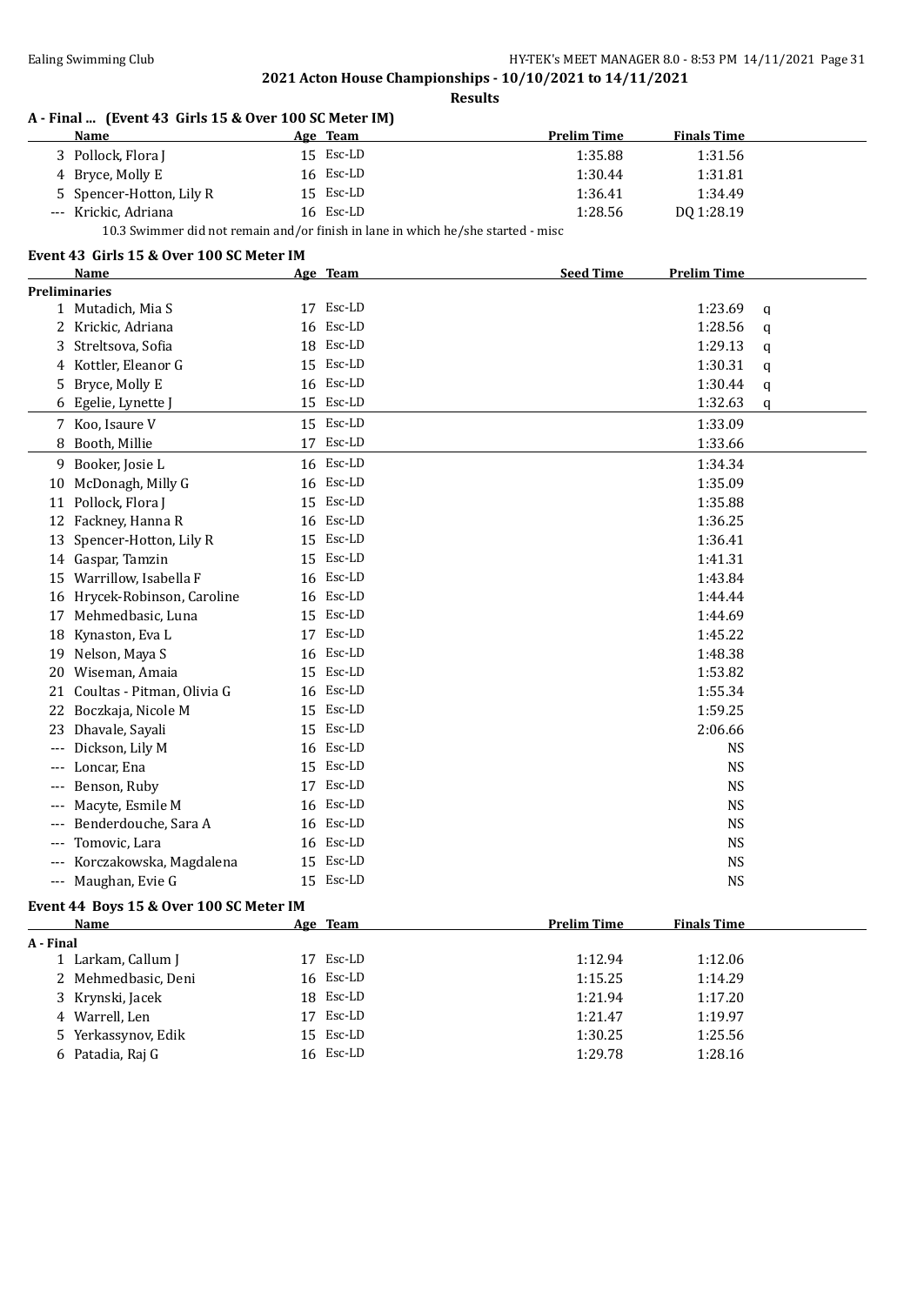**2021 Acton House Championships - 10/10/2021 to 14/11/2021**

**Results**

## A - Final ... (Event 43 Girls 15 & Over 100 SC Meter IM)

| | Name | Age | Team | Prelim Time | Finals Time |
|---|---|---|---|---|---|
| 3 | Pollock, Flora J | 15 | Esc-LD | 1:35.88 | 1:31.56 |
| 4 | Bryce, Molly E | 16 | Esc-LD | 1:30.44 | 1:31.81 |
| 5 | Spencer-Hotton, Lily R | 15 | Esc-LD | 1:36.41 | 1:34.49 |
| --- | Krickic, Adriana | 16 | Esc-LD | 1:28.56 | DQ 1:28.19 |

10.3 Swimmer did not remain and/or finish in lane in which he/she started - misc

## Event 43 Girls 15 & Over 100 SC Meter IM

| | Name | Age | Team | Seed Time | Prelim Time | |
|---|---|---|---|---|---|---|
| **Preliminaries** | | | | | | |
| 1 | Mutadich, Mia S | 17 | Esc-LD | | 1:23.69 | q |
| 2 | Krickic, Adriana | 16 | Esc-LD | | 1:28.56 | q |
| 3 | Streltsova, Sofia | 18 | Esc-LD | | 1:29.13 | q |
| 4 | Kottler, Eleanor G | 15 | Esc-LD | | 1:30.31 | q |
| 5 | Bryce, Molly E | 16 | Esc-LD | | 1:30.44 | q |
| 6 | Egelie, Lynette J | 15 | Esc-LD | | 1:32.63 | q |
| 7 | Koo, Isaure V | 15 | Esc-LD | | 1:33.09 | |
| 8 | Booth, Millie | 17 | Esc-LD | | 1:33.66 | |
| 9 | Booker, Josie L | 16 | Esc-LD | | 1:34.34 | |
| 10 | McDonagh, Milly G | 16 | Esc-LD | | 1:35.09 | |
| 11 | Pollock, Flora J | 15 | Esc-LD | | 1:35.88 | |
| 12 | Fackney, Hanna R | 16 | Esc-LD | | 1:36.25 | |
| 13 | Spencer-Hotton, Lily R | 15 | Esc-LD | | 1:36.41 | |
| 14 | Gaspar, Tamzin | 15 | Esc-LD | | 1:41.31 | |
| 15 | Warrillow, Isabella F | 16 | Esc-LD | | 1:43.84 | |
| 16 | Hrycek-Robinson, Caroline | 16 | Esc-LD | | 1:44.44 | |
| 17 | Mehmedbasic, Luna | 15 | Esc-LD | | 1:44.69 | |
| 18 | Kynaston, Eva L | 17 | Esc-LD | | 1:45.22 | |
| 19 | Nelson, Maya S | 16 | Esc-LD | | 1:48.38 | |
| 20 | Wiseman, Amaia | 15 | Esc-LD | | 1:53.82 | |
| 21 | Coultas - Pitman, Olivia G | 16 | Esc-LD | | 1:55.34 | |
| 22 | Boczkaja, Nicole M | 15 | Esc-LD | | 1:59.25 | |
| 23 | Dhavale, Sayali | 15 | Esc-LD | | 2:06.66 | |
| --- | Dickson, Lily M | 16 | Esc-LD | | NS | |
| --- | Loncar, Ena | 15 | Esc-LD | | NS | |
| --- | Benson, Ruby | 17 | Esc-LD | | NS | |
| --- | Macyte, Esmile M | 16 | Esc-LD | | NS | |
| --- | Benderdouche, Sara A | 16 | Esc-LD | | NS | |
| --- | Tomovic, Lara | 16 | Esc-LD | | NS | |
| --- | Korczakowska, Magdalena | 15 | Esc-LD | | NS | |
| --- | Maughan, Evie G | 15 | Esc-LD | | NS | |

## Event 44 Boys 15 & Over 100 SC Meter IM

| | Name | Age | Team | Prelim Time | Finals Time |
|---|---|---|---|---|---|
| **A - Final** | | | | | |
| 1 | Larkam, Callum J | 17 | Esc-LD | 1:12.94 | 1:12.06 |
| 2 | Mehmedbasic, Deni | 16 | Esc-LD | 1:15.25 | 1:14.29 |
| 3 | Krynski, Jacek | 18 | Esc-LD | 1:21.94 | 1:17.20 |
| 4 | Warrell, Len | 17 | Esc-LD | 1:21.47 | 1:19.97 |
| 5 | Yerkassynov, Edik | 15 | Esc-LD | 1:30.25 | 1:25.56 |
| 6 | Patadia, Raj G | 16 | Esc-LD | 1:29.78 | 1:28.16 |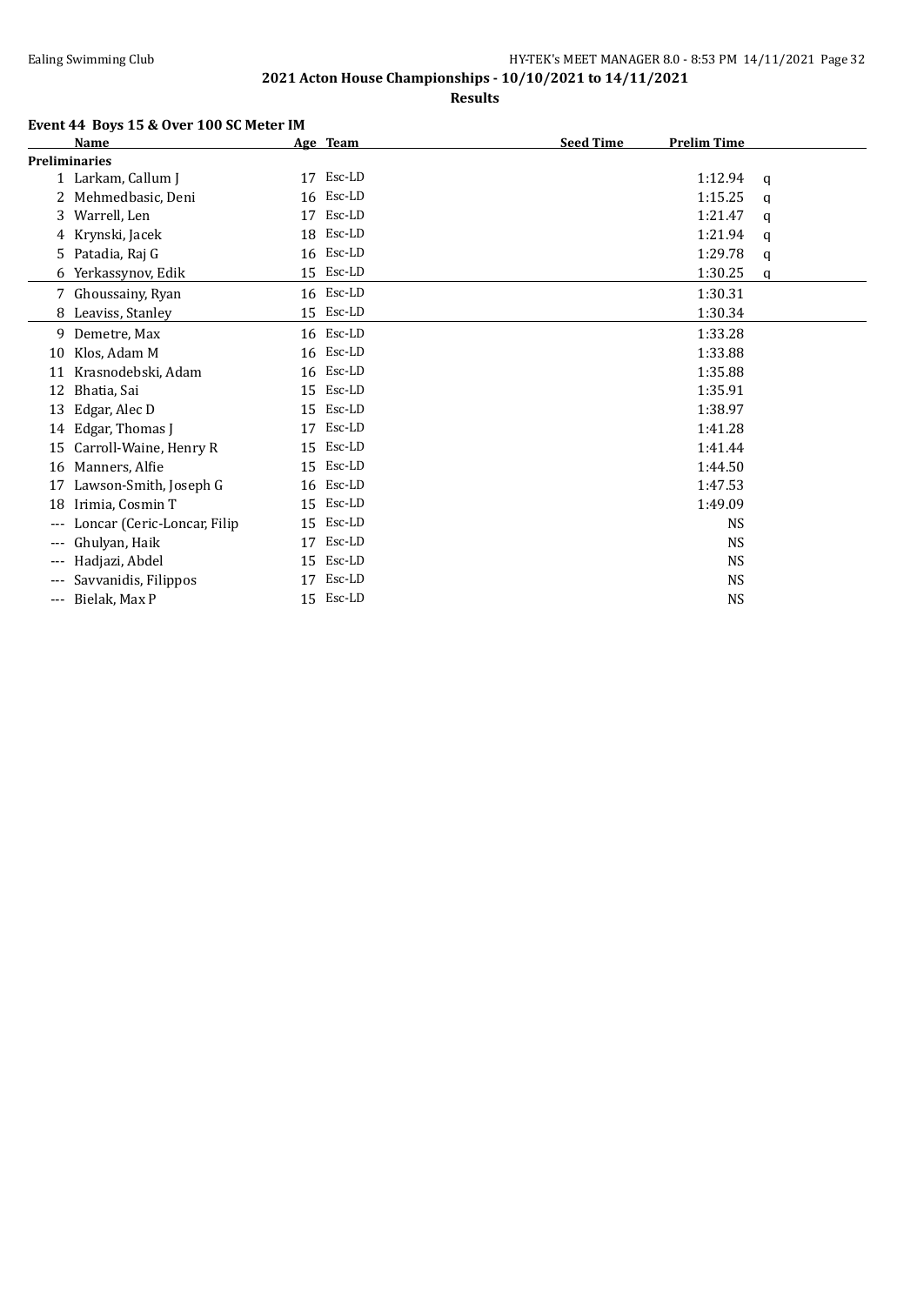**2021 Acton House Championships - 10/10/2021 to 14/11/2021**

**Results**

### Event 44 Boys 15 & Over 100 SC Meter IM

| | Name | Age | Team | Seed Time | Prelim Time | |
|---|---|---|---|---|---|---|
| **Preliminaries** | | | | | | |
| 1 | Larkam, Callum J | 17 | Esc-LD | | 1:12.94 | q |
| 2 | Mehmedbasic, Deni | 16 | Esc-LD | | 1:15.25 | q |
| 3 | Warrell, Len | 17 | Esc-LD | | 1:21.47 | q |
| 4 | Krynski, Jacek | 18 | Esc-LD | | 1:21.94 | q |
| 5 | Patadia, Raj G | 16 | Esc-LD | | 1:29.78 | q |
| 6 | Yerkassynov, Edik | 15 | Esc-LD | | 1:30.25 | q |
| 7 | Ghoussainy, Ryan | 16 | Esc-LD | | 1:30.31 | |
| 8 | Leaviss, Stanley | 15 | Esc-LD | | 1:30.34 | |
| 9 | Demetre, Max | 16 | Esc-LD | | 1:33.28 | |
| 10 | Klos, Adam M | 16 | Esc-LD | | 1:33.88 | |
| 11 | Krasnodebski, Adam | 16 | Esc-LD | | 1:35.88 | |
| 12 | Bhatia, Sai | 15 | Esc-LD | | 1:35.91 | |
| 13 | Edgar, Alec D | 15 | Esc-LD | | 1:38.97 | |
| 14 | Edgar, Thomas J | 17 | Esc-LD | | 1:41.28 | |
| 15 | Carroll-Waine, Henry R | 15 | Esc-LD | | 1:41.44 | |
| 16 | Manners, Alfie | 15 | Esc-LD | | 1:44.50 | |
| 17 | Lawson-Smith, Joseph G | 16 | Esc-LD | | 1:47.53 | |
| 18 | Irimia, Cosmin T | 15 | Esc-LD | | 1:49.09 | |
| --- | Loncar (Ceric-Loncar, Filip | 15 | Esc-LD | | NS | |
| --- | Ghulyan, Haik | 17 | Esc-LD | | NS | |
| --- | Hadjazi, Abdel | 15 | Esc-LD | | NS | |
| --- | Savvanidis, Filippos | 17 | Esc-LD | | NS | |
| --- | Bielak, Max P | 15 | Esc-LD | | NS | |